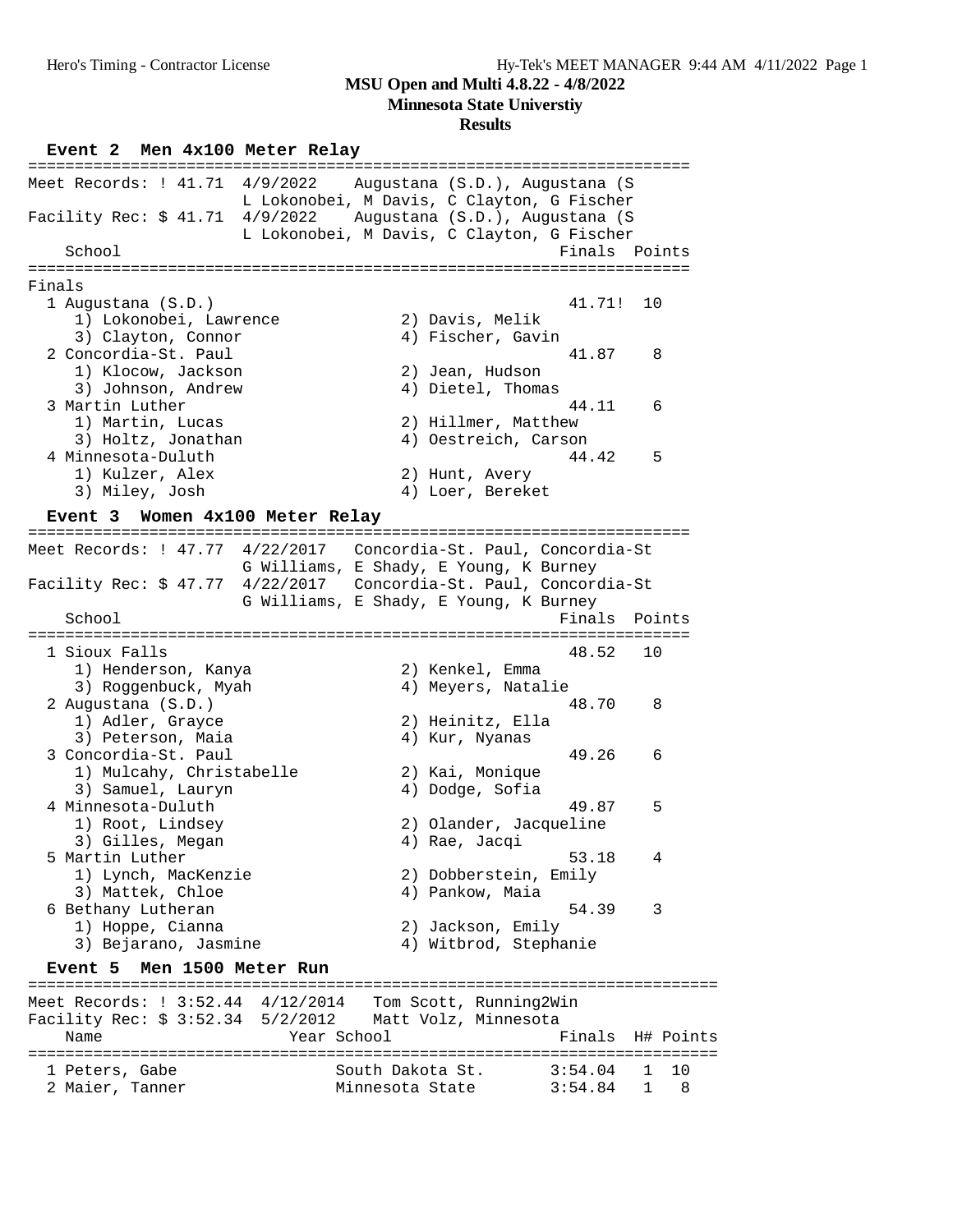# MSU Open and Multi 4.8.22 - 4/8/2022

## Minnesota State Universtiy

### Results

### Event 2 Men 4x100 Meter Relay

Meet Records: ! 41.71 4/9/2022 Augustana (S.D.), Augustana (S
L Lokonobei, M Davis, C Clayton, G Fischer

Facility Rec: $ 41.71 4/9/2022 Augustana (S.D.), Augustana (S
L Lokonobei, M Davis, C Clayton, G Fischer

**Finals**

| Place | School | Finals | Points |
|---|---|---|---|
| 1 | Augustana (S.D.) | 41.71! | 10 |
| | 1) Lokonobei, Lawrence; 2) Davis, Melik; 3) Clayton, Connor; 4) Fischer, Gavin | | |
| 2 | Concordia-St. Paul | 41.87 | 8 |
| | 1) Klocow, Jackson; 2) Jean, Hudson; 3) Johnson, Andrew; 4) Dietel, Thomas | | |
| 3 | Martin Luther | 44.11 | 6 |
| | 1) Martin, Lucas; 2) Hillmer, Matthew; 3) Holtz, Jonathan; 4) Oestreich, Carson | | |
| 4 | Minnesota-Duluth | 44.42 | 5 |
| | 1) Kulzer, Alex; 2) Hunt, Avery; 3) Miley, Josh; 4) Loer, Bereket | | |

### Event 3 Women 4x100 Meter Relay

Meet Records: ! 47.77 4/22/2017 Concordia-St. Paul, Concordia-St
G Williams, E Shady, E Young, K Burney

Facility Rec: $ 47.77 4/22/2017 Concordia-St. Paul, Concordia-St
G Williams, E Shady, E Young, K Burney

| Place | School | Finals | Points |
|---|---|---|---|
| 1 | Sioux Falls | 48.52 | 10 |
| | 1) Henderson, Kanya; 2) Kenkel, Emma; 3) Roggenbuck, Myah; 4) Meyers, Natalie | | |
| 2 | Augustana (S.D.) | 48.70 | 8 |
| | 1) Adler, Grayce; 2) Heinitz, Ella; 3) Peterson, Maia; 4) Kur, Nyanas | | |
| 3 | Concordia-St. Paul | 49.26 | 6 |
| | 1) Mulcahy, Christabelle; 2) Kai, Monique; 3) Samuel, Lauryn; 4) Dodge, Sofia | | |
| 4 | Minnesota-Duluth | 49.87 | 5 |
| | 1) Root, Lindsey; 2) Olander, Jacqueline; 3) Gilles, Megan; 4) Rae, Jacqi | | |
| 5 | Martin Luther | 53.18 | 4 |
| | 1) Lynch, MacKenzie; 2) Dobberstein, Emily; 3) Mattek, Chloe; 4) Pankow, Maia | | |
| 6 | Bethany Lutheran | 54.39 | 3 |
| | 1) Hoppe, Cianna; 2) Jackson, Emily; 3) Bejarano, Jasmine; 4) Witbrod, Stephanie | | |

### Event 5 Men 1500 Meter Run

Meet Records: ! 3:52.44 4/12/2014 Tom Scott, Running2Win

Facility Rec: $ 3:52.34 5/2/2012 Matt Volz, Minnesota

| Place | Name | Year | School | Finals | H# | Points |
|---|---|---|---|---|---|---|
| 1 | Peters, Gabe | | South Dakota St. | 3:54.04 | 1 | 10 |
| 2 | Maier, Tanner | | Minnesota State | 3:54.84 | 1 | 8 |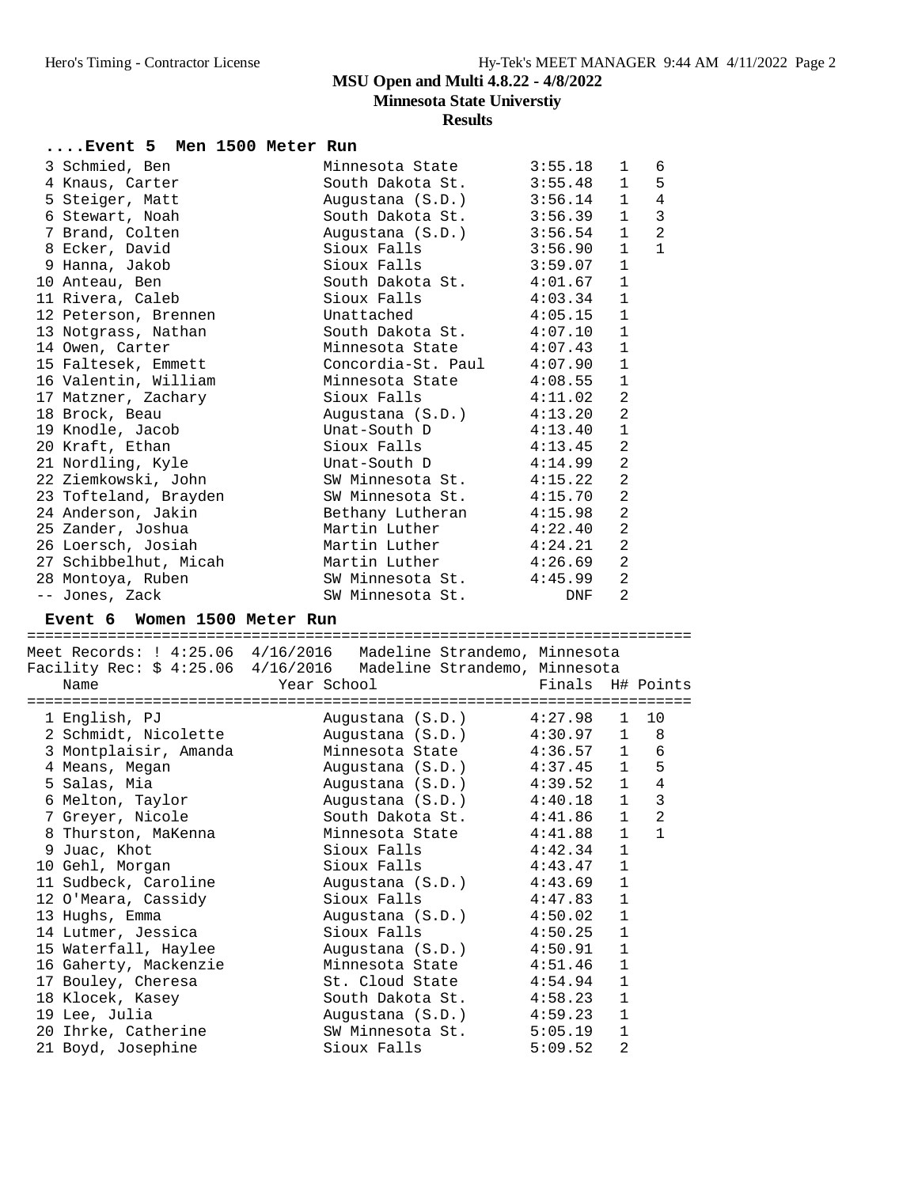**MSU Open and Multi 4.8.22 - 4/8/2022**
**Minnesota State Universtiy**
**Results**

### ....Event 5 Men 1500 Meter Run

| Place | Name | Year | School | Finals | H# | Points |
|---|---|---|---|---|---|---|
| 3 | Schmied, Ben | | Minnesota State | 3:55.18 | 1 | 6 |
| 4 | Knaus, Carter | | South Dakota St. | 3:55.48 | 1 | 5 |
| 5 | Steiger, Matt | | Augustana (S.D.) | 3:56.14 | 1 | 4 |
| 6 | Stewart, Noah | | South Dakota St. | 3:56.39 | 1 | 3 |
| 7 | Brand, Colten | | Augustana (S.D.) | 3:56.54 | 1 | 2 |
| 8 | Ecker, David | | Sioux Falls | 3:56.90 | 1 | 1 |
| 9 | Hanna, Jakob | | Sioux Falls | 3:59.07 | 1 | |
| 10 | Anteau, Ben | | South Dakota St. | 4:01.67 | 1 | |
| 11 | Rivera, Caleb | | Sioux Falls | 4:03.34 | 1 | |
| 12 | Peterson, Brennen | | Unattached | 4:05.15 | 1 | |
| 13 | Notgrass, Nathan | | South Dakota St. | 4:07.10 | 1 | |
| 14 | Owen, Carter | | Minnesota State | 4:07.43 | 1 | |
| 15 | Faltesek, Emmett | | Concordia-St. Paul | 4:07.90 | 1 | |
| 16 | Valentin, William | | Minnesota State | 4:08.55 | 1 | |
| 17 | Matzner, Zachary | | Sioux Falls | 4:11.02 | 2 | |
| 18 | Brock, Beau | | Augustana (S.D.) | 4:13.20 | 2 | |
| 19 | Knodle, Jacob | | Unat-South D | 4:13.40 | 1 | |
| 20 | Kraft, Ethan | | Sioux Falls | 4:13.45 | 2 | |
| 21 | Nordling, Kyle | | Unat-South D | 4:14.99 | 2 | |
| 22 | Ziemkowski, John | | SW Minnesota St. | 4:15.22 | 2 | |
| 23 | Tofteland, Brayden | | SW Minnesota St. | 4:15.70 | 2 | |
| 24 | Anderson, Jakin | | Bethany Lutheran | 4:15.98 | 2 | |
| 25 | Zander, Joshua | | Martin Luther | 4:22.40 | 2 | |
| 26 | Loersch, Josiah | | Martin Luther | 4:24.21 | 2 | |
| 27 | Schibbelhut, Micah | | Martin Luther | 4:26.69 | 2 | |
| 28 | Montoya, Ruben | | SW Minnesota St. | 4:45.99 | 2 | |
| -- | Jones, Zack | | SW Minnesota St. | DNF | 2 | |

### Event 6 Women 1500 Meter Run

Meet Records: ! 4:25.06 4/16/2016 Madeline Strandemo, Minnesota
Facility Rec: $ 4:25.06 4/16/2016 Madeline Strandemo, Minnesota

| Place | Name | Year | School | Finals | H# | Points |
|---|---|---|---|---|---|---|
| 1 | English, PJ | | Augustana (S.D.) | 4:27.98 | 1 | 10 |
| 2 | Schmidt, Nicolette | | Augustana (S.D.) | 4:30.97 | 1 | 8 |
| 3 | Montplaisir, Amanda | | Minnesota State | 4:36.57 | 1 | 6 |
| 4 | Means, Megan | | Augustana (S.D.) | 4:37.45 | 1 | 5 |
| 5 | Salas, Mia | | Augustana (S.D.) | 4:39.52 | 1 | 4 |
| 6 | Melton, Taylor | | Augustana (S.D.) | 4:40.18 | 1 | 3 |
| 7 | Greyer, Nicole | | South Dakota St. | 4:41.86 | 1 | 2 |
| 8 | Thurston, MaKenna | | Minnesota State | 4:41.88 | 1 | 1 |
| 9 | Juac, Khot | | Sioux Falls | 4:42.34 | 1 | |
| 10 | Gehl, Morgan | | Sioux Falls | 4:43.47 | 1 | |
| 11 | Sudbeck, Caroline | | Augustana (S.D.) | 4:43.69 | 1 | |
| 12 | O'Meara, Cassidy | | Sioux Falls | 4:47.83 | 1 | |
| 13 | Hughs, Emma | | Augustana (S.D.) | 4:50.02 | 1 | |
| 14 | Lutmer, Jessica | | Sioux Falls | 4:50.25 | 1 | |
| 15 | Waterfall, Haylee | | Augustana (S.D.) | 4:50.91 | 1 | |
| 16 | Gaherty, Mackenzie | | Minnesota State | 4:51.46 | 1 | |
| 17 | Bouley, Cheresa | | St. Cloud State | 4:54.94 | 1 | |
| 18 | Klocek, Kasey | | South Dakota St. | 4:58.23 | 1 | |
| 19 | Lee, Julia | | Augustana (S.D.) | 4:59.23 | 1 | |
| 20 | Ihrke, Catherine | | SW Minnesota St. | 5:05.19 | 1 | |
| 21 | Boyd, Josephine | | Sioux Falls | 5:09.52 | 2 | |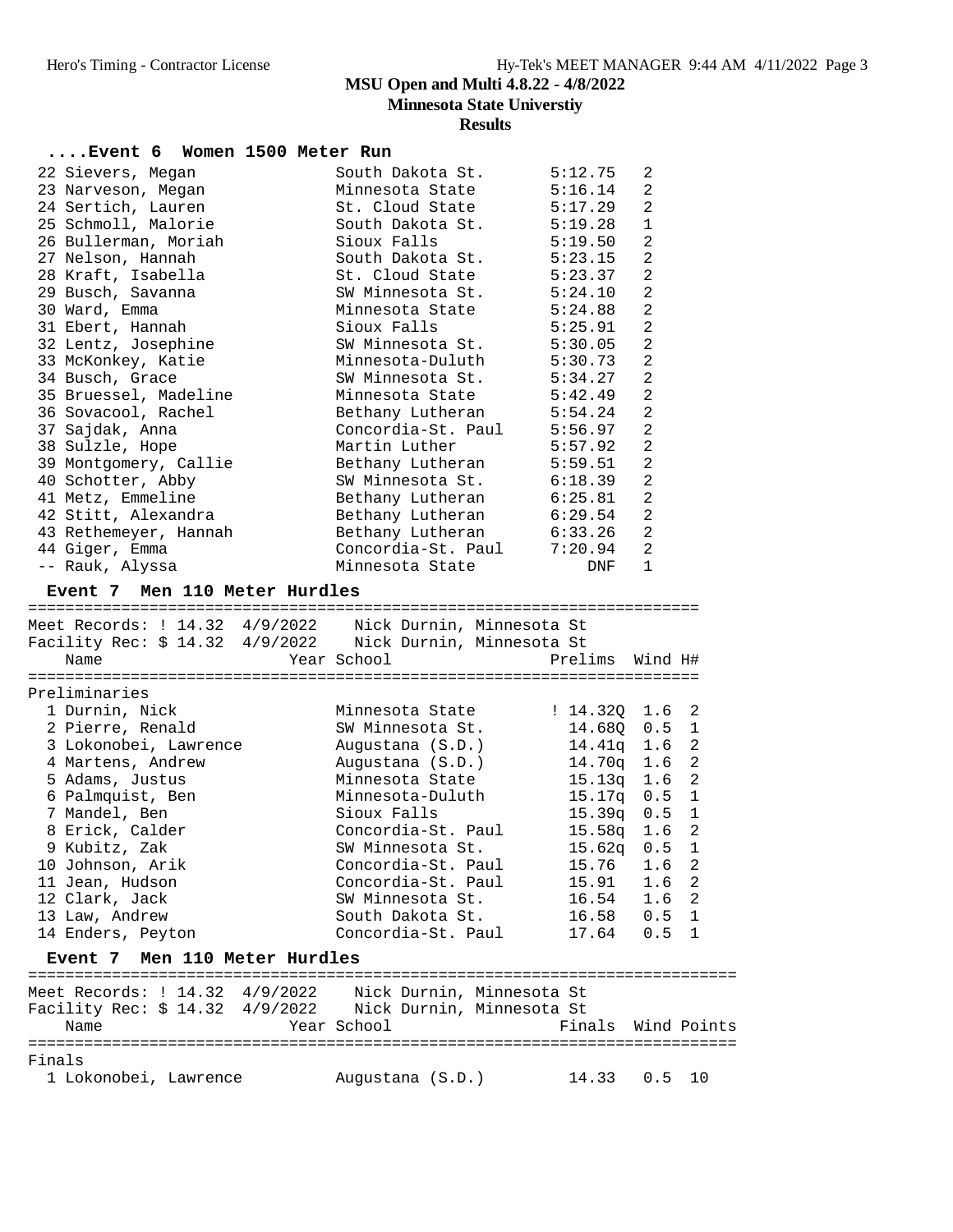## ....Event 6 Women 1500 Meter Run

| Place | Name | School | Finals | H# |
|---|---|---|---|---|
| 22 | Sievers, Megan | South Dakota St. | 5:12.75 | 2 |
| 23 | Narveson, Megan | Minnesota State | 5:16.14 | 2 |
| 24 | Sertich, Lauren | St. Cloud State | 5:17.29 | 2 |
| 25 | Schmoll, Malorie | South Dakota St. | 5:19.28 | 1 |
| 26 | Bullerman, Moriah | Sioux Falls | 5:19.50 | 2 |
| 27 | Nelson, Hannah | South Dakota St. | 5:23.15 | 2 |
| 28 | Kraft, Isabella | St. Cloud State | 5:23.37 | 2 |
| 29 | Busch, Savanna | SW Minnesota St. | 5:24.10 | 2 |
| 30 | Ward, Emma | Minnesota State | 5:24.88 | 2 |
| 31 | Ebert, Hannah | Sioux Falls | 5:25.91 | 2 |
| 32 | Lentz, Josephine | SW Minnesota St. | 5:30.05 | 2 |
| 33 | McKonkey, Katie | Minnesota-Duluth | 5:30.73 | 2 |
| 34 | Busch, Grace | SW Minnesota St. | 5:34.27 | 2 |
| 35 | Bruessel, Madeline | Minnesota State | 5:42.49 | 2 |
| 36 | Sovacool, Rachel | Bethany Lutheran | 5:54.24 | 2 |
| 37 | Sajdak, Anna | Concordia-St. Paul | 5:56.97 | 2 |
| 38 | Sulzle, Hope | Martin Luther | 5:57.92 | 2 |
| 39 | Montgomery, Callie | Bethany Lutheran | 5:59.51 | 2 |
| 40 | Schotter, Abby | SW Minnesota St. | 6:18.39 | 2 |
| 41 | Metz, Emmeline | Bethany Lutheran | 6:25.81 | 2 |
| 42 | Stitt, Alexandra | Bethany Lutheran | 6:29.54 | 2 |
| 43 | Rethemeyer, Hannah | Bethany Lutheran | 6:33.26 | 2 |
| 44 | Giger, Emma | Concordia-St. Paul | 7:20.94 | 2 |
| -- | Rauk, Alyssa | Minnesota State | DNF | 1 |

## Event 7 Men 110 Meter Hurdles

Meet Records: ! 14.32 4/9/2022 Nick Durnin, Minnesota St
Facility Rec: $ 14.32 4/9/2022 Nick Durnin, Minnesota St

Preliminaries

| Place | Name | Year | School | Prelims | Wind | H# |
|---|---|---|---|---|---|---|
| 1 | Durnin, Nick | | Minnesota State | ! 14.32Q | 1.6 | 2 |
| 2 | Pierre, Renald | | SW Minnesota St. | 14.68Q | 0.5 | 1 |
| 3 | Lokonobei, Lawrence | | Augustana (S.D.) | 14.41q | 1.6 | 2 |
| 4 | Martens, Andrew | | Augustana (S.D.) | 14.70q | 1.6 | 2 |
| 5 | Adams, Justus | | Minnesota State | 15.13q | 1.6 | 2 |
| 6 | Palmquist, Ben | | Minnesota-Duluth | 15.17q | 0.5 | 1 |
| 7 | Mandel, Ben | | Sioux Falls | 15.39q | 0.5 | 1 |
| 8 | Erick, Calder | | Concordia-St. Paul | 15.58q | 1.6 | 2 |
| 9 | Kubitz, Zak | | SW Minnesota St. | 15.62q | 0.5 | 1 |
| 10 | Johnson, Arik | | Concordia-St. Paul | 15.76 | 1.6 | 2 |
| 11 | Jean, Hudson | | Concordia-St. Paul | 15.91 | 1.6 | 2 |
| 12 | Clark, Jack | | SW Minnesota St. | 16.54 | 1.6 | 2 |
| 13 | Law, Andrew | | South Dakota St. | 16.58 | 0.5 | 1 |
| 14 | Enders, Peyton | | Concordia-St. Paul | 17.64 | 0.5 | 1 |

## Event 7 Men 110 Meter Hurdles

Meet Records: ! 14.32 4/9/2022 Nick Durnin, Minnesota St
Facility Rec: $ 14.32 4/9/2022 Nick Durnin, Minnesota St

Finals

| Place | Name | Year | School | Finals | Wind | Points |
|---|---|---|---|---|---|---|
| 1 | Lokonobei, Lawrence | | Augustana (S.D.) | 14.33 | 0.5 | 10 |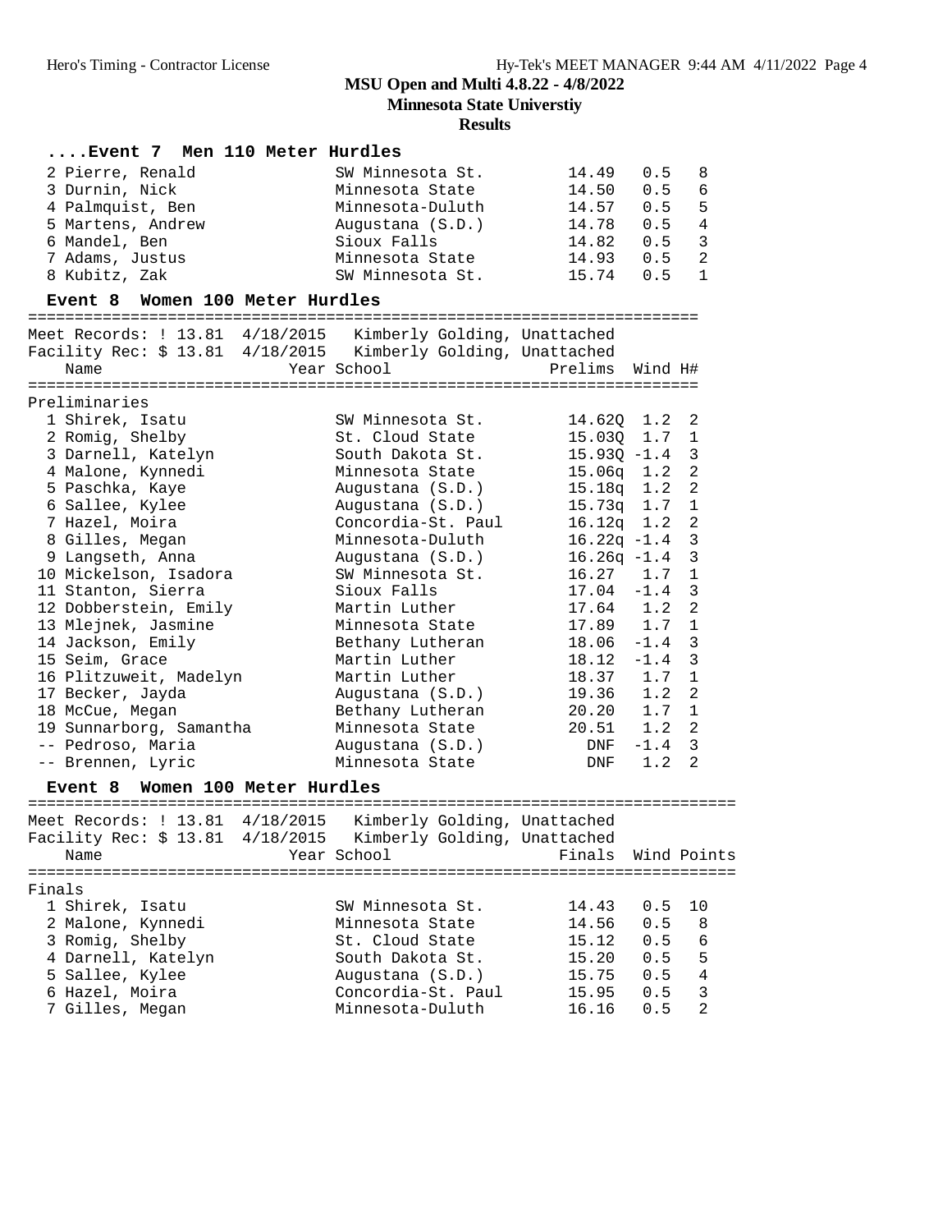## MSU Open and Multi 4.8.22 - 4/8/2022

### Minnesota State Universtiy

### Results

#### ....Event 7 Men 110 Meter Hurdles

| Place | Name | School | Finals | Wind | Points |
|---|---|---|---|---|---|
| 2 | Pierre, Renald | SW Minnesota St. | 14.49 | 0.5 | 8 |
| 3 | Durnin, Nick | Minnesota State | 14.50 | 0.5 | 6 |
| 4 | Palmquist, Ben | Minnesota-Duluth | 14.57 | 0.5 | 5 |
| 5 | Martens, Andrew | Augustana (S.D.) | 14.78 | 0.5 | 4 |
| 6 | Mandel, Ben | Sioux Falls | 14.82 | 0.5 | 3 |
| 7 | Adams, Justus | Minnesota State | 14.93 | 0.5 | 2 |
| 8 | Kubitz, Zak | SW Minnesota St. | 15.74 | 0.5 | 1 |

#### Event 8 Women 100 Meter Hurdles

Meet Records: ! 13.81 4/18/2015 Kimberly Golding, Unattached
Facility Rec: $ 13.81 4/18/2015 Kimberly Golding, Unattached

Preliminaries

| Place | Name | Year | School | Prelims | Wind | H# |
|---|---|---|---|---|---|---|
| 1 | Shirek, Isatu | | SW Minnesota St. | 14.62Q | 1.2 | 2 |
| 2 | Romig, Shelby | | St. Cloud State | 15.03Q | 1.7 | 1 |
| 3 | Darnell, Katelyn | | South Dakota St. | 15.93Q | -1.4 | 3 |
| 4 | Malone, Kynnedi | | Minnesota State | 15.06q | 1.2 | 2 |
| 5 | Paschka, Kaye | | Augustana (S.D.) | 15.18q | 1.2 | 2 |
| 6 | Sallee, Kylee | | Augustana (S.D.) | 15.73q | 1.7 | 1 |
| 7 | Hazel, Moira | | Concordia-St. Paul | 16.12q | 1.2 | 2 |
| 8 | Gilles, Megan | | Minnesota-Duluth | 16.22q | -1.4 | 3 |
| 9 | Langseth, Anna | | Augustana (S.D.) | 16.26q | -1.4 | 3 |
| 10 | Mickelson, Isadora | | SW Minnesota St. | 16.27 | 1.7 | 1 |
| 11 | Stanton, Sierra | | Sioux Falls | 17.04 | -1.4 | 3 |
| 12 | Dobberstein, Emily | | Martin Luther | 17.64 | 1.2 | 2 |
| 13 | Mlejnek, Jasmine | | Minnesota State | 17.89 | 1.7 | 1 |
| 14 | Jackson, Emily | | Bethany Lutheran | 18.06 | -1.4 | 3 |
| 15 | Seim, Grace | | Martin Luther | 18.12 | -1.4 | 3 |
| 16 | Plitzuweit, Madelyn | | Martin Luther | 18.37 | 1.7 | 1 |
| 17 | Becker, Jayda | | Augustana (S.D.) | 19.36 | 1.2 | 2 |
| 18 | McCue, Megan | | Bethany Lutheran | 20.20 | 1.7 | 1 |
| 19 | Sunnarborg, Samantha | | Minnesota State | 20.51 | 1.2 | 2 |
| -- | Pedroso, Maria | | Augustana (S.D.) | DNF | -1.4 | 3 |
| -- | Brennen, Lyric | | Minnesota State | DNF | 1.2 | 2 |

#### Event 8 Women 100 Meter Hurdles

Meet Records: ! 13.81 4/18/2015 Kimberly Golding, Unattached
Facility Rec: $ 13.81 4/18/2015 Kimberly Golding, Unattached

Finals

| Place | Name | Year | School | Finals | Wind | Points |
|---|---|---|---|---|---|---|
| 1 | Shirek, Isatu | | SW Minnesota St. | 14.43 | 0.5 | 10 |
| 2 | Malone, Kynnedi | | Minnesota State | 14.56 | 0.5 | 8 |
| 3 | Romig, Shelby | | St. Cloud State | 15.12 | 0.5 | 6 |
| 4 | Darnell, Katelyn | | South Dakota St. | 15.20 | 0.5 | 5 |
| 5 | Sallee, Kylee | | Augustana (S.D.) | 15.75 | 0.5 | 4 |
| 6 | Hazel, Moira | | Concordia-St. Paul | 15.95 | 0.5 | 3 |
| 7 | Gilles, Megan | | Minnesota-Duluth | 16.16 | 0.5 | 2 |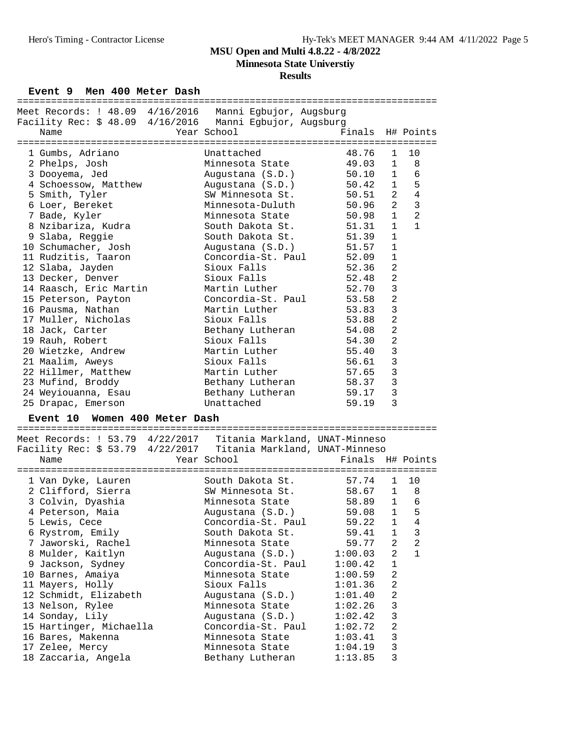# MSU Open and Multi 4.8.22 - 4/8/2022

## Minnesota State Universtiy

### Results

#### Event 9 Men 400 Meter Dash

Meet Records: ! 48.09 4/16/2016 Manni Egbujor, Augsburg
Facility Rec: $ 48.09 4/16/2016 Manni Egbujor, Augsburg

| Name | Year School | Finals | H# | Points |
|---|---|---|---|---|
| 1 Gumbs, Adriano | Unattached | 48.76 | 1 | 10 |
| 2 Phelps, Josh | Minnesota State | 49.03 | 1 | 8 |
| 3 Dooyema, Jed | Augustana (S.D.) | 50.10 | 1 | 6 |
| 4 Schoessow, Matthew | Augustana (S.D.) | 50.42 | 1 | 5 |
| 5 Smith, Tyler | SW Minnesota St. | 50.51 | 2 | 4 |
| 6 Loer, Bereket | Minnesota-Duluth | 50.96 | 2 | 3 |
| 7 Bade, Kyler | Minnesota State | 50.98 | 1 | 2 |
| 8 Nzibariza, Kudra | South Dakota St. | 51.31 | 1 | 1 |
| 9 Slaba, Reggie | South Dakota St. | 51.39 | 1 | |
| 10 Schumacher, Josh | Augustana (S.D.) | 51.57 | 1 | |
| 11 Rudzitis, Taaron | Concordia-St. Paul | 52.09 | 1 | |
| 12 Slaba, Jayden | Sioux Falls | 52.36 | 2 | |
| 13 Decker, Denver | Sioux Falls | 52.48 | 2 | |
| 14 Raasch, Eric Martin | Martin Luther | 52.70 | 3 | |
| 15 Peterson, Payton | Concordia-St. Paul | 53.58 | 2 | |
| 16 Pausma, Nathan | Martin Luther | 53.83 | 3 | |
| 17 Muller, Nicholas | Sioux Falls | 53.88 | 2 | |
| 18 Jack, Carter | Bethany Lutheran | 54.08 | 2 | |
| 19 Rauh, Robert | Sioux Falls | 54.30 | 2 | |
| 20 Wietzke, Andrew | Martin Luther | 55.40 | 3 | |
| 21 Maalim, Aweys | Sioux Falls | 56.61 | 3 | |
| 22 Hillmer, Matthew | Martin Luther | 57.65 | 3 | |
| 23 Mufind, Broddy | Bethany Lutheran | 58.37 | 3 | |
| 24 Weyiouanna, Esau | Bethany Lutheran | 59.17 | 3 | |
| 25 Drapac, Emerson | Unattached | 59.19 | 3 | |

#### Event 10 Women 400 Meter Dash

Meet Records: ! 53.79 4/22/2017 Titania Markland, UNAT-Minneso
Facility Rec: $ 53.79 4/22/2017 Titania Markland, UNAT-Minneso

| Name | Year School | Finals | H# | Points |
|---|---|---|---|---|
| 1 Van Dyke, Lauren | South Dakota St. | 57.74 | 1 | 10 |
| 2 Clifford, Sierra | SW Minnesota St. | 58.67 | 1 | 8 |
| 3 Colvin, Dyashia | Minnesota State | 58.89 | 1 | 6 |
| 4 Peterson, Maia | Augustana (S.D.) | 59.08 | 1 | 5 |
| 5 Lewis, Cece | Concordia-St. Paul | 59.22 | 1 | 4 |
| 6 Rystrom, Emily | South Dakota St. | 59.41 | 1 | 3 |
| 7 Jaworski, Rachel | Minnesota State | 59.77 | 2 | 2 |
| 8 Mulder, Kaitlyn | Augustana (S.D.) | 1:00.03 | 2 | 1 |
| 9 Jackson, Sydney | Concordia-St. Paul | 1:00.42 | 1 | |
| 10 Barnes, Amaiya | Minnesota State | 1:00.59 | 2 | |
| 11 Mayers, Holly | Sioux Falls | 1:01.36 | 2 | |
| 12 Schmidt, Elizabeth | Augustana (S.D.) | 1:01.40 | 2 | |
| 13 Nelson, Rylee | Minnesota State | 1:02.26 | 3 | |
| 14 Sonday, Lily | Augustana (S.D.) | 1:02.42 | 3 | |
| 15 Hartinger, Michaella | Concordia-St. Paul | 1:02.72 | 2 | |
| 16 Bares, Makenna | Minnesota State | 1:03.41 | 3 | |
| 17 Zelee, Mercy | Minnesota State | 1:04.19 | 3 | |
| 18 Zaccaria, Angela | Bethany Lutheran | 1:13.85 | 3 | |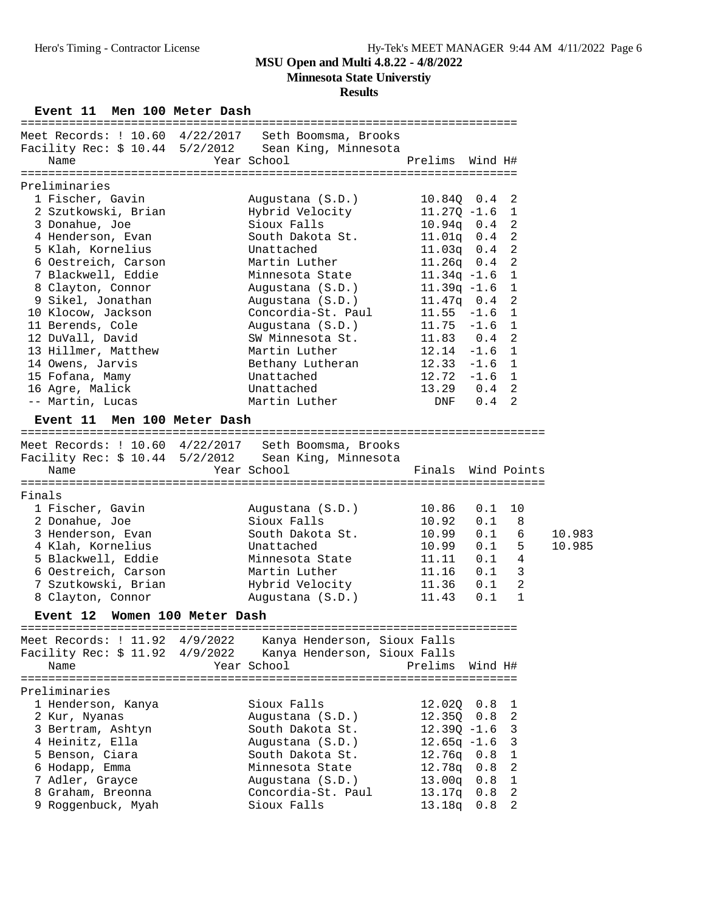**MSU Open and Multi 4.8.22 - 4/8/2022**
**Minnesota State Universtiy**
**Results**

### Event 11 Men 100 Meter Dash

Meet Records: ! 10.60 4/22/2017 Seth Boomsma, Brooks
Facility Rec: $ 10.44 5/2/2012 Sean King, Minnesota

**Preliminaries**

| Place | Name | Year | School | Prelims | Wind | H# |
|---|---|---|---|---|---|---|
| 1 | Fischer, Gavin | | Augustana (S.D.) | 10.84Q | 0.4 | 2 |
| 2 | Szutkowski, Brian | | Hybrid Velocity | 11.27Q | -1.6 | 1 |
| 3 | Donahue, Joe | | Sioux Falls | 10.94q | 0.4 | 2 |
| 4 | Henderson, Evan | | South Dakota St. | 11.01q | 0.4 | 2 |
| 5 | Klah, Kornelius | | Unattached | 11.03q | 0.4 | 2 |
| 6 | Oestreich, Carson | | Martin Luther | 11.26q | 0.4 | 2 |
| 7 | Blackwell, Eddie | | Minnesota State | 11.34q | -1.6 | 1 |
| 8 | Clayton, Connor | | Augustana (S.D.) | 11.39q | -1.6 | 1 |
| 9 | Sikel, Jonathan | | Augustana (S.D.) | 11.47q | 0.4 | 2 |
| 10 | Klocow, Jackson | | Concordia-St. Paul | 11.55 | -1.6 | 1 |
| 11 | Berends, Cole | | Augustana (S.D.) | 11.75 | -1.6 | 1 |
| 12 | DuVall, David | | SW Minnesota St. | 11.83 | 0.4 | 2 |
| 13 | Hillmer, Matthew | | Martin Luther | 12.14 | -1.6 | 1 |
| 14 | Owens, Jarvis | | Bethany Lutheran | 12.33 | -1.6 | 1 |
| 15 | Fofana, Mamy | | Unattached | 12.72 | -1.6 | 1 |
| 16 | Agre, Malick | | Unattached | 13.29 | 0.4 | 2 |
| -- | Martin, Lucas | | Martin Luther | DNF | 0.4 | 2 |

### Event 11 Men 100 Meter Dash

Meet Records: ! 10.60 4/22/2017 Seth Boomsma, Brooks
Facility Rec: $ 10.44 5/2/2012 Sean King, Minnesota

**Finals**

| Place | Name | Year | School | Finals | Wind | Points | |
|---|---|---|---|---|---|---|---|
| 1 | Fischer, Gavin | | Augustana (S.D.) | 10.86 | 0.1 | 10 | |
| 2 | Donahue, Joe | | Sioux Falls | 10.92 | 0.1 | 8 | |
| 3 | Henderson, Evan | | South Dakota St. | 10.99 | 0.1 | 6 | 10.983 |
| 4 | Klah, Kornelius | | Unattached | 10.99 | 0.1 | 5 | 10.985 |
| 5 | Blackwell, Eddie | | Minnesota State | 11.11 | 0.1 | 4 | |
| 6 | Oestreich, Carson | | Martin Luther | 11.16 | 0.1 | 3 | |
| 7 | Szutkowski, Brian | | Hybrid Velocity | 11.36 | 0.1 | 2 | |
| 8 | Clayton, Connor | | Augustana (S.D.) | 11.43 | 0.1 | 1 | |

### Event 12 Women 100 Meter Dash

Meet Records: ! 11.92 4/9/2022 Kanya Henderson, Sioux Falls
Facility Rec: $ 11.92 4/9/2022 Kanya Henderson, Sioux Falls

**Preliminaries**

| Place | Name | Year | School | Prelims | Wind | H# |
|---|---|---|---|---|---|---|
| 1 | Henderson, Kanya | | Sioux Falls | 12.02Q | 0.8 | 1 |
| 2 | Kur, Nyanas | | Augustana (S.D.) | 12.35Q | 0.8 | 2 |
| 3 | Bertram, Ashtyn | | South Dakota St. | 12.39Q | -1.6 | 3 |
| 4 | Heinitz, Ella | | Augustana (S.D.) | 12.65q | -1.6 | 3 |
| 5 | Benson, Ciara | | South Dakota St. | 12.76q | 0.8 | 1 |
| 6 | Hodapp, Emma | | Minnesota State | 12.78q | 0.8 | 2 |
| 7 | Adler, Grayce | | Augustana (S.D.) | 13.00q | 0.8 | 1 |
| 8 | Graham, Breonna | | Concordia-St. Paul | 13.17q | 0.8 | 2 |
| 9 | Roggenbuck, Myah | | Sioux Falls | 13.18q | 0.8 | 2 |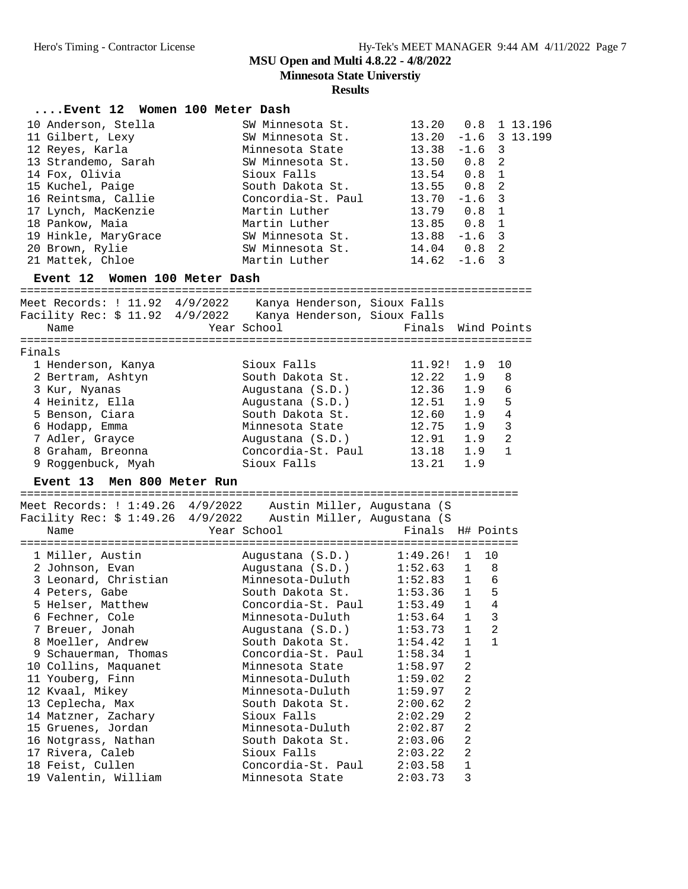# MSU Open and Multi 4.8.22 - 4/8/2022

## Minnesota State Universtiy

## Results

### ....Event 12 Women 100 Meter Dash

| Place | Name | Year | School | Finals | Wind | H# | |
|---|---|---|---|---|---|---|---|
| 10 | Anderson, Stella | | SW Minnesota St. | 13.20 | 0.8 | 1 | 13.196 |
| 11 | Gilbert, Lexy | | SW Minnesota St. | 13.20 | -1.6 | 3 | 13.199 |
| 12 | Reyes, Karla | | Minnesota State | 13.38 | -1.6 | 3 | |
| 13 | Strandemo, Sarah | | SW Minnesota St. | 13.50 | 0.8 | 2 | |
| 14 | Fox, Olivia | | Sioux Falls | 13.54 | 0.8 | 1 | |
| 15 | Kuchel, Paige | | South Dakota St. | 13.55 | 0.8 | 2 | |
| 16 | Reintsma, Callie | | Concordia-St. Paul | 13.70 | -1.6 | 3 | |
| 17 | Lynch, MacKenzie | | Martin Luther | 13.79 | 0.8 | 1 | |
| 18 | Pankow, Maia | | Martin Luther | 13.85 | 0.8 | 1 | |
| 19 | Hinkle, MaryGrace | | SW Minnesota St. | 13.88 | -1.6 | 3 | |
| 20 | Brown, Rylie | | SW Minnesota St. | 14.04 | 0.8 | 2 | |
| 21 | Mattek, Chloe | | Martin Luther | 14.62 | -1.6 | 3 | |

### Event 12 Women 100 Meter Dash

Meet Records: ! 11.92 4/9/2022 Kanya Henderson, Sioux Falls
Facility Rec: $ 11.92 4/9/2022 Kanya Henderson, Sioux Falls

Finals

| Place | Name | Year | School | Finals | Wind | Points |
|---|---|---|---|---|---|---|
| 1 | Henderson, Kanya | | Sioux Falls | 11.92! | 1.9 | 10 |
| 2 | Bertram, Ashtyn | | South Dakota St. | 12.22 | 1.9 | 8 |
| 3 | Kur, Nyanas | | Augustana (S.D.) | 12.36 | 1.9 | 6 |
| 4 | Heinitz, Ella | | Augustana (S.D.) | 12.51 | 1.9 | 5 |
| 5 | Benson, Ciara | | South Dakota St. | 12.60 | 1.9 | 4 |
| 6 | Hodapp, Emma | | Minnesota State | 12.75 | 1.9 | 3 |
| 7 | Adler, Grayce | | Augustana (S.D.) | 12.91 | 1.9 | 2 |
| 8 | Graham, Breonna | | Concordia-St. Paul | 13.18 | 1.9 | 1 |
| 9 | Roggenbuck, Myah | | Sioux Falls | 13.21 | 1.9 | |

### Event 13 Men 800 Meter Run

Meet Records: ! 1:49.26 4/9/2022 Austin Miller, Augustana (S
Facility Rec: $ 1:49.26 4/9/2022 Austin Miller, Augustana (S

| Place | Name | Year | School | Finals | H# | Points |
|---|---|---|---|---|---|---|
| 1 | Miller, Austin | | Augustana (S.D.) | 1:49.26! | 1 | 10 |
| 2 | Johnson, Evan | | Augustana (S.D.) | 1:52.63 | 1 | 8 |
| 3 | Leonard, Christian | | Minnesota-Duluth | 1:52.83 | 1 | 6 |
| 4 | Peters, Gabe | | South Dakota St. | 1:53.36 | 1 | 5 |
| 5 | Helser, Matthew | | Concordia-St. Paul | 1:53.49 | 1 | 4 |
| 6 | Fechner, Cole | | Minnesota-Duluth | 1:53.64 | 1 | 3 |
| 7 | Breuer, Jonah | | Augustana (S.D.) | 1:53.73 | 1 | 2 |
| 8 | Moeller, Andrew | | South Dakota St. | 1:54.42 | 1 | 1 |
| 9 | Schauerman, Thomas | | Concordia-St. Paul | 1:58.34 | 1 | |
| 10 | Collins, Maquanet | | Minnesota State | 1:58.97 | 2 | |
| 11 | Youberg, Finn | | Minnesota-Duluth | 1:59.02 | 2 | |
| 12 | Kvaal, Mikey | | Minnesota-Duluth | 1:59.97 | 2 | |
| 13 | Ceplecha, Max | | South Dakota St. | 2:00.62 | 2 | |
| 14 | Matzner, Zachary | | Sioux Falls | 2:02.29 | 2 | |
| 15 | Gruenes, Jordan | | Minnesota-Duluth | 2:02.87 | 2 | |
| 16 | Notgrass, Nathan | | South Dakota St. | 2:03.06 | 2 | |
| 17 | Rivera, Caleb | | Sioux Falls | 2:03.22 | 2 | |
| 18 | Feist, Cullen | | Concordia-St. Paul | 2:03.58 | 1 | |
| 19 | Valentin, William | | Minnesota State | 2:03.73 | 3 | |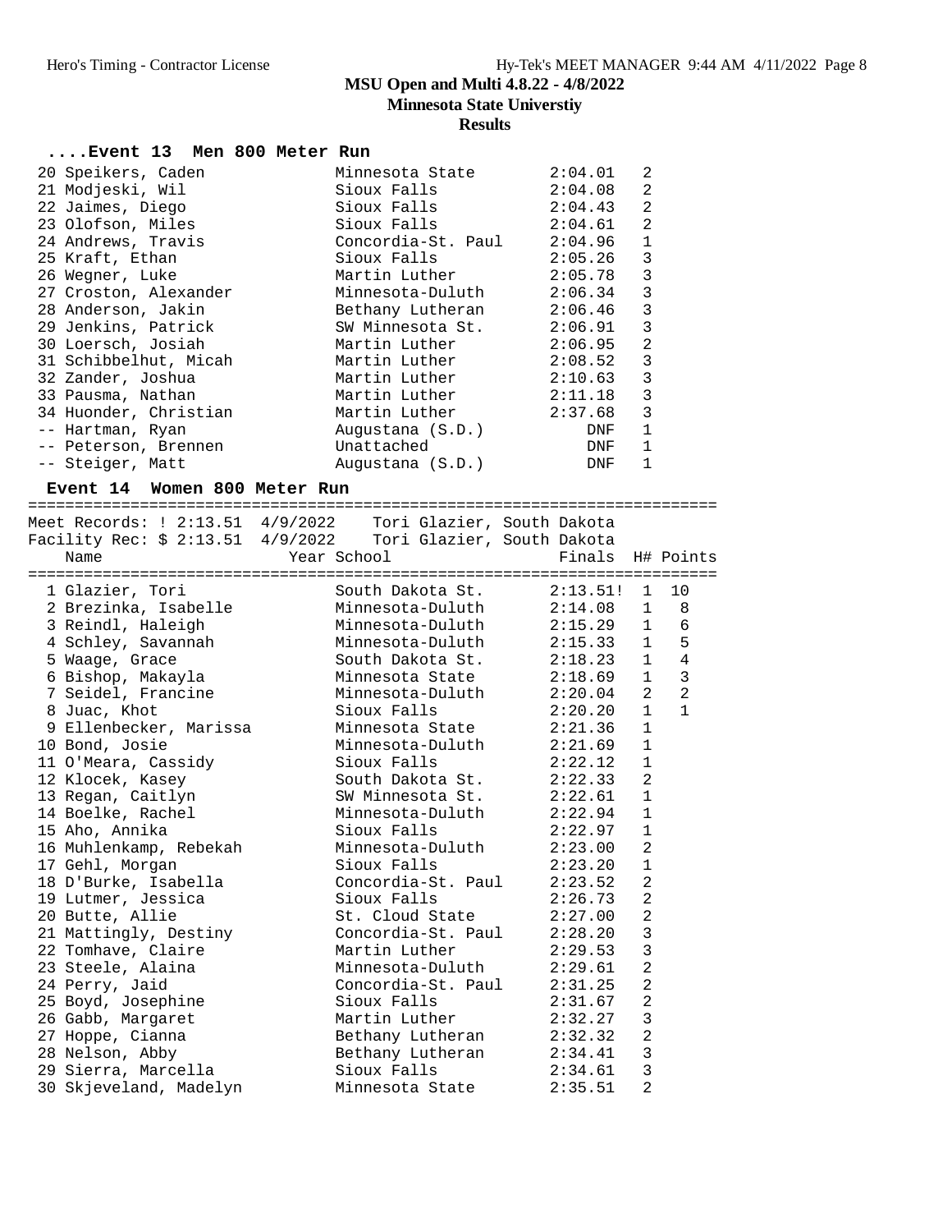# MSU Open and Multi 4.8.22 - 4/8/2022

## Minnesota State Universtiy

### Results

#### ....Event 13 Men 800 Meter Run

| Place | Name | School | Finals | H# |
|---|---|---|---|---|
| 20 | Speikers, Caden | Minnesota State | 2:04.01 | 2 |
| 21 | Modjeski, Wil | Sioux Falls | 2:04.08 | 2 |
| 22 | Jaimes, Diego | Sioux Falls | 2:04.43 | 2 |
| 23 | Olofson, Miles | Sioux Falls | 2:04.61 | 2 |
| 24 | Andrews, Travis | Concordia-St. Paul | 2:04.96 | 1 |
| 25 | Kraft, Ethan | Sioux Falls | 2:05.26 | 3 |
| 26 | Wegner, Luke | Martin Luther | 2:05.78 | 3 |
| 27 | Croston, Alexander | Minnesota-Duluth | 2:06.34 | 3 |
| 28 | Anderson, Jakin | Bethany Lutheran | 2:06.46 | 3 |
| 29 | Jenkins, Patrick | SW Minnesota St. | 2:06.91 | 3 |
| 30 | Loersch, Josiah | Martin Luther | 2:06.95 | 2 |
| 31 | Schibbelhut, Micah | Martin Luther | 2:08.52 | 3 |
| 32 | Zander, Joshua | Martin Luther | 2:10.63 | 3 |
| 33 | Pausma, Nathan | Martin Luther | 2:11.18 | 3 |
| 34 | Huonder, Christian | Martin Luther | 2:37.68 | 3 |
| -- | Hartman, Ryan | Augustana (S.D.) | DNF | 1 |
| -- | Peterson, Brennen | Unattached | DNF | 1 |
| -- | Steiger, Matt | Augustana (S.D.) | DNF | 1 |

#### Event 14 Women 800 Meter Run

Meet Records: ! 2:13.51 4/9/2022 Tori Glazier, South Dakota
Facility Rec: $ 2:13.51 4/9/2022 Tori Glazier, South Dakota

| Place | Name | Year | School | Finals | H# | Points |
|---|---|---|---|---|---|---|
| 1 | Glazier, Tori | | South Dakota St. | 2:13.51! | 1 | 10 |
| 2 | Brezinka, Isabelle | | Minnesota-Duluth | 2:14.08 | 1 | 8 |
| 3 | Reindl, Haleigh | | Minnesota-Duluth | 2:15.29 | 1 | 6 |
| 4 | Schley, Savannah | | Minnesota-Duluth | 2:15.33 | 1 | 5 |
| 5 | Waage, Grace | | South Dakota St. | 2:18.23 | 1 | 4 |
| 6 | Bishop, Makayla | | Minnesota State | 2:18.69 | 1 | 3 |
| 7 | Seidel, Francine | | Minnesota-Duluth | 2:20.04 | 2 | 2 |
| 8 | Juac, Khot | | Sioux Falls | 2:20.20 | 1 | 1 |
| 9 | Ellenbecker, Marissa | | Minnesota State | 2:21.36 | 1 | |
| 10 | Bond, Josie | | Minnesota-Duluth | 2:21.69 | 1 | |
| 11 | O'Meara, Cassidy | | Sioux Falls | 2:22.12 | 1 | |
| 12 | Klocek, Kasey | | South Dakota St. | 2:22.33 | 2 | |
| 13 | Regan, Caitlyn | | SW Minnesota St. | 2:22.61 | 1 | |
| 14 | Boelke, Rachel | | Minnesota-Duluth | 2:22.94 | 1 | |
| 15 | Aho, Annika | | Sioux Falls | 2:22.97 | 1 | |
| 16 | Muhlenkamp, Rebekah | | Minnesota-Duluth | 2:23.00 | 2 | |
| 17 | Gehl, Morgan | | Sioux Falls | 2:23.20 | 1 | |
| 18 | D'Burke, Isabella | | Concordia-St. Paul | 2:23.52 | 2 | |
| 19 | Lutmer, Jessica | | Sioux Falls | 2:26.73 | 2 | |
| 20 | Butte, Allie | | St. Cloud State | 2:27.00 | 2 | |
| 21 | Mattingly, Destiny | | Concordia-St. Paul | 2:28.20 | 3 | |
| 22 | Tomhave, Claire | | Martin Luther | 2:29.53 | 3 | |
| 23 | Steele, Alaina | | Minnesota-Duluth | 2:29.61 | 2 | |
| 24 | Perry, Jaid | | Concordia-St. Paul | 2:31.25 | 2 | |
| 25 | Boyd, Josephine | | Sioux Falls | 2:31.67 | 2 | |
| 26 | Gabb, Margaret | | Martin Luther | 2:32.27 | 3 | |
| 27 | Hoppe, Cianna | | Bethany Lutheran | 2:32.32 | 2 | |
| 28 | Nelson, Abby | | Bethany Lutheran | 2:34.41 | 3 | |
| 29 | Sierra, Marcella | | Sioux Falls | 2:34.61 | 3 | |
| 30 | Skjeveland, Madelyn | | Minnesota State | 2:35.51 | 2 | |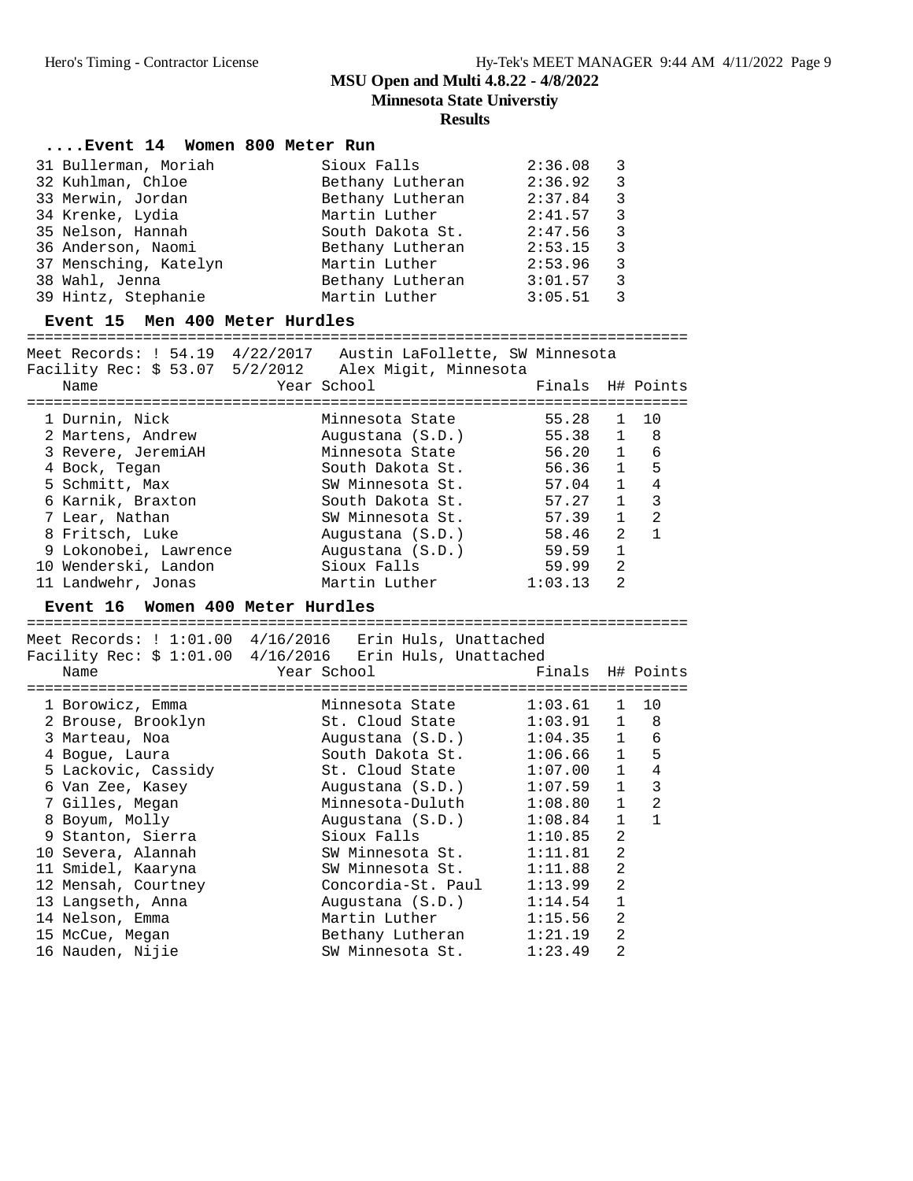# MSU Open and Multi 4.8.22 - 4/8/2022

**Minnesota State Universtiy**

**Results**

### ....Event 14 Women 800 Meter Run

| Place | Name | Year | School | Finals | H# | Points |
|---|---|---|---|---|---|---|
| 31 | Bullerman, Moriah | | Sioux Falls | 2:36.08 | 3 | |
| 32 | Kuhlman, Chloe | | Bethany Lutheran | 2:36.92 | 3 | |
| 33 | Merwin, Jordan | | Bethany Lutheran | 2:37.84 | 3 | |
| 34 | Krenke, Lydia | | Martin Luther | 2:41.57 | 3 | |
| 35 | Nelson, Hannah | | South Dakota St. | 2:47.56 | 3 | |
| 36 | Anderson, Naomi | | Bethany Lutheran | 2:53.15 | 3 | |
| 37 | Mensching, Katelyn | | Martin Luther | 2:53.96 | 3 | |
| 38 | Wahl, Jenna | | Bethany Lutheran | 3:01.57 | 3 | |
| 39 | Hintz, Stephanie | | Martin Luther | 3:05.51 | 3 | |

### Event 15 Men 400 Meter Hurdles

Meet Records: ! 54.19 4/22/2017 Austin LaFollette, SW Minnesota
Facility Rec: $ 53.07 5/2/2012 Alex Migit, Minnesota

| Place | Name | Year | School | Finals | H# | Points |
|---|---|---|---|---|---|---|
| 1 | Durnin, Nick | | Minnesota State | 55.28 | 1 | 10 |
| 2 | Martens, Andrew | | Augustana (S.D.) | 55.38 | 1 | 8 |
| 3 | Revere, JeremiAH | | Minnesota State | 56.20 | 1 | 6 |
| 4 | Bock, Tegan | | South Dakota St. | 56.36 | 1 | 5 |
| 5 | Schmitt, Max | | SW Minnesota St. | 57.04 | 1 | 4 |
| 6 | Karnik, Braxton | | South Dakota St. | 57.27 | 1 | 3 |
| 7 | Lear, Nathan | | SW Minnesota St. | 57.39 | 1 | 2 |
| 8 | Fritsch, Luke | | Augustana (S.D.) | 58.46 | 2 | 1 |
| 9 | Lokonobei, Lawrence | | Augustana (S.D.) | 59.59 | 1 | |
| 10 | Wenderski, Landon | | Sioux Falls | 59.99 | 2 | |
| 11 | Landwehr, Jonas | | Martin Luther | 1:03.13 | 2 | |

### Event 16 Women 400 Meter Hurdles

Meet Records: ! 1:01.00 4/16/2016 Erin Huls, Unattached
Facility Rec: $ 1:01.00 4/16/2016 Erin Huls, Unattached

| Place | Name | Year | School | Finals | H# | Points |
|---|---|---|---|---|---|---|
| 1 | Borowicz, Emma | | Minnesota State | 1:03.61 | 1 | 10 |
| 2 | Brouse, Brooklyn | | St. Cloud State | 1:03.91 | 1 | 8 |
| 3 | Marteau, Noa | | Augustana (S.D.) | 1:04.35 | 1 | 6 |
| 4 | Bogue, Laura | | South Dakota St. | 1:06.66 | 1 | 5 |
| 5 | Lackovic, Cassidy | | St. Cloud State | 1:07.00 | 1 | 4 |
| 6 | Van Zee, Kasey | | Augustana (S.D.) | 1:07.59 | 1 | 3 |
| 7 | Gilles, Megan | | Minnesota-Duluth | 1:08.80 | 1 | 2 |
| 8 | Boyum, Molly | | Augustana (S.D.) | 1:08.84 | 1 | 1 |
| 9 | Stanton, Sierra | | Sioux Falls | 1:10.85 | 2 | |
| 10 | Severa, Alannah | | SW Minnesota St. | 1:11.81 | 2 | |
| 11 | Smidel, Kaaryna | | SW Minnesota St. | 1:11.88 | 2 | |
| 12 | Mensah, Courtney | | Concordia-St. Paul | 1:13.99 | 2 | |
| 13 | Langseth, Anna | | Augustana (S.D.) | 1:14.54 | 1 | |
| 14 | Nelson, Emma | | Martin Luther | 1:15.56 | 2 | |
| 15 | McCue, Megan | | Bethany Lutheran | 1:21.19 | 2 | |
| 16 | Nauden, Nijie | | SW Minnesota St. | 1:23.49 | 2 | |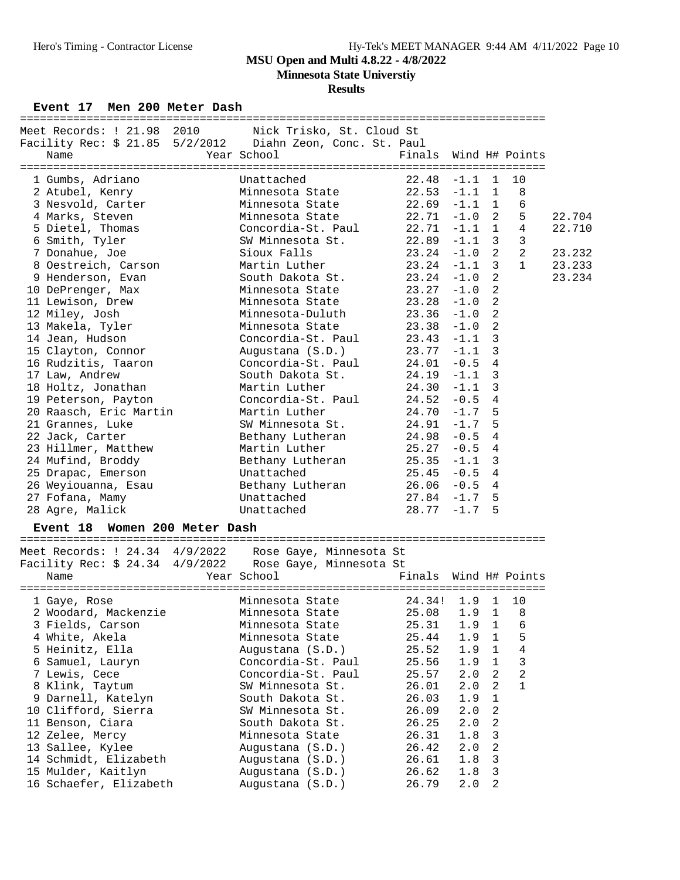Hero's Timing - Contractor License

**MSU Open and Multi 4.8.22 - 4/8/2022**

**Minnesota State Universtiy**

**Results**

### Event 17 Men 200 Meter Dash

Meet Records: ! 21.98 2010 Nick Trisko, St. Cloud St

Facility Rec: $ 21.85 5/2/2012 Diahn Zeon, Conc. St. Paul

| Place | Name | Year | School | Finals | Wind | H# | Points | |
|---|---|---|---|---|---|---|---|---|
| 1 | Gumbs, Adriano | | Unattached | 22.48 | -1.1 | 1 | 10 | |
| 2 | Atubel, Kenry | | Minnesota State | 22.53 | -1.1 | 1 | 8 | |
| 3 | Nesvold, Carter | | Minnesota State | 22.69 | -1.1 | 1 | 6 | |
| 4 | Marks, Steven | | Minnesota State | 22.71 | -1.0 | 2 | 5 | 22.704 |
| 5 | Dietel, Thomas | | Concordia-St. Paul | 22.71 | -1.1 | 1 | 4 | 22.710 |
| 6 | Smith, Tyler | | SW Minnesota St. | 22.89 | -1.1 | 3 | 3 | |
| 7 | Donahue, Joe | | Sioux Falls | 23.24 | -1.0 | 2 | 2 | 23.232 |
| 8 | Oestreich, Carson | | Martin Luther | 23.24 | -1.1 | 3 | 1 | 23.233 |
| 9 | Henderson, Evan | | South Dakota St. | 23.24 | -1.0 | 2 | | 23.234 |
| 10 | DePrenger, Max | | Minnesota State | 23.27 | -1.0 | 2 | | |
| 11 | Lewison, Drew | | Minnesota State | 23.28 | -1.0 | 2 | | |
| 12 | Miley, Josh | | Minnesota-Duluth | 23.36 | -1.0 | 2 | | |
| 13 | Makela, Tyler | | Minnesota State | 23.38 | -1.0 | 2 | | |
| 14 | Jean, Hudson | | Concordia-St. Paul | 23.43 | -1.1 | 3 | | |
| 15 | Clayton, Connor | | Augustana (S.D.) | 23.77 | -1.1 | 3 | | |
| 16 | Rudzitis, Taaron | | Concordia-St. Paul | 24.01 | -0.5 | 4 | | |
| 17 | Law, Andrew | | South Dakota St. | 24.19 | -1.1 | 3 | | |
| 18 | Holtz, Jonathan | | Martin Luther | 24.30 | -1.1 | 3 | | |
| 19 | Peterson, Payton | | Concordia-St. Paul | 24.52 | -0.5 | 4 | | |
| 20 | Raasch, Eric Martin | | Martin Luther | 24.70 | -1.7 | 5 | | |
| 21 | Grannes, Luke | | SW Minnesota St. | 24.91 | -1.7 | 5 | | |
| 22 | Jack, Carter | | Bethany Lutheran | 24.98 | -0.5 | 4 | | |
| 23 | Hillmer, Matthew | | Martin Luther | 25.27 | -0.5 | 4 | | |
| 24 | Mufind, Broddy | | Bethany Lutheran | 25.35 | -1.1 | 3 | | |
| 25 | Drapac, Emerson | | Unattached | 25.45 | -0.5 | 4 | | |
| 26 | Weyiouanna, Esau | | Bethany Lutheran | 26.06 | -0.5 | 4 | | |
| 27 | Fofana, Mamy | | Unattached | 27.84 | -1.7 | 5 | | |
| 28 | Agre, Malick | | Unattached | 28.77 | -1.7 | 5 | | |

### Event 18 Women 200 Meter Dash

Meet Records: ! 24.34 4/9/2022 Rose Gaye, Minnesota St

Facility Rec: $ 24.34 4/9/2022 Rose Gaye, Minnesota St

| Place | Name | Year | School | Finals | Wind | H# | Points |
|---|---|---|---|---|---|---|---|
| 1 | Gaye, Rose | | Minnesota State | 24.34! | 1.9 | 1 | 10 |
| 2 | Woodard, Mackenzie | | Minnesota State | 25.08 | 1.9 | 1 | 8 |
| 3 | Fields, Carson | | Minnesota State | 25.31 | 1.9 | 1 | 6 |
| 4 | White, Akela | | Minnesota State | 25.44 | 1.9 | 1 | 5 |
| 5 | Heinitz, Ella | | Augustana (S.D.) | 25.52 | 1.9 | 1 | 4 |
| 6 | Samuel, Lauryn | | Concordia-St. Paul | 25.56 | 1.9 | 1 | 3 |
| 7 | Lewis, Cece | | Concordia-St. Paul | 25.57 | 2.0 | 2 | 2 |
| 8 | Klink, Taytum | | SW Minnesota St. | 26.01 | 2.0 | 2 | 1 |
| 9 | Darnell, Katelyn | | South Dakota St. | 26.03 | 1.9 | 1 | |
| 10 | Clifford, Sierra | | SW Minnesota St. | 26.09 | 2.0 | 2 | |
| 11 | Benson, Ciara | | South Dakota St. | 26.25 | 2.0 | 2 | |
| 12 | Zelee, Mercy | | Minnesota State | 26.31 | 1.8 | 3 | |
| 13 | Sallee, Kylee | | Augustana (S.D.) | 26.42 | 2.0 | 2 | |
| 14 | Schmidt, Elizabeth | | Augustana (S.D.) | 26.61 | 1.8 | 3 | |
| 15 | Mulder, Kaitlyn | | Augustana (S.D.) | 26.62 | 1.8 | 3 | |
| 16 | Schaefer, Elizabeth | | Augustana (S.D.) | 26.79 | 2.0 | 2 | |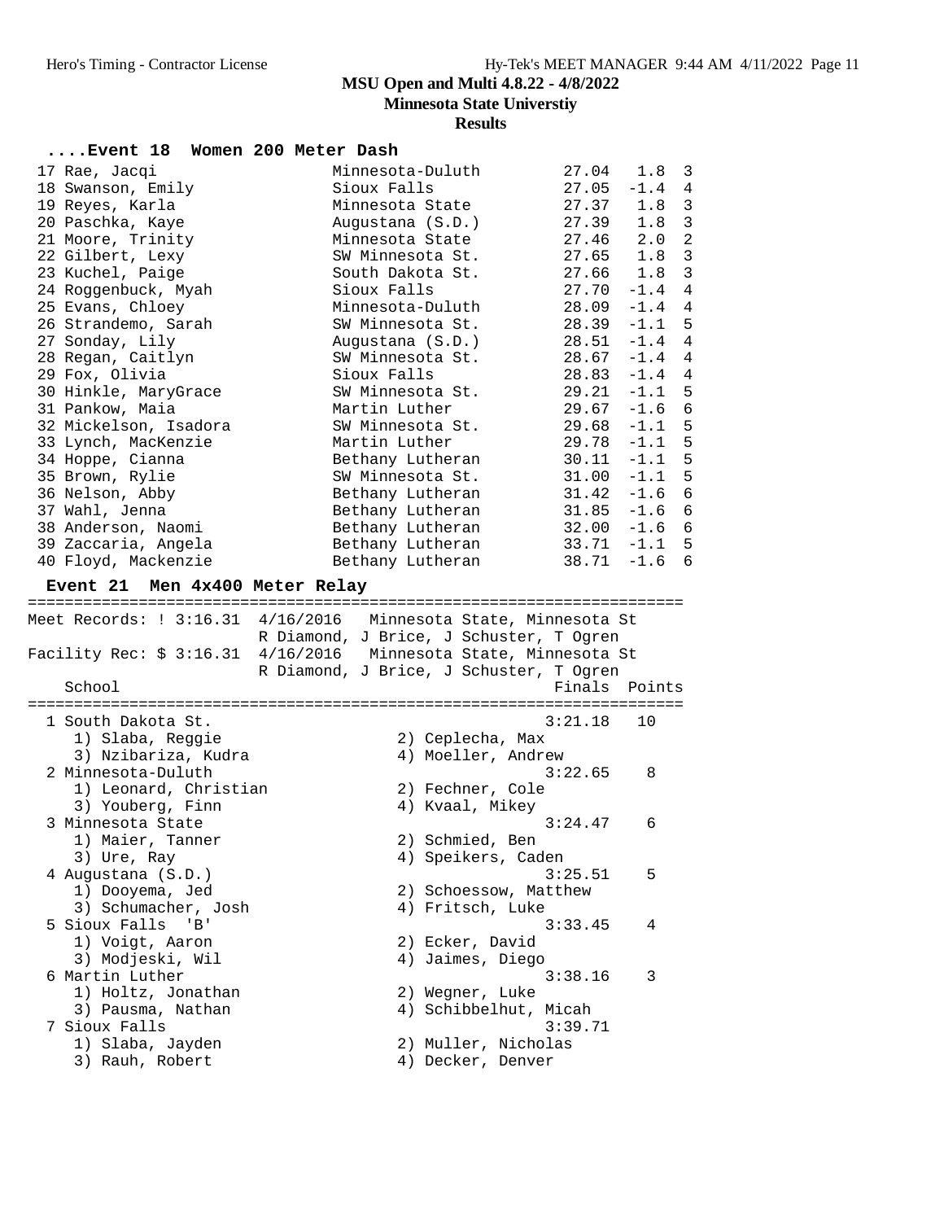## MSU Open and Multi 4.8.22 - 4/8/2022
### Minnesota State Universtiy
### Results

### ....Event 18 Women 200 Meter Dash

| Place | Name | School | Finals | Wind | H# |
|---|---|---|---|---|---|
| 17 | Rae, Jacqi | Minnesota-Duluth | 27.04 | 1.8 | 3 |
| 18 | Swanson, Emily | Sioux Falls | 27.05 | -1.4 | 4 |
| 19 | Reyes, Karla | Minnesota State | 27.37 | 1.8 | 3 |
| 20 | Paschka, Kaye | Augustana (S.D.) | 27.39 | 1.8 | 3 |
| 21 | Moore, Trinity | Minnesota State | 27.46 | 2.0 | 2 |
| 22 | Gilbert, Lexy | SW Minnesota St. | 27.65 | 1.8 | 3 |
| 23 | Kuchel, Paige | South Dakota St. | 27.66 | 1.8 | 3 |
| 24 | Roggenbuck, Myah | Sioux Falls | 27.70 | -1.4 | 4 |
| 25 | Evans, Chloey | Minnesota-Duluth | 28.09 | -1.4 | 4 |
| 26 | Strandemo, Sarah | SW Minnesota St. | 28.39 | -1.1 | 5 |
| 27 | Sonday, Lily | Augustana (S.D.) | 28.51 | -1.4 | 4 |
| 28 | Regan, Caitlyn | SW Minnesota St. | 28.67 | -1.4 | 4 |
| 29 | Fox, Olivia | Sioux Falls | 28.83 | -1.4 | 4 |
| 30 | Hinkle, MaryGrace | SW Minnesota St. | 29.21 | -1.1 | 5 |
| 31 | Pankow, Maia | Martin Luther | 29.67 | -1.6 | 6 |
| 32 | Mickelson, Isadora | SW Minnesota St. | 29.68 | -1.1 | 5 |
| 33 | Lynch, MacKenzie | Martin Luther | 29.78 | -1.1 | 5 |
| 34 | Hoppe, Cianna | Bethany Lutheran | 30.11 | -1.1 | 5 |
| 35 | Brown, Rylie | SW Minnesota St. | 31.00 | -1.1 | 5 |
| 36 | Nelson, Abby | Bethany Lutheran | 31.42 | -1.6 | 6 |
| 37 | Wahl, Jenna | Bethany Lutheran | 31.85 | -1.6 | 6 |
| 38 | Anderson, Naomi | Bethany Lutheran | 32.00 | -1.6 | 6 |
| 39 | Zaccaria, Angela | Bethany Lutheran | 33.71 | -1.1 | 5 |
| 40 | Floyd, Mackenzie | Bethany Lutheran | 38.71 | -1.6 | 6 |

### Event 21 Men 4x400 Meter Relay

Meet Records: ! 3:16.31 4/16/2016 Minnesota State, Minnesota St
R Diamond, J Brice, J Schuster, T Ogren

Facility Rec: $ 3:16.31 4/16/2016 Minnesota State, Minnesota St
R Diamond, J Brice, J Schuster, T Ogren

| Place | School | Finals | Points |
|---|---|---|---|
| 1 | South Dakota St. | 3:21.18 | 10 |
| | 1) Slaba, Reggie; 2) Ceplecha, Max; 3) Nzibariza, Kudra; 4) Moeller, Andrew | | |
| 2 | Minnesota-Duluth | 3:22.65 | 8 |
| | 1) Leonard, Christian; 2) Fechner, Cole; 3) Youberg, Finn; 4) Kvaal, Mikey | | |
| 3 | Minnesota State | 3:24.47 | 6 |
| | 1) Maier, Tanner; 2) Schmied, Ben; 3) Ure, Ray; 4) Speikers, Caden | | |
| 4 | Augustana (S.D.) | 3:25.51 | 5 |
| | 1) Dooyema, Jed; 2) Schoessow, Matthew; 3) Schumacher, Josh; 4) Fritsch, Luke | | |
| 5 | Sioux Falls 'B' | 3:33.45 | 4 |
| | 1) Voigt, Aaron; 2) Ecker, David; 3) Modjeski, Wil; 4) Jaimes, Diego | | |
| 6 | Martin Luther | 3:38.16 | 3 |
| | 1) Holtz, Jonathan; 2) Wegner, Luke; 3) Pausma, Nathan; 4) Schibbelhut, Micah | | |
| 7 | Sioux Falls | 3:39.71 | |
| | 1) Slaba, Jayden; 2) Muller, Nicholas; 3) Rauh, Robert; 4) Decker, Denver | | |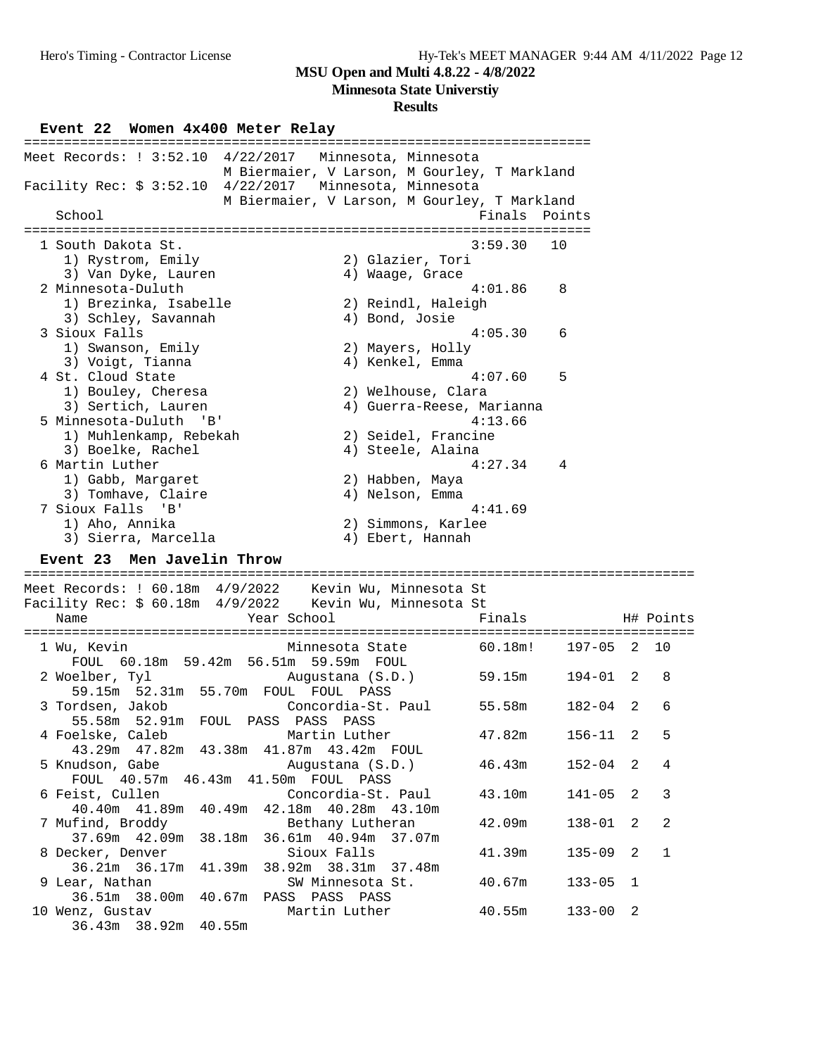**MSU Open and Multi 4.8.22 - 4/8/2022**

**Minnesota State Universtiy**

**Results**

### Event 22 Women 4x400 Meter Relay

Meet Records: ! 3:52.10 4/22/2017 Minnesota, Minnesota
M Biermaier, V Larson, M Gourley, T Markland

Facility Rec: $ 3:52.10 4/22/2017 Minnesota, Minnesota
M Biermaier, V Larson, M Gourley, T Markland

| Place | School | Runners | Finals | Points |
|---|---|---|---|---|
| 1 | South Dakota St. | 1) Rystrom, Emily; 2) Glazier, Tori; 3) Van Dyke, Lauren; 4) Waage, Grace | 3:59.30 | 10 |
| 2 | Minnesota-Duluth | 1) Brezinka, Isabelle; 2) Reindl, Haleigh; 3) Schley, Savannah; 4) Bond, Josie | 4:01.86 | 8 |
| 3 | Sioux Falls | 1) Swanson, Emily; 2) Mayers, Holly; 3) Voigt, Tianna; 4) Kenkel, Emma | 4:05.30 | 6 |
| 4 | St. Cloud State | 1) Bouley, Cheresa; 2) Welhouse, Clara; 3) Sertich, Lauren; 4) Guerra-Reese, Marianna | 4:07.60 | 5 |
| 5 | Minnesota-Duluth 'B' | 1) Muhlenkamp, Rebekah; 2) Seidel, Francine; 3) Boelke, Rachel; 4) Steele, Alaina | 4:13.66 | |
| 6 | Martin Luther | 1) Gabb, Margaret; 2) Habben, Maya; 3) Tomhave, Claire; 4) Nelson, Emma | 4:27.34 | 4 |
| 7 | Sioux Falls 'B' | 1) Aho, Annika; 2) Simmons, Karlee; 3) Sierra, Marcella; 4) Ebert, Hannah | 4:41.69 | |

### Event 23 Men Javelin Throw

Meet Records: ! 60.18m 4/9/2022 Kevin Wu, Minnesota St

Facility Rec: $ 60.18m 4/9/2022 Kevin Wu, Minnesota St

| Place | Name | Year | School | Finals | | H# | Points |
|---|---|---|---|---|---|---|---|
| 1 | Wu, Kevin | | Minnesota State | 60.18m! | 197-05 | 2 | 10 |
| | FOUL 60.18m 59.42m 56.51m 59.59m FOUL | | | | | | |
| 2 | Woelber, Tyl | | Augustana (S.D.) | 59.15m | 194-01 | 2 | 8 |
| | 59.15m 52.31m 55.70m FOUL FOUL PASS | | | | | | |
| 3 | Tordsen, Jakob | | Concordia-St. Paul | 55.58m | 182-04 | 2 | 6 |
| | 55.58m 52.91m FOUL PASS PASS PASS | | | | | | |
| 4 | Foelske, Caleb | | Martin Luther | 47.82m | 156-11 | 2 | 5 |
| | 43.29m 47.82m 43.38m 41.87m 43.42m FOUL | | | | | | |
| 5 | Knudson, Gabe | | Augustana (S.D.) | 46.43m | 152-04 | 2 | 4 |
| | FOUL 40.57m 46.43m 41.50m FOUL PASS | | | | | | |
| 6 | Feist, Cullen | | Concordia-St. Paul | 43.10m | 141-05 | 2 | 3 |
| | 40.40m 41.89m 40.49m 42.18m 40.28m 43.10m | | | | | | |
| 7 | Mufind, Broddy | | Bethany Lutheran | 42.09m | 138-01 | 2 | 2 |
| | 37.69m 42.09m 38.18m 36.61m 40.94m 37.07m | | | | | | |
| 8 | Decker, Denver | | Sioux Falls | 41.39m | 135-09 | 2 | 1 |
| | 36.21m 36.17m 41.39m 38.92m 38.31m 37.48m | | | | | | |
| 9 | Lear, Nathan | | SW Minnesota St. | 40.67m | 133-05 | 1 | |
| | 36.51m 38.00m 40.67m PASS PASS PASS | | | | | | |
| 10 | Wenz, Gustav | | Martin Luther | 40.55m | 133-00 | 2 | |
| | 36.43m 38.92m 40.55m | | | | | | |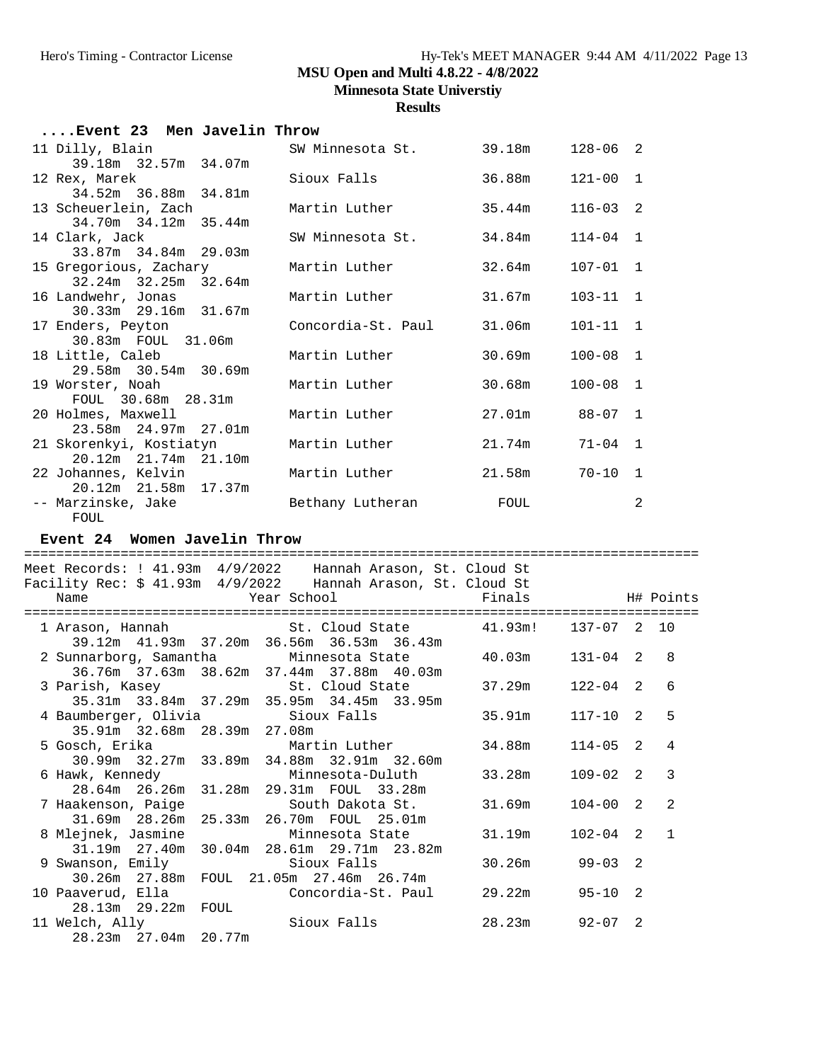MSU Open and Multi 4.8.22 - 4/8/2022

Minnesota State Universtiy

**Results**

## ....Event 23 Men Javelin Throw

| Place | Name | School | Finals | | H# | Points |
|---|---|---|---|---|---|---|
| 11 | Dilly, Blain | SW Minnesota St. | 39.18m | 128-06 | 2 | |
| | 39.18m 32.57m 34.07m | | | | | |
| 12 | Rex, Marek | Sioux Falls | 36.88m | 121-00 | 1 | |
| | 34.52m 36.88m 34.81m | | | | | |
| 13 | Scheuerlein, Zach | Martin Luther | 35.44m | 116-03 | 2 | |
| | 34.70m 34.12m 35.44m | | | | | |
| 14 | Clark, Jack | SW Minnesota St. | 34.84m | 114-04 | 1 | |
| | 33.87m 34.84m 29.03m | | | | | |
| 15 | Gregorious, Zachary | Martin Luther | 32.64m | 107-01 | 1 | |
| | 32.24m 32.25m 32.64m | | | | | |
| 16 | Landwehr, Jonas | Martin Luther | 31.67m | 103-11 | 1 | |
| | 30.33m 29.16m 31.67m | | | | | |
| 17 | Enders, Peyton | Concordia-St. Paul | 31.06m | 101-11 | 1 | |
| | 30.83m FOUL 31.06m | | | | | |
| 18 | Little, Caleb | Martin Luther | 30.69m | 100-08 | 1 | |
| | 29.58m 30.54m 30.69m | | | | | |
| 19 | Worster, Noah | Martin Luther | 30.68m | 100-08 | 1 | |
| | FOUL 30.68m 28.31m | | | | | |
| 20 | Holmes, Maxwell | Martin Luther | 27.01m | 88-07 | 1 | |
| | 23.58m 24.97m 27.01m | | | | | |
| 21 | Skorenkyi, Kostiatyn | Martin Luther | 21.74m | 71-04 | 1 | |
| | 20.12m 21.74m 21.10m | | | | | |
| 22 | Johannes, Kelvin | Martin Luther | 21.58m | 70-10 | 1 | |
| | 20.12m 21.58m 17.37m | | | | | |
| -- | Marzinske, Jake | Bethany Lutheran | FOUL | | 2 | |
| | FOUL | | | | | |

## Event 24 Women Javelin Throw

Meet Records: ! 41.93m 4/9/2022 Hannah Arason, St. Cloud St

Facility Rec: $ 41.93m 4/9/2022 Hannah Arason, St. Cloud St

| Place | Name | Year School | Finals | | H# | Points |
|---|---|---|---|---|---|---|
| 1 | Arason, Hannah | St. Cloud State | 41.93m! | 137-07 | 2 | 10 |
| | 39.12m 41.93m 37.20m 36.56m 36.53m 36.43m | | | | | |
| 2 | Sunnarborg, Samantha | Minnesota State | 40.03m | 131-04 | 2 | 8 |
| | 36.76m 37.63m 38.62m 37.44m 37.88m 40.03m | | | | | |
| 3 | Parish, Kasey | St. Cloud State | 37.29m | 122-04 | 2 | 6 |
| | 35.31m 33.84m 37.29m 35.95m 34.45m 33.95m | | | | | |
| 4 | Baumberger, Olivia | Sioux Falls | 35.91m | 117-10 | 2 | 5 |
| | 35.91m 32.68m 28.39m 27.08m | | | | | |
| 5 | Gosch, Erika | Martin Luther | 34.88m | 114-05 | 2 | 4 |
| | 30.99m 32.27m 33.89m 34.88m 32.91m 32.60m | | | | | |
| 6 | Hawk, Kennedy | Minnesota-Duluth | 33.28m | 109-02 | 2 | 3 |
| | 28.64m 26.26m 31.28m 29.31m FOUL 33.28m | | | | | |
| 7 | Haakenson, Paige | South Dakota St. | 31.69m | 104-00 | 2 | 2 |
| | 31.69m 28.26m 25.33m 26.70m FOUL 25.01m | | | | | |
| 8 | Mlejnek, Jasmine | Minnesota State | 31.19m | 102-04 | 2 | 1 |
| | 31.19m 27.40m 30.04m 28.61m 29.71m 23.82m | | | | | |
| 9 | Swanson, Emily | Sioux Falls | 30.26m | 99-03 | 2 | |
| | 30.26m 27.88m FOUL 21.05m 27.46m 26.74m | | | | | |
| 10 | Paaverud, Ella | Concordia-St. Paul | 29.22m | 95-10 | 2 | |
| | 28.13m 29.22m FOUL | | | | | |
| 11 | Welch, Ally | Sioux Falls | 28.23m | 92-07 | 2 | |
| | 28.23m 27.04m 20.77m | | | | | |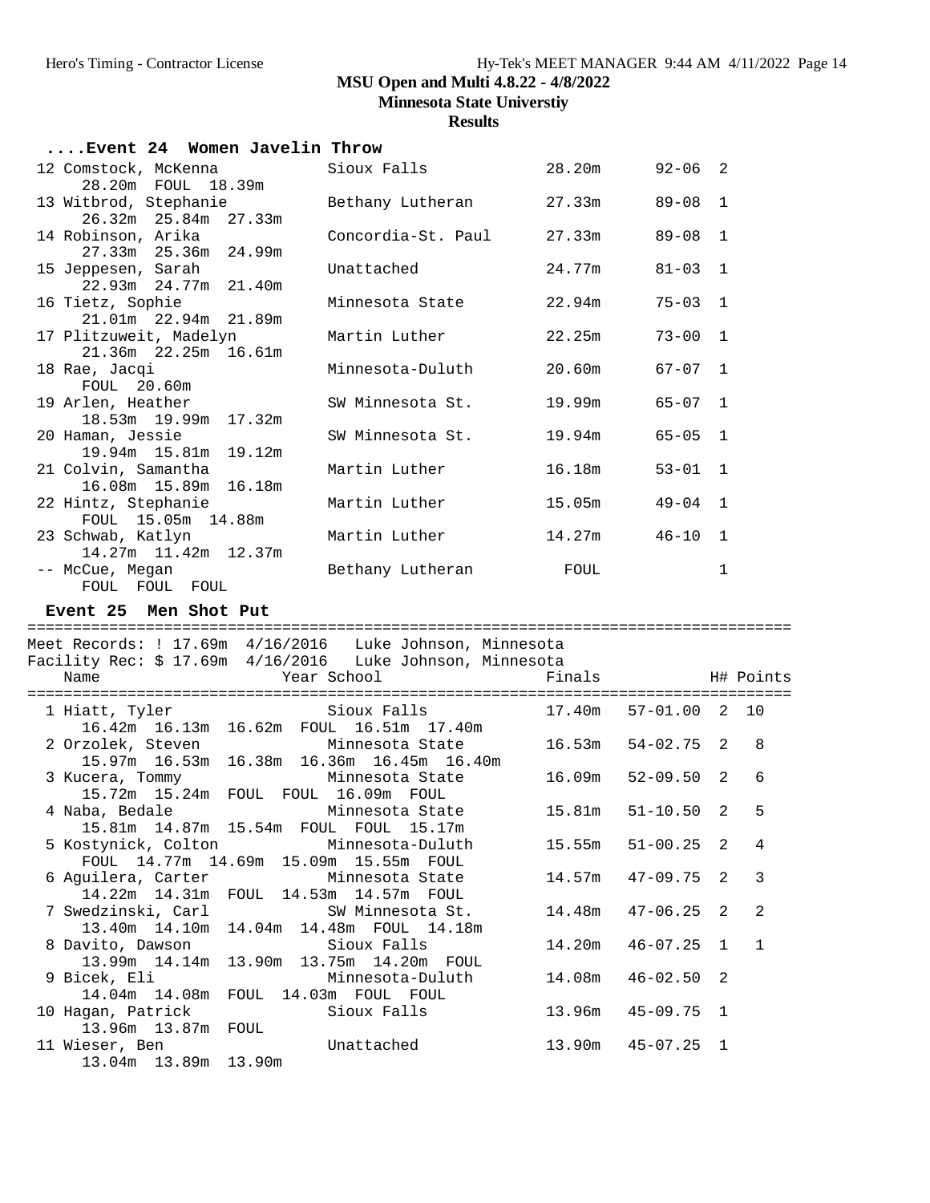## MSU Open and Multi 4.8.22 - 4/8/2022

### Minnesota State Universtiy

### Results

#### ....Event 24 Women Javelin Throw

| Place | Name | School | Finals | | H# |
|---|---|---|---|---|---|
| 12 | Comstock, McKenna | Sioux Falls | 28.20m | 92-06 | 2 |
| | 28.20m FOUL 18.39m | | | | |
| 13 | Witbrod, Stephanie | Bethany Lutheran | 27.33m | 89-08 | 1 |
| | 26.32m 25.84m 27.33m | | | | |
| 14 | Robinson, Arika | Concordia-St. Paul | 27.33m | 89-08 | 1 |
| | 27.33m 25.36m 24.99m | | | | |
| 15 | Jeppesen, Sarah | Unattached | 24.77m | 81-03 | 1 |
| | 22.93m 24.77m 21.40m | | | | |
| 16 | Tietz, Sophie | Minnesota State | 22.94m | 75-03 | 1 |
| | 21.01m 22.94m 21.89m | | | | |
| 17 | Plitzuweit, Madelyn | Martin Luther | 22.25m | 73-00 | 1 |
| | 21.36m 22.25m 16.61m | | | | |
| 18 | Rae, Jacqi | Minnesota-Duluth | 20.60m | 67-07 | 1 |
| | FOUL 20.60m | | | | |
| 19 | Arlen, Heather | SW Minnesota St. | 19.99m | 65-07 | 1 |
| | 18.53m 19.99m 17.32m | | | | |
| 20 | Haman, Jessie | SW Minnesota St. | 19.94m | 65-05 | 1 |
| | 19.94m 15.81m 19.12m | | | | |
| 21 | Colvin, Samantha | Martin Luther | 16.18m | 53-01 | 1 |
| | 16.08m 15.89m 16.18m | | | | |
| 22 | Hintz, Stephanie | Martin Luther | 15.05m | 49-04 | 1 |
| | FOUL 15.05m 14.88m | | | | |
| 23 | Schwab, Katlyn | Martin Luther | 14.27m | 46-10 | 1 |
| | 14.27m 11.42m 12.37m | | | | |
| -- | McCue, Megan | Bethany Lutheran | FOUL | | 1 |
| | FOUL FOUL FOUL | | | | |

#### Event 25 Men Shot Put

Meet Records: ! 17.69m 4/16/2016 Luke Johnson, Minnesota
Facility Rec: $ 17.69m 4/16/2016 Luke Johnson, Minnesota

| Place | Name | Year | School | Finals | | H# | Points |
|---|---|---|---|---|---|---|---|
| 1 | Hiatt, Tyler | | Sioux Falls | 17.40m | 57-01.00 | 2 | 10 |
| | 16.42m 16.13m 16.62m FOUL 16.51m 17.40m | | | | | | |
| 2 | Orzolek, Steven | | Minnesota State | 16.53m | 54-02.75 | 2 | 8 |
| | 15.97m 16.53m 16.38m 16.36m 16.45m 16.40m | | | | | | |
| 3 | Kucera, Tommy | | Minnesota State | 16.09m | 52-09.50 | 2 | 6 |
| | 15.72m 15.24m FOUL FOUL 16.09m FOUL | | | | | | |
| 4 | Naba, Bedale | | Minnesota State | 15.81m | 51-10.50 | 2 | 5 |
| | 15.81m 14.87m 15.54m FOUL FOUL 15.17m | | | | | | |
| 5 | Kostynick, Colton | | Minnesota-Duluth | 15.55m | 51-00.25 | 2 | 4 |
| | FOUL 14.77m 14.69m 15.09m 15.55m FOUL | | | | | | |
| 6 | Aguilera, Carter | | Minnesota State | 14.57m | 47-09.75 | 2 | 3 |
| | 14.22m 14.31m FOUL 14.53m 14.57m FOUL | | | | | | |
| 7 | Swedzinski, Carl | | SW Minnesota St. | 14.48m | 47-06.25 | 2 | 2 |
| | 13.40m 14.10m 14.04m 14.48m FOUL 14.18m | | | | | | |
| 8 | Davito, Dawson | | Sioux Falls | 14.20m | 46-07.25 | 1 | 1 |
| | 13.99m 14.14m 13.90m 13.75m 14.20m FOUL | | | | | | |
| 9 | Bicek, Eli | | Minnesota-Duluth | 14.08m | 46-02.50 | 2 | |
| | 14.04m 14.08m FOUL 14.03m FOUL FOUL | | | | | | |
| 10 | Hagan, Patrick | | Sioux Falls | 13.96m | 45-09.75 | 1 | |
| | 13.96m 13.87m FOUL | | | | | | |
| 11 | Wieser, Ben | | Unattached | 13.90m | 45-07.25 | 1 | |
| | 13.04m 13.89m 13.90m | | | | | | |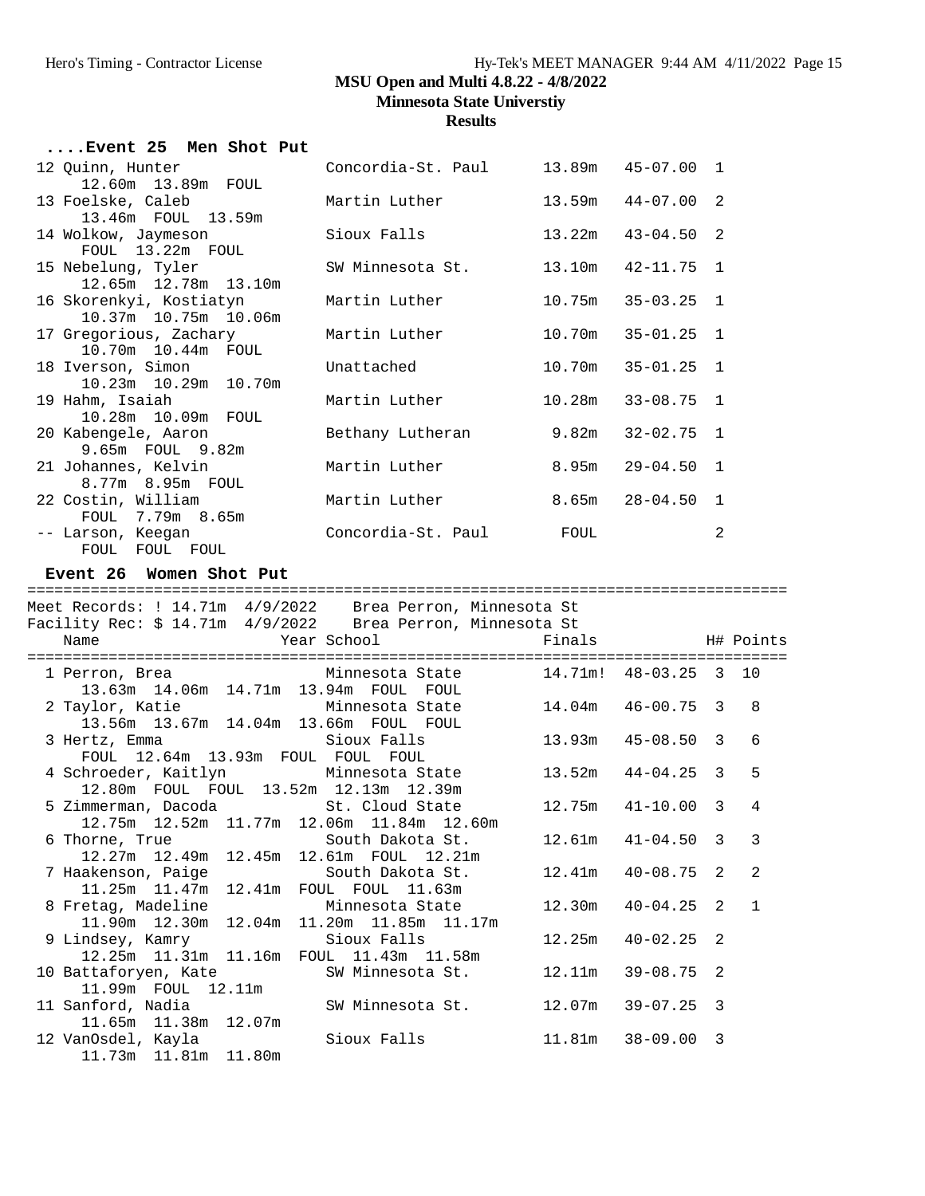**MSU Open and Multi 4.8.22 - 4/8/2022**
**Minnesota State Universtiy**
**Results**

### ....Event 25 Men Shot Put

| Place | Name | School | Finals | | H# |
|---|---|---|---|---|---|
| 12 | Quinn, Hunter | Concordia-St. Paul | 13.89m | 45-07.00 | 1 |
| | 12.60m 13.89m FOUL | | | | |
| 13 | Foelske, Caleb | Martin Luther | 13.59m | 44-07.00 | 2 |
| | 13.46m FOUL 13.59m | | | | |
| 14 | Wolkow, Jaymeson | Sioux Falls | 13.22m | 43-04.50 | 2 |
| | FOUL 13.22m FOUL | | | | |
| 15 | Nebelung, Tyler | SW Minnesota St. | 13.10m | 42-11.75 | 1 |
| | 12.65m 12.78m 13.10m | | | | |
| 16 | Skorenkyi, Kostiatyn | Martin Luther | 10.75m | 35-03.25 | 1 |
| | 10.37m 10.75m 10.06m | | | | |
| 17 | Gregorious, Zachary | Martin Luther | 10.70m | 35-01.25 | 1 |
| | 10.70m 10.44m FOUL | | | | |
| 18 | Iverson, Simon | Unattached | 10.70m | 35-01.25 | 1 |
| | 10.23m 10.29m 10.70m | | | | |
| 19 | Hahm, Isaiah | Martin Luther | 10.28m | 33-08.75 | 1 |
| | 10.28m 10.09m FOUL | | | | |
| 20 | Kabengele, Aaron | Bethany Lutheran | 9.82m | 32-02.75 | 1 |
| | 9.65m FOUL 9.82m | | | | |
| 21 | Johannes, Kelvin | Martin Luther | 8.95m | 29-04.50 | 1 |
| | 8.77m 8.95m FOUL | | | | |
| 22 | Costin, William | Martin Luther | 8.65m | 28-04.50 | 1 |
| | FOUL 7.79m 8.65m | | | | |
| -- | Larson, Keegan | Concordia-St. Paul | FOUL | | 2 |
| | FOUL FOUL FOUL | | | | |

### Event 26 Women Shot Put

Meet Records: ! 14.71m 4/9/2022 Brea Perron, Minnesota St
Facility Rec: $ 14.71m 4/9/2022 Brea Perron, Minnesota St

| Place | Name | Year School | Finals | | H# | Points |
|---|---|---|---|---|---|---|
| 1 | Perron, Brea | Minnesota State | 14.71m! | 48-03.25 | 3 | 10 |
| | 13.63m 14.06m 14.71m 13.94m FOUL FOUL | | | | | |
| 2 | Taylor, Katie | Minnesota State | 14.04m | 46-00.75 | 3 | 8 |
| | 13.56m 13.67m 14.04m 13.66m FOUL FOUL | | | | | |
| 3 | Hertz, Emma | Sioux Falls | 13.93m | 45-08.50 | 3 | 6 |
| | FOUL 12.64m 13.93m FOUL FOUL FOUL | | | | | |
| 4 | Schroeder, Kaitlyn | Minnesota State | 13.52m | 44-04.25 | 3 | 5 |
| | 12.80m FOUL FOUL 13.52m 12.13m 12.39m | | | | | |
| 5 | Zimmerman, Dacoda | St. Cloud State | 12.75m | 41-10.00 | 3 | 4 |
| | 12.75m 12.52m 11.77m 12.06m 11.84m 12.60m | | | | | |
| 6 | Thorne, True | South Dakota St. | 12.61m | 41-04.50 | 3 | 3 |
| | 12.27m 12.49m 12.45m 12.61m FOUL 12.21m | | | | | |
| 7 | Haakenson, Paige | South Dakota St. | 12.41m | 40-08.75 | 2 | 2 |
| | 11.25m 11.47m 12.41m FOUL FOUL 11.63m | | | | | |
| 8 | Fretag, Madeline | Minnesota State | 12.30m | 40-04.25 | 2 | 1 |
| | 11.90m 12.30m 12.04m 11.20m 11.85m 11.17m | | | | | |
| 9 | Lindsey, Kamry | Sioux Falls | 12.25m | 40-02.25 | 2 | |
| | 12.25m 11.31m 11.16m FOUL 11.43m 11.58m | | | | | |
| 10 | Battaforyen, Kate | SW Minnesota St. | 12.11m | 39-08.75 | 2 | |
| | 11.99m FOUL 12.11m | | | | | |
| 11 | Sanford, Nadia | SW Minnesota St. | 12.07m | 39-07.25 | 3 | |
| | 11.65m 11.38m 12.07m | | | | | |
| 12 | VanOsdel, Kayla | Sioux Falls | 11.81m | 38-09.00 | 3 | |
| | 11.73m 11.81m 11.80m | | | | | |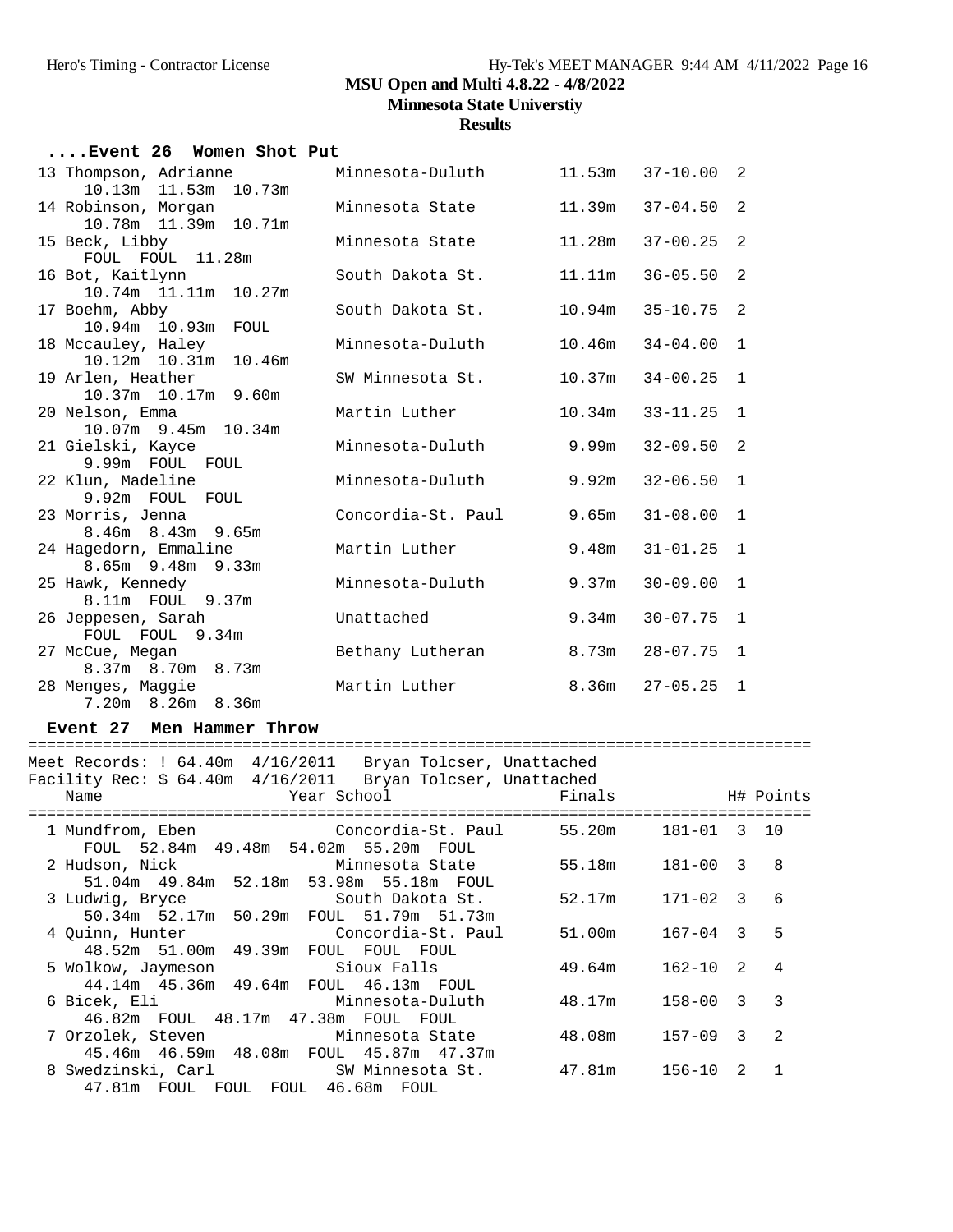## MSU Open and Multi 4.8.22 - 4/8/2022

### Minnesota State Universtiy

### Results

#### ....Event 26 Women Shot Put

| Place | Name | School | Finals | | H# |
|---|---|---|---|---|---|
| 13 | Thompson, Adrianne | Minnesota-Duluth | 11.53m | 37-10.00 | 2 |
| | 10.13m 11.53m 10.73m | | | | |
| 14 | Robinson, Morgan | Minnesota State | 11.39m | 37-04.50 | 2 |
| | 10.78m 11.39m 10.71m | | | | |
| 15 | Beck, Libby | Minnesota State | 11.28m | 37-00.25 | 2 |
| | FOUL FOUL 11.28m | | | | |
| 16 | Bot, Kaitlynn | South Dakota St. | 11.11m | 36-05.50 | 2 |
| | 10.74m 11.11m 10.27m | | | | |
| 17 | Boehm, Abby | South Dakota St. | 10.94m | 35-10.75 | 2 |
| | 10.94m 10.93m FOUL | | | | |
| 18 | Mccauley, Haley | Minnesota-Duluth | 10.46m | 34-04.00 | 1 |
| | 10.12m 10.31m 10.46m | | | | |
| 19 | Arlen, Heather | SW Minnesota St. | 10.37m | 34-00.25 | 1 |
| | 10.37m 10.17m 9.60m | | | | |
| 20 | Nelson, Emma | Martin Luther | 10.34m | 33-11.25 | 1 |
| | 10.07m 9.45m 10.34m | | | | |
| 21 | Gielski, Kayce | Minnesota-Duluth | 9.99m | 32-09.50 | 2 |
| | 9.99m FOUL FOUL | | | | |
| 22 | Klun, Madeline | Minnesota-Duluth | 9.92m | 32-06.50 | 1 |
| | 9.92m FOUL FOUL | | | | |
| 23 | Morris, Jenna | Concordia-St. Paul | 9.65m | 31-08.00 | 1 |
| | 8.46m 8.43m 9.65m | | | | |
| 24 | Hagedorn, Emmaline | Martin Luther | 9.48m | 31-01.25 | 1 |
| | 8.65m 9.48m 9.33m | | | | |
| 25 | Hawk, Kennedy | Minnesota-Duluth | 9.37m | 30-09.00 | 1 |
| | 8.11m FOUL 9.37m | | | | |
| 26 | Jeppesen, Sarah | Unattached | 9.34m | 30-07.75 | 1 |
| | FOUL FOUL 9.34m | | | | |
| 27 | McCue, Megan | Bethany Lutheran | 8.73m | 28-07.75 | 1 |
| | 8.37m 8.70m 8.73m | | | | |
| 28 | Menges, Maggie | Martin Luther | 8.36m | 27-05.25 | 1 |
| | 7.20m 8.26m 8.36m | | | | |

#### Event 27 Men Hammer Throw

Meet Records: ! 64.40m 4/16/2011 Bryan Tolcser, Unattached
Facility Rec: $ 64.40m 4/16/2011 Bryan Tolcser, Unattached

| Place | Name | Year School | Finals | | H# | Points |
|---|---|---|---|---|---|---|
| 1 | Mundfrom, Eben | Concordia-St. Paul | 55.20m | 181-01 | 3 | 10 |
| | FOUL 52.84m 49.48m 54.02m 55.20m FOUL | | | | | |
| 2 | Hudson, Nick | Minnesota State | 55.18m | 181-00 | 3 | 8 |
| | 51.04m 49.84m 52.18m 53.98m 55.18m FOUL | | | | | |
| 3 | Ludwig, Bryce | South Dakota St. | 52.17m | 171-02 | 3 | 6 |
| | 50.34m 52.17m 50.29m FOUL 51.79m 51.73m | | | | | |
| 4 | Quinn, Hunter | Concordia-St. Paul | 51.00m | 167-04 | 3 | 5 |
| | 48.52m 51.00m 49.39m FOUL FOUL FOUL | | | | | |
| 5 | Wolkow, Jaymeson | Sioux Falls | 49.64m | 162-10 | 2 | 4 |
| | 44.14m 45.36m 49.64m FOUL 46.13m FOUL | | | | | |
| 6 | Bicek, Eli | Minnesota-Duluth | 48.17m | 158-00 | 3 | 3 |
| | 46.82m FOUL 48.17m 47.38m FOUL FOUL | | | | | |
| 7 | Orzolek, Steven | Minnesota State | 48.08m | 157-09 | 3 | 2 |
| | 45.46m 46.59m 48.08m FOUL 45.87m 47.37m | | | | | |
| 8 | Swedzinski, Carl | SW Minnesota St. | 47.81m | 156-10 | 2 | 1 |
| | 47.81m FOUL FOUL FOUL 46.68m FOUL | | | | | |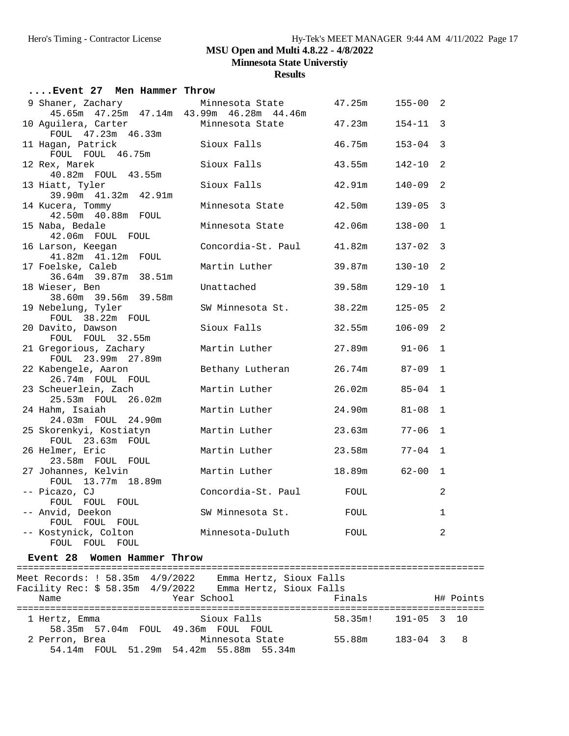## MSU Open and Multi 4.8.22 - 4/8/2022

### Minnesota State Universtiy

### Results

**....Event 27 Men Hammer Throw**

```
 9 Shaner, Zachary             Minnesota State         47.25m     155-00  2
      45.65m  47.25m  47.14m  43.99m  46.28m  44.46m
10 Aguilera, Carter            Minnesota State         47.23m     154-11  3
      FOUL  47.23m  46.33m
11 Hagan, Patrick              Sioux Falls             46.75m     153-04  3
      FOUL  FOUL  46.75m
12 Rex, Marek                  Sioux Falls             43.55m     142-10  2
      40.82m  FOUL  43.55m
13 Hiatt, Tyler                Sioux Falls             42.91m     140-09  2
      39.90m  41.32m  42.91m
14 Kucera, Tommy               Minnesota State         42.50m     139-05  3
      42.50m  40.88m  FOUL
15 Naba, Bedale                Minnesota State         42.06m     138-00  1
      42.06m  FOUL  FOUL
16 Larson, Keegan              Concordia-St. Paul      41.82m     137-02  3
      41.82m  41.12m  FOUL
17 Foelske, Caleb              Martin Luther           39.87m     130-10  2
      36.64m  39.87m  38.51m
18 Wieser, Ben                 Unattached              39.58m     129-10  1
      38.60m  39.56m  39.58m
19 Nebelung, Tyler             SW Minnesota St.        38.22m     125-05  2
      FOUL  38.22m  FOUL
20 Davito, Dawson              Sioux Falls             32.55m     106-09  2
      FOUL  FOUL  32.55m
21 Gregorious, Zachary         Martin Luther           27.89m      91-06  1
      FOUL  23.99m  27.89m
22 Kabengele, Aaron            Bethany Lutheran        26.74m      87-09  1
      26.74m  FOUL  FOUL
23 Scheuerlein, Zach           Martin Luther           26.02m      85-04  1
      25.53m  FOUL  26.02m
24 Hahm, Isaiah                Martin Luther           24.90m      81-08  1
      24.03m  FOUL  24.90m
25 Skorenkyi, Kostiatyn        Martin Luther           23.63m      77-06  1
      FOUL  23.63m  FOUL
26 Helmer, Eric                Martin Luther           23.58m      77-04  1
      23.58m  FOUL  FOUL
27 Johannes, Kelvin            Martin Luther           18.89m      62-00  1
      FOUL  13.77m  18.89m
-- Picazo, CJ                  Concordia-St. Paul        FOUL             2
      FOUL  FOUL  FOUL
-- Anvid, Deekon               SW Minnesota St.          FOUL             1
      FOUL  FOUL  FOUL
-- Kostynick, Colton           Minnesota-Duluth          FOUL             2
      FOUL  FOUL  FOUL
```

**Event 28 Women Hammer Throw**

```
================================================================================
Meet Records: ! 58.35m  4/9/2022    Emma Hertz, Sioux Falls
Facility Rec: $ 58.35m  4/9/2022    Emma Hertz, Sioux Falls
    Name                   Year School                 Finals            H# Points
================================================================================
  1 Hertz, Emma                 Sioux Falls            58.35m!    191-05  3  10
      58.35m  57.04m  FOUL  49.36m  FOUL  FOUL
  2 Perron, Brea                Minnesota State        55.88m     183-04  3   8
      54.14m  FOUL  51.29m  54.42m  55.88m  55.34m
```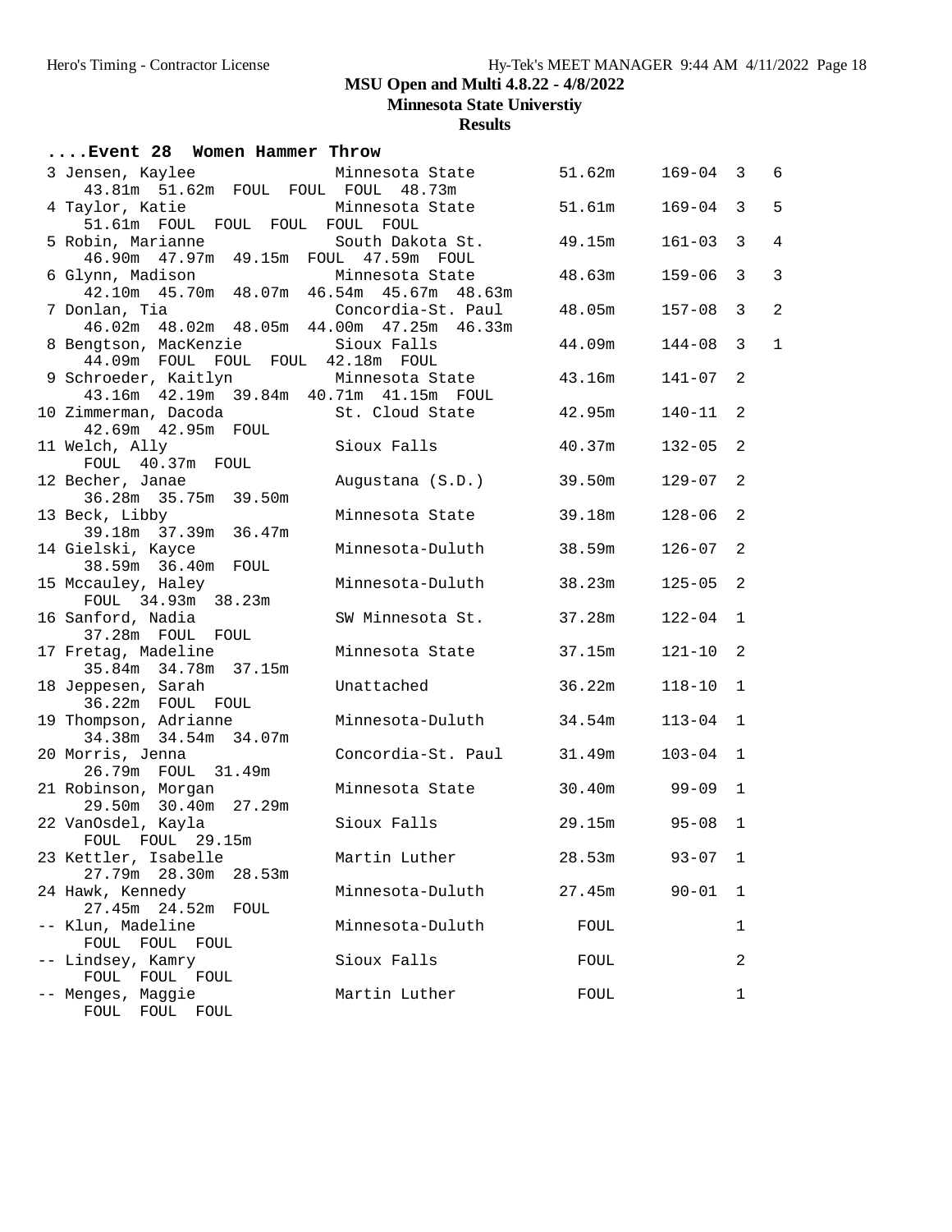**MSU Open and Multi 4.8.22 - 4/8/2022**

**Minnesota State Universtiy**

**Results**

## ....Event 28 Women Hammer Throw

```
  3 Jensen, Kaylee              Minnesota State         51.62m    169-04  3   6
     43.81m  51.62m  FOUL  FOUL  FOUL  48.73m
  4 Taylor, Katie               Minnesota State         51.61m    169-04  3   5
     51.61m  FOUL  FOUL  FOUL  FOUL  FOUL
  5 Robin, Marianne             South Dakota St.        49.15m    161-03  3   4
     46.90m  47.97m  49.15m  FOUL  47.59m  FOUL
  6 Glynn, Madison              Minnesota State         48.63m    159-06  3   3
     42.10m  45.70m  48.07m  46.54m  45.67m  48.63m
  7 Donlan, Tia                 Concordia-St. Paul      48.05m    157-08  3   2
     46.02m  48.02m  48.05m  44.00m  47.25m  46.33m
  8 Bengtson, MacKenzie         Sioux Falls             44.09m    144-08  3   1
     44.09m  FOUL  FOUL  FOUL  42.18m  FOUL
  9 Schroeder, Kaitlyn          Minnesota State         43.16m    141-07  2
     43.16m  42.19m  39.84m  40.71m  41.15m  FOUL
 10 Zimmerman, Dacoda           St. Cloud State         42.95m    140-11  2
     42.69m  42.95m  FOUL
 11 Welch, Ally                 Sioux Falls             40.37m    132-05  2
     FOUL  40.37m  FOUL
 12 Becher, Janae               Augustana (S.D.)        39.50m    129-07  2
     36.28m  35.75m  39.50m
 13 Beck, Libby                 Minnesota State         39.18m    128-06  2
     39.18m  37.39m  36.47m
 14 Gielski, Kayce              Minnesota-Duluth        38.59m    126-07  2
     38.59m  36.40m  FOUL
 15 Mccauley, Haley             Minnesota-Duluth        38.23m    125-05  2
     FOUL  34.93m  38.23m
 16 Sanford, Nadia              SW Minnesota St.        37.28m    122-04  1
     37.28m  FOUL  FOUL
 17 Fretag, Madeline            Minnesota State         37.15m    121-10  2
     35.84m  34.78m  37.15m
 18 Jeppesen, Sarah             Unattached              36.22m    118-10  1
     36.22m  FOUL  FOUL
 19 Thompson, Adrianne          Minnesota-Duluth        34.54m    113-04  1
     34.38m  34.54m  34.07m
 20 Morris, Jenna               Concordia-St. Paul      31.49m    103-04  1
     26.79m  FOUL  31.49m
 21 Robinson, Morgan            Minnesota State         30.40m     99-09  1
     29.50m  30.40m  27.29m
 22 VanOsdel, Kayla             Sioux Falls             29.15m     95-08  1
     FOUL  FOUL  29.15m
 23 Kettler, Isabelle           Martin Luther           28.53m     93-07  1
     27.79m  28.30m  28.53m
 24 Hawk, Kennedy               Minnesota-Duluth        27.45m     90-01  1
     27.45m  24.52m  FOUL
 -- Klun, Madeline              Minnesota-Duluth          FOUL             1
     FOUL  FOUL  FOUL
 -- Lindsey, Kamry              Sioux Falls               FOUL             2
     FOUL  FOUL  FOUL
 -- Menges, Maggie              Martin Luther             FOUL             1
     FOUL  FOUL  FOUL
```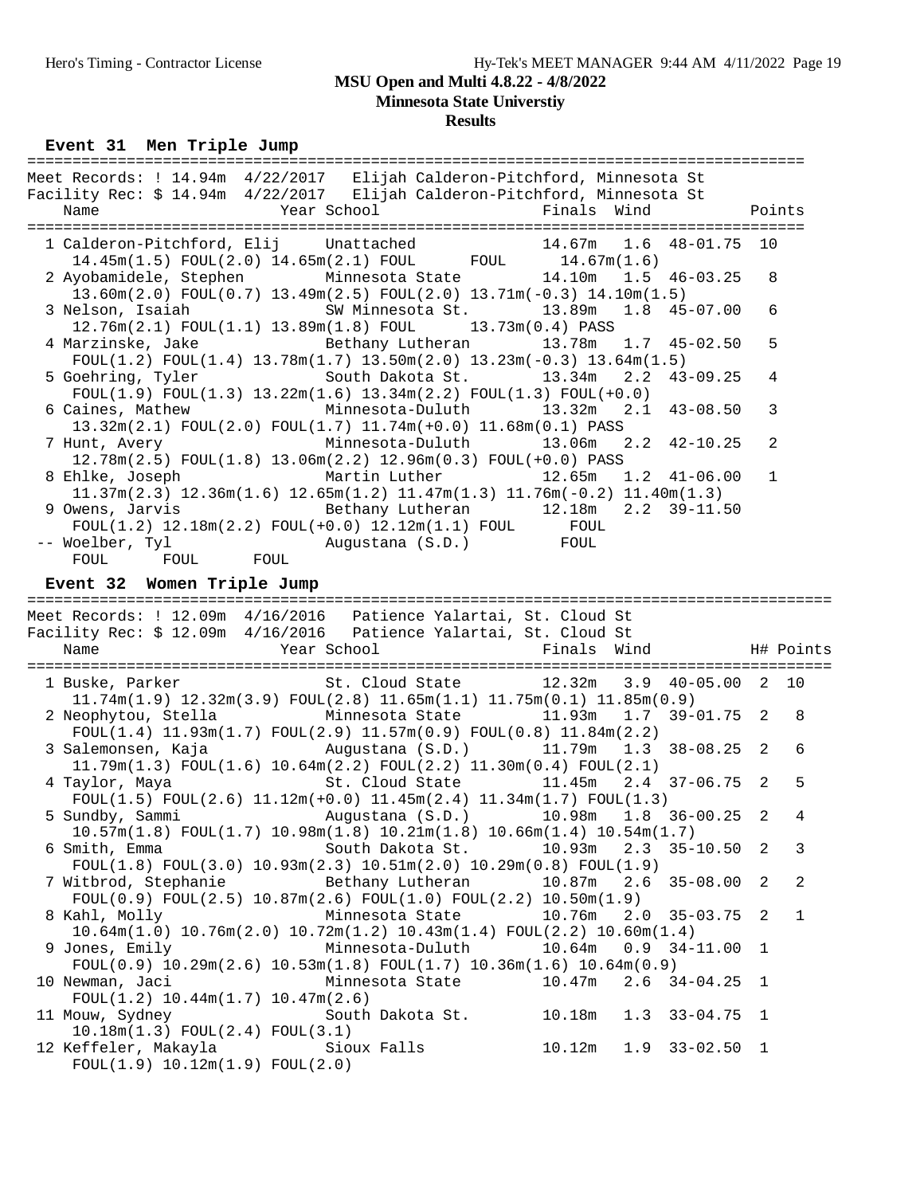# MSU Open and Multi 4.8.22 - 4/8/2022

## Minnesota State Universtiy

### Results

#### Event 31 Men Triple Jump

Meet Records: ! 14.94m 4/22/2017 Elijah Calderon-Pitchford, Minnesota St
Facility Rec: $ 14.94m 4/22/2017 Elijah Calderon-Pitchford, Minnesota St

| Place | Name | Year | School | Finals | Wind | | Points |
|---|---|---|---|---|---|---|---|
| 1 | Calderon-Pitchford, Elij | | Unattached | 14.67m | 1.6 | 48-01.75 | 10 |
| | 14.45m(1.5) FOUL(2.0) 14.65m(2.1) FOUL FOUL 14.67m(1.6) | | | | | | |
| 2 | Ayobamidele, Stephen | | Minnesota State | 14.10m | 1.5 | 46-03.25 | 8 |
| | 13.60m(2.0) FOUL(0.7) 13.49m(2.5) FOUL(2.0) 13.71m(-0.3) 14.10m(1.5) | | | | | | |
| 3 | Nelson, Isaiah | | SW Minnesota St. | 13.89m | 1.8 | 45-07.00 | 6 |
| | 12.76m(2.1) FOUL(1.1) 13.89m(1.8) FOUL 13.73m(0.4) PASS | | | | | | |
| 4 | Marzinske, Jake | | Bethany Lutheran | 13.78m | 1.7 | 45-02.50 | 5 |
| | FOUL(1.2) FOUL(1.4) 13.78m(1.7) 13.50m(2.0) 13.23m(-0.3) 13.64m(1.5) | | | | | | |
| 5 | Goehring, Tyler | | South Dakota St. | 13.34m | 2.2 | 43-09.25 | 4 |
| | FOUL(1.9) FOUL(1.3) 13.22m(1.6) 13.34m(2.2) FOUL(1.3) FOUL(+0.0) | | | | | | |
| 6 | Caines, Mathew | | Minnesota-Duluth | 13.32m | 2.1 | 43-08.50 | 3 |
| | 13.32m(2.1) FOUL(2.0) FOUL(1.7) 11.74m(+0.0) 11.68m(0.1) PASS | | | | | | |
| 7 | Hunt, Avery | | Minnesota-Duluth | 13.06m | 2.2 | 42-10.25 | 2 |
| | 12.78m(2.5) FOUL(1.8) 13.06m(2.2) 12.96m(0.3) FOUL(+0.0) PASS | | | | | | |
| 8 | Ehlke, Joseph | | Martin Luther | 12.65m | 1.2 | 41-06.00 | 1 |
| | 11.37m(2.3) 12.36m(1.6) 12.65m(1.2) 11.47m(1.3) 11.76m(-0.2) 11.40m(1.3) | | | | | | |
| 9 | Owens, Jarvis | | Bethany Lutheran | 12.18m | 2.2 | 39-11.50 | |
| | FOUL(1.2) 12.18m(2.2) FOUL(+0.0) 12.12m(1.1) FOUL FOUL | | | | | | |
| -- | Woelber, Tyl | | Augustana (S.D.) | FOUL | | | |
| | FOUL FOUL FOUL | | | | | | |

#### Event 32 Women Triple Jump

Meet Records: ! 12.09m 4/16/2016 Patience Yalartai, St. Cloud St
Facility Rec: $ 12.09m 4/16/2016 Patience Yalartai, St. Cloud St

| Place | Name | Year | School | Finals | Wind | | H# | Points |
|---|---|---|---|---|---|---|---|---|
| 1 | Buske, Parker | | St. Cloud State | 12.32m | 3.9 | 40-05.00 | 2 | 10 |
| | 11.74m(1.9) 12.32m(3.9) FOUL(2.8) 11.65m(1.1) 11.75m(0.1) 11.85m(0.9) | | | | | | | |
| 2 | Neophytou, Stella | | Minnesota State | 11.93m | 1.7 | 39-01.75 | 2 | 8 |
| | FOUL(1.4) 11.93m(1.7) FOUL(2.9) 11.57m(0.9) FOUL(0.8) 11.84m(2.2) | | | | | | | |
| 3 | Salemonsen, Kaja | | Augustana (S.D.) | 11.79m | 1.3 | 38-08.25 | 2 | 6 |
| | 11.79m(1.3) FOUL(1.6) 10.64m(2.2) FOUL(2.2) 11.30m(0.4) FOUL(2.1) | | | | | | | |
| 4 | Taylor, Maya | | St. Cloud State | 11.45m | 2.4 | 37-06.75 | 2 | 5 |
| | FOUL(1.5) FOUL(2.6) 11.12m(+0.0) 11.45m(2.4) 11.34m(1.7) FOUL(1.3) | | | | | | | |
| 5 | Sundby, Sammi | | Augustana (S.D.) | 10.98m | 1.8 | 36-00.25 | 2 | 4 |
| | 10.57m(1.8) FOUL(1.7) 10.98m(1.8) 10.21m(1.8) 10.66m(1.4) 10.54m(1.7) | | | | | | | |
| 6 | Smith, Emma | | South Dakota St. | 10.93m | 2.3 | 35-10.50 | 2 | 3 |
| | FOUL(1.8) FOUL(3.0) 10.93m(2.3) 10.51m(2.0) 10.29m(0.8) FOUL(1.9) | | | | | | | |
| 7 | Witbrod, Stephanie | | Bethany Lutheran | 10.87m | 2.6 | 35-08.00 | 2 | 2 |
| | FOUL(0.9) FOUL(2.5) 10.87m(2.6) FOUL(1.0) FOUL(2.2) 10.50m(1.9) | | | | | | | |
| 8 | Kahl, Molly | | Minnesota State | 10.76m | 2.0 | 35-03.75 | 2 | 1 |
| | 10.64m(1.0) 10.76m(2.0) 10.72m(1.2) 10.43m(1.4) FOUL(2.2) 10.60m(1.4) | | | | | | | |
| 9 | Jones, Emily | | Minnesota-Duluth | 10.64m | 0.9 | 34-11.00 | 1 | |
| | FOUL(0.9) 10.29m(2.6) 10.53m(1.8) FOUL(1.7) 10.36m(1.6) 10.64m(0.9) | | | | | | | |
| 10 | Newman, Jaci | | Minnesota State | 10.47m | 2.6 | 34-04.25 | 1 | |
| | FOUL(1.2) 10.44m(1.7) 10.47m(2.6) | | | | | | | |
| 11 | Mouw, Sydney | | South Dakota St. | 10.18m | 1.3 | 33-04.75 | 1 | |
| | 10.18m(1.3) FOUL(2.4) FOUL(3.1) | | | | | | | |
| 12 | Keffeler, Makayla | | Sioux Falls | 10.12m | 1.9 | 33-02.50 | 1 | |
| | FOUL(1.9) 10.12m(1.9) FOUL(2.0) | | | | | | | |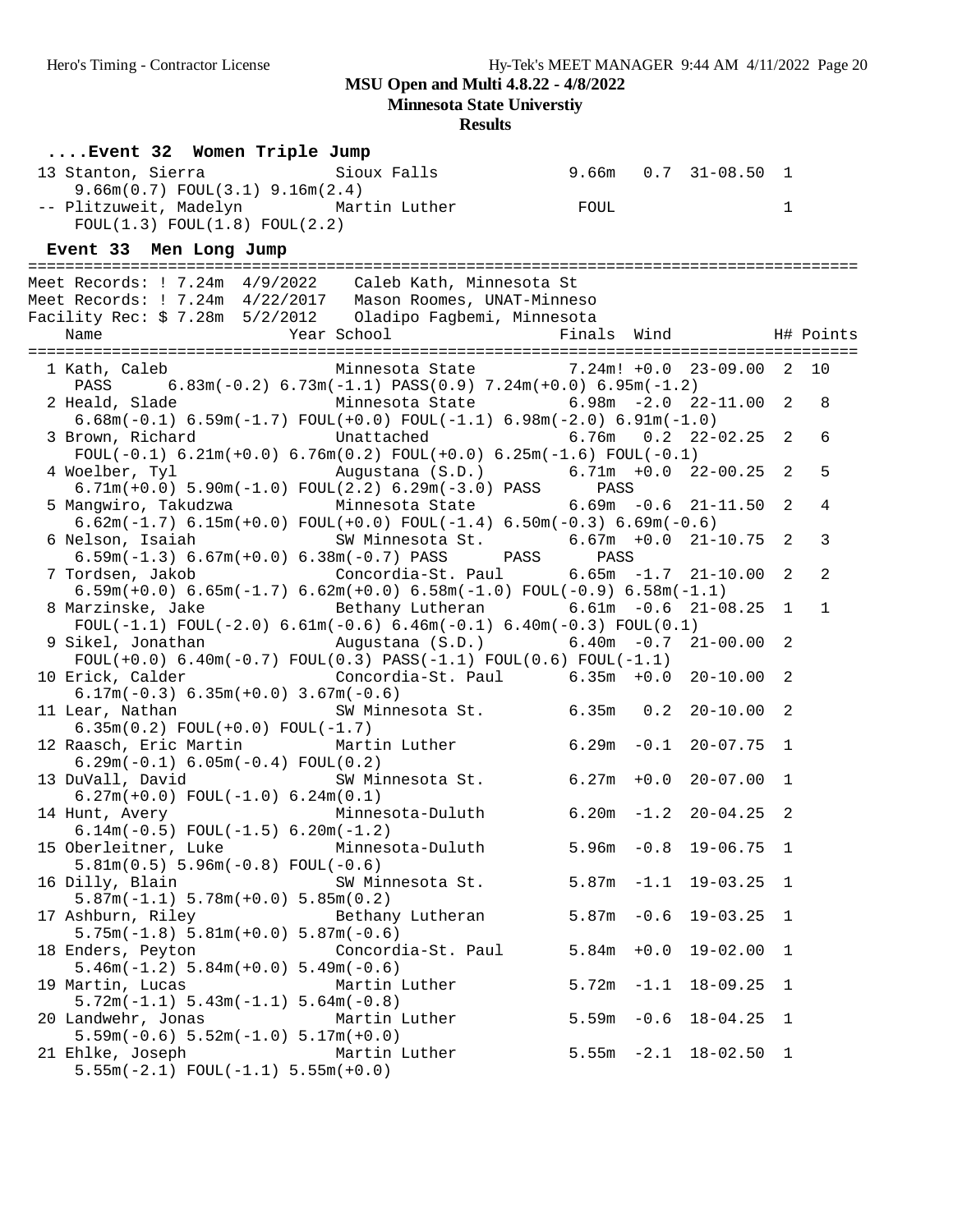**MSU Open and Multi 4.8.22 - 4/8/2022**
**Minnesota State Universtiy**
**Results**

### ....Event 32 Women Triple Jump

```
 13 Stanton, Sierra              Sioux Falls               9.66m   0.7  31-08.50  1
     9.66m(0.7) FOUL(3.1) 9.16m(2.4)
 -- Plitzuweit, Madelyn          Martin Luther              FOUL                  1
     FOUL(1.3) FOUL(1.8) FOUL(2.2)
```

### Event 33 Men Long Jump

```
=========================================================================================
Meet Records: ! 7.24m  4/9/2022    Caleb Kath, Minnesota St
Meet Records: ! 7.24m  4/22/2017   Mason Roomes, UNAT-Minneso
Facility Rec: $ 7.28m  5/2/2012    Oladipo Fagbemi, Minnesota
    Name                    Year School                  Finals  Wind           H# Points
=========================================================================================
  1 Kath, Caleb                  Minnesota State         7.24m! +0.0  23-09.00  2  10
     PASS      6.83m(-0.2) 6.73m(-1.1) PASS(0.9) 7.24m(+0.0) 6.95m(-1.2)
  2 Heald, Slade                 Minnesota State         6.98m  -2.0  22-11.00  2   8
     6.68m(-0.1) 6.59m(-1.7) FOUL(+0.0) FOUL(-1.1) 6.98m(-2.0) 6.91m(-1.0)
  3 Brown, Richard               Unattached              6.76m   0.2  22-02.25  2   6
     FOUL(-0.1) 6.21m(+0.0) 6.76m(0.2) FOUL(+0.0) 6.25m(-1.6) FOUL(-0.1)
  4 Woelber, Tyl                 Augustana (S.D.)        6.71m  +0.0  22-00.25  2   5
     6.71m(+0.0) 5.90m(-1.0) FOUL(2.2) 6.29m(-3.0) PASS      PASS
  5 Mangwiro, Takudzwa           Minnesota State         6.69m  -0.6  21-11.50  2   4
     6.62m(-1.7) 6.15m(+0.0) FOUL(+0.0) FOUL(-1.4) 6.50m(-0.3) 6.69m(-0.6)
  6 Nelson, Isaiah               SW Minnesota St.        6.67m  +0.0  21-10.75  2   3
     6.59m(-1.3) 6.67m(+0.0) 6.38m(-0.7) PASS      PASS      PASS
  7 Tordsen, Jakob               Concordia-St. Paul      6.65m  -1.7  21-10.00  2   2
     6.59m(+0.0) 6.65m(-1.7) 6.62m(+0.0) 6.58m(-1.0) FOUL(-0.9) 6.58m(-1.1)
  8 Marzinske, Jake              Bethany Lutheran        6.61m  -0.6  21-08.25  1   1
     FOUL(-1.1) FOUL(-2.0) 6.61m(-0.6) 6.46m(-0.1) 6.40m(-0.3) FOUL(0.1)
  9 Sikel, Jonathan              Augustana (S.D.)        6.40m  -0.7  21-00.00  2
     FOUL(+0.0) 6.40m(-0.7) FOUL(0.3) PASS(-1.1) FOUL(0.6) FOUL(-1.1)
 10 Erick, Calder                Concordia-St. Paul      6.35m  +0.0  20-10.00  2
     6.17m(-0.3) 6.35m(+0.0) 3.67m(-0.6)
 11 Lear, Nathan                 SW Minnesota St.        6.35m   0.2  20-10.00  2
     6.35m(0.2) FOUL(+0.0) FOUL(-1.7)
 12 Raasch, Eric Martin          Martin Luther           6.29m  -0.1  20-07.75  1
     6.29m(-0.1) 6.05m(-0.4) FOUL(0.2)
 13 DuVall, David                SW Minnesota St.        6.27m  +0.0  20-07.00  1
     6.27m(+0.0) FOUL(-1.0) 6.24m(0.1)
 14 Hunt, Avery                  Minnesota-Duluth        6.20m  -1.2  20-04.25  2
     6.14m(-0.5) FOUL(-1.5) 6.20m(-1.2)
 15 Oberleitner, Luke            Minnesota-Duluth        5.96m  -0.8  19-06.75  1
     5.81m(0.5) 5.96m(-0.8) FOUL(-0.6)
 16 Dilly, Blain                 SW Minnesota St.        5.87m  -1.1  19-03.25  1
     5.87m(-1.1) 5.78m(+0.0) 5.85m(0.2)
 17 Ashburn, Riley               Bethany Lutheran        5.87m  -0.6  19-03.25  1
     5.75m(-1.8) 5.81m(+0.0) 5.87m(-0.6)
 18 Enders, Peyton               Concordia-St. Paul      5.84m  +0.0  19-02.00  1
     5.46m(-1.2) 5.84m(+0.0) 5.49m(-0.6)
 19 Martin, Lucas                Martin Luther           5.72m  -1.1  18-09.25  1
     5.72m(-1.1) 5.43m(-1.1) 5.64m(-0.8)
 20 Landwehr, Jonas              Martin Luther           5.59m  -0.6  18-04.25  1
     5.59m(-0.6) 5.52m(-1.0) 5.17m(+0.0)
 21 Ehlke, Joseph                Martin Luther           5.55m  -2.1  18-02.50  1
     5.55m(-2.1) FOUL(-1.1) 5.55m(+0.0)
```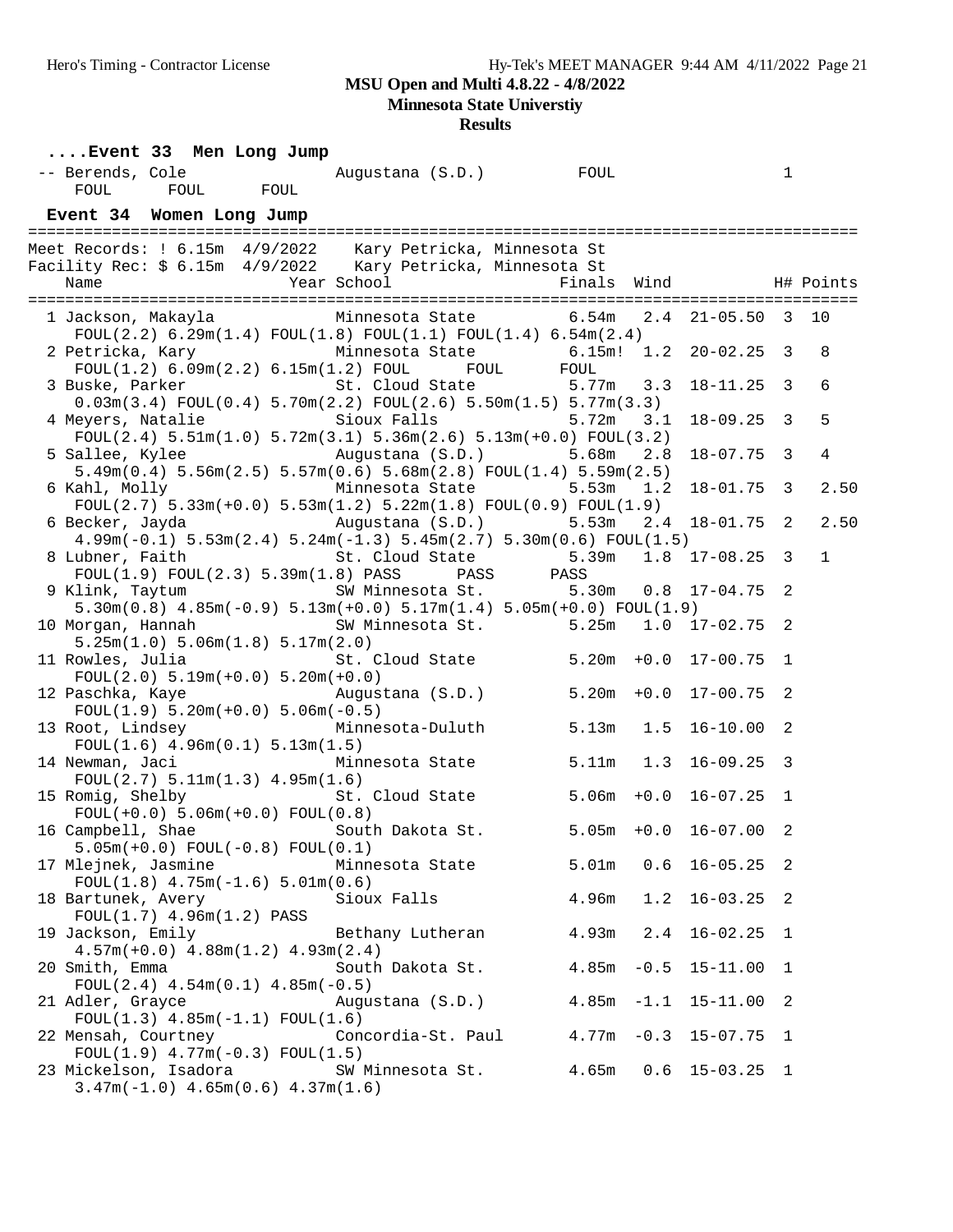**MSU Open and Multi 4.8.22 - 4/8/2022**

**Minnesota State Universtiy**

**Results**

### ....Event 33 Men Long Jump

```
 -- Berends, Cole              Augustana (S.D.)         FOUL                   1
      FOUL      FOUL      FOUL
```

### Event 34 Women Long Jump

```
=======================================================================================
Meet Records: ! 6.15m  4/9/2022    Kary Petricka, Minnesota St
Facility Rec: $ 6.15m  4/9/2022    Kary Petricka, Minnesota St
    Name                    Year School              Finals  Wind             H# Points
=======================================================================================
  1 Jackson, Makayla           Minnesota State          6.54m   2.4  21-05.50  3  10
     FOUL(2.2) 6.29m(1.4) FOUL(1.8) FOUL(1.1) FOUL(1.4) 6.54m(2.4)
  2 Petricka, Kary             Minnesota State          6.15m!  1.2  20-02.25  3   8
     FOUL(1.2) 6.09m(2.2) 6.15m(1.2) FOUL      FOUL      FOUL
  3 Buske, Parker              St. Cloud State          5.77m   3.3  18-11.25  3   6
     0.03m(3.4) FOUL(0.4) 5.70m(2.2) FOUL(2.6) 5.50m(1.5) 5.77m(3.3)
  4 Meyers, Natalie            Sioux Falls              5.72m   3.1  18-09.25  3   5
     FOUL(2.4) 5.51m(1.0) 5.72m(3.1) 5.36m(2.6) 5.13m(+0.0) FOUL(3.2)
  5 Sallee, Kylee              Augustana (S.D.)         5.68m   2.8  18-07.75  3   4
     5.49m(0.4) 5.56m(2.5) 5.57m(0.6) 5.68m(2.8) FOUL(1.4) 5.59m(2.5)
  6 Kahl, Molly                Minnesota State          5.53m   1.2  18-01.75  3   2.50
     FOUL(2.7) 5.33m(+0.0) 5.53m(1.2) 5.22m(1.8) FOUL(0.9) FOUL(1.9)
  6 Becker, Jayda              Augustana (S.D.)         5.53m   2.4  18-01.75  2   2.50
     4.99m(-0.1) 5.53m(2.4) 5.24m(-1.3) 5.45m(2.7) 5.30m(0.6) FOUL(1.5)
  8 Lubner, Faith              St. Cloud State          5.39m   1.8  17-08.25  3   1
     FOUL(1.9) FOUL(2.3) 5.39m(1.8) PASS      PASS      PASS
  9 Klink, Taytum              SW Minnesota St.         5.30m   0.8  17-04.75  2
     5.30m(0.8) 4.85m(-0.9) 5.13m(+0.0) 5.17m(1.4) 5.05m(+0.0) FOUL(1.9)
 10 Morgan, Hannah             SW Minnesota St.         5.25m   1.0  17-02.75  2
     5.25m(1.0) 5.06m(1.8) 5.17m(2.0)
 11 Rowles, Julia              St. Cloud State          5.20m  +0.0  17-00.75  1
     FOUL(2.0) 5.19m(+0.0) 5.20m(+0.0)
 12 Paschka, Kaye              Augustana (S.D.)         5.20m  +0.0  17-00.75  2
     FOUL(1.9) 5.20m(+0.0) 5.06m(-0.5)
 13 Root, Lindsey              Minnesota-Duluth         5.13m   1.5  16-10.00  2
     FOUL(1.6) 4.96m(0.1) 5.13m(1.5)
 14 Newman, Jaci               Minnesota State          5.11m   1.3  16-09.25  3
     FOUL(2.7) 5.11m(1.3) 4.95m(1.6)
 15 Romig, Shelby              St. Cloud State          5.06m  +0.0  16-07.25  1
     FOUL(+0.0) 5.06m(+0.0) FOUL(0.8)
 16 Campbell, Shae             South Dakota St.         5.05m  +0.0  16-07.00  2
     5.05m(+0.0) FOUL(-0.8) FOUL(0.1)
 17 Mlejnek, Jasmine           Minnesota State          5.01m   0.6  16-05.25  2
     FOUL(1.8) 4.75m(-1.6) 5.01m(0.6)
 18 Bartunek, Avery            Sioux Falls              4.96m   1.2  16-03.25  2
     FOUL(1.7) 4.96m(1.2) PASS
 19 Jackson, Emily             Bethany Lutheran         4.93m   2.4  16-02.25  1
     4.57m(+0.0) 4.88m(1.2) 4.93m(2.4)
 20 Smith, Emma                South Dakota St.         4.85m  -0.5  15-11.00  1
     FOUL(2.4) 4.54m(0.1) 4.85m(-0.5)
 21 Adler, Grayce              Augustana (S.D.)         4.85m  -1.1  15-11.00  2
     FOUL(1.3) 4.85m(-1.1) FOUL(1.6)
 22 Mensah, Courtney           Concordia-St. Paul       4.77m  -0.3  15-07.75  1
     FOUL(1.9) 4.77m(-0.3) FOUL(1.5)
 23 Mickelson, Isadora         SW Minnesota St.         4.65m   0.6  15-03.25  1
     3.47m(-1.0) 4.65m(0.6) 4.37m(1.6)
```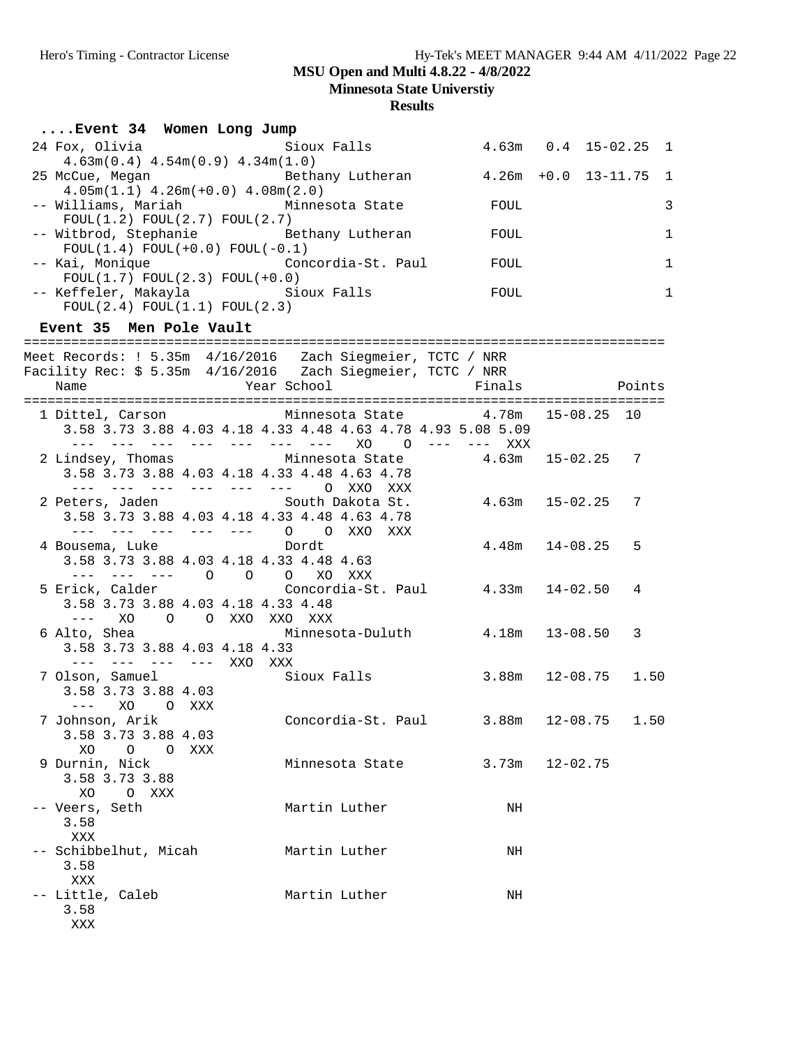**MSU Open and Multi 4.8.22 - 4/8/2022**
**Minnesota State Universtiy**
**Results**

### ....Event 34 Women Long Jump

```
 24 Fox, Olivia                Sioux Falls              4.63m   0.4  15-02.25  1
     4.63m(0.4) 4.54m(0.9) 4.34m(1.0)
 25 McCue, Megan               Bethany Lutheran         4.26m  +0.0  13-11.75  1
     4.05m(1.1) 4.26m(+0.0) 4.08m(2.0)
 -- Williams, Mariah           Minnesota State           FOUL                  3
     FOUL(1.2) FOUL(2.7) FOUL(2.7)
 -- Witbrod, Stephanie         Bethany Lutheran          FOUL                  1
     FOUL(1.4) FOUL(+0.0) FOUL(-0.1)
 -- Kai, Monique               Concordia-St. Paul        FOUL                  1
     FOUL(1.7) FOUL(2.3) FOUL(+0.0)
 -- Keffeler, Makayla          Sioux Falls               FOUL                  1
     FOUL(2.4) FOUL(1.1) FOUL(2.3)
```

### Event 35 Men Pole Vault

```
================================================================================
Meet Records: ! 5.35m  4/16/2016   Zach Siegmeier, TCTC / NRR
Facility Rec: $ 5.35m  4/16/2016   Zach Siegmeier, TCTC / NRR
    Name                    Year School                  Finals            Points
================================================================================
  1 Dittel, Carson             Minnesota State          4.78m   15-08.25  10
     3.58 3.73 3.88 4.03 4.18 4.33 4.48 4.63 4.78 4.93 5.08 5.09
      ---  ---  ---  ---  ---  ---  ---   XO    O  ---  ---  XXX
  2 Lindsey, Thomas            Minnesota State          4.63m   15-02.25   7
     3.58 3.73 3.88 4.03 4.18 4.33 4.48 4.63 4.78
      ---  ---  ---  ---  ---  ---    O  XXO  XXX
  2 Peters, Jaden              South Dakota St.         4.63m   15-02.25   7
     3.58 3.73 3.88 4.03 4.18 4.33 4.48 4.63 4.78
      ---  ---  ---  ---  ---    O    O  XXO  XXX
  4 Bousema, Luke              Dordt                    4.48m   14-08.25   5
     3.58 3.73 3.88 4.03 4.18 4.33 4.48 4.63
      ---  ---  ---    O    O    O   XO  XXX
  5 Erick, Calder              Concordia-St. Paul       4.33m   14-02.50   4
     3.58 3.73 3.88 4.03 4.18 4.33 4.48
      ---   XO    O    O  XXO  XXO  XXX
  6 Alto, Shea                 Minnesota-Duluth         4.18m   13-08.50   3
     3.58 3.73 3.88 4.03 4.18 4.33
      ---  ---  ---  ---  XXO  XXX
  7 Olson, Samuel              Sioux Falls              3.88m   12-08.75   1.50
     3.58 3.73 3.88 4.03
      ---   XO    O  XXX
  7 Johnson, Arik              Concordia-St. Paul       3.88m   12-08.75   1.50
     3.58 3.73 3.88 4.03
       XO    O    O  XXX
  9 Durnin, Nick               Minnesota State          3.73m   12-02.75
     3.58 3.73 3.88
       XO    O  XXX
 -- Veers, Seth                Martin Luther               NH
     3.58
      XXX
 -- Schibbelhut, Micah         Martin Luther               NH
     3.58
      XXX
 -- Little, Caleb              Martin Luther               NH
     3.58
      XXX
```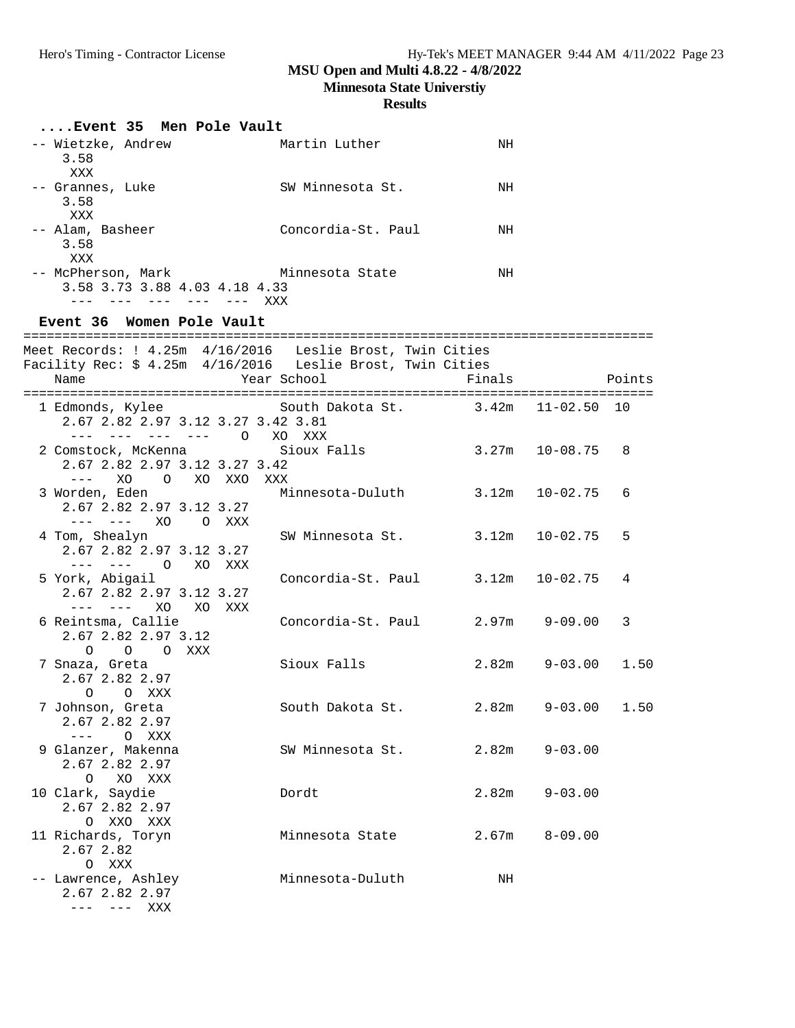**MSU Open and Multi 4.8.22 - 4/8/2022**
**Minnesota State Universtiy**
**Results**

### ....Event 35 Men Pole Vault

```
 -- Wietzke, Andrew            Martin Luther              NH
     3.58
     XXX
 -- Grannes, Luke              SW Minnesota St.           NH
     3.58
     XXX
 -- Alam, Basheer              Concordia-St. Paul         NH
     3.58
     XXX
 -- McPherson, Mark            Minnesota State            NH
     3.58 3.73 3.88 4.03 4.18 4.33
      ---  ---  ---  ---  ---  XXX
```

### Event 36 Women Pole Vault

```
================================================================================
Meet Records: ! 4.25m  4/16/2016   Leslie Brost, Twin Cities
Facility Rec: $ 4.25m  4/16/2016   Leslie Brost, Twin Cities
    Name                    Year School                 Finals            Points
================================================================================
  1 Edmonds, Kylee             South Dakota St.        3.42m   11-02.50  10
     2.67 2.82 2.97 3.12 3.27 3.42 3.81
      ---  ---  ---  ---    O   XO  XXX
  2 Comstock, McKenna          Sioux Falls             3.27m   10-08.75   8
     2.67 2.82 2.97 3.12 3.27 3.42
      ---   XO    O   XO  XXO  XXX
  3 Worden, Eden               Minnesota-Duluth        3.12m   10-02.75   6
     2.67 2.82 2.97 3.12 3.27
      ---  ---   XO    O  XXX
  4 Tom, Shealyn               SW Minnesota St.        3.12m   10-02.75   5
     2.67 2.82 2.97 3.12 3.27
      ---  ---    O   XO  XXX
  5 York, Abigail              Concordia-St. Paul      3.12m   10-02.75   4
     2.67 2.82 2.97 3.12 3.27
      ---  ---   XO   XO  XXX
  6 Reintsma, Callie           Concordia-St. Paul      2.97m    9-09.00   3
     2.67 2.82 2.97 3.12
        O    O    O  XXX
  7 Snaza, Greta               Sioux Falls             2.82m    9-03.00   1.50
     2.67 2.82 2.97
        O    O  XXX
  7 Johnson, Greta             South Dakota St.        2.82m    9-03.00   1.50
     2.67 2.82 2.97
      ---    O  XXX
  9 Glanzer, Makenna           SW Minnesota St.        2.82m    9-03.00
     2.67 2.82 2.97
        O   XO  XXX
 10 Clark, Saydie              Dordt                   2.82m    9-03.00
     2.67 2.82 2.97
        O  XXO  XXX
 11 Richards, Toryn            Minnesota State         2.67m    8-09.00
     2.67 2.82
        O  XXX
 -- Lawrence, Ashley           Minnesota-Duluth           NH
     2.67 2.82 2.97
      ---  ---  XXX
```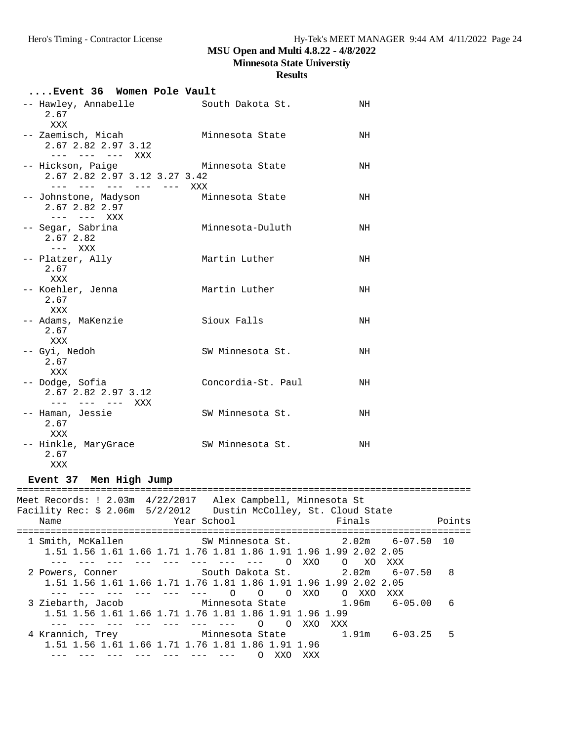**MSU Open and Multi 4.8.22 - 4/8/2022**
**Minnesota State Universtiy**
**Results**

### ....Event 36 Women Pole Vault

```
 -- Hawley, Annabelle           South Dakota St.           NH
     2.67
      XXX
 -- Zaemisch, Micah             Minnesota State            NH
     2.67 2.82 2.97 3.12
      --- --- --- XXX
 -- Hickson, Paige              Minnesota State            NH
     2.67 2.82 2.97 3.12 3.27 3.42
      --- --- --- --- --- XXX
 -- Johnstone, Madyson          Minnesota State            NH
     2.67 2.82 2.97
      --- --- XXX
 -- Segar, Sabrina              Minnesota-Duluth           NH
     2.67 2.82
      --- XXX
 -- Platzer, Ally               Martin Luther              NH
     2.67
      XXX
 -- Koehler, Jenna              Martin Luther              NH
     2.67
      XXX
 -- Adams, MaKenzie             Sioux Falls                NH
     2.67
      XXX
 -- Gyi, Nedoh                  SW Minnesota St.           NH
     2.67
      XXX
 -- Dodge, Sofia                Concordia-St. Paul         NH
     2.67 2.82 2.97 3.12
      --- --- --- XXX
 -- Haman, Jessie               SW Minnesota St.           NH
     2.67
      XXX
 -- Hinkle, MaryGrace           SW Minnesota St.           NH
     2.67
      XXX
```

### Event 37 Men High Jump

```
===============================================================================
Meet Records: ! 2.03m  4/22/2017   Alex Campbell, Minnesota St
Facility Rec: $ 2.06m  5/2/2012    Dustin McColley, St. Cloud State
    Name                    Year School                  Finals            Points
===============================================================================
  1 Smith, McKallen              SW Minnesota St.         2.02m    6-07.50  10
     1.51 1.56 1.61 1.66 1.71 1.76 1.81 1.86 1.91 1.96 1.99 2.02 2.05
      --- --- --- --- --- --- --- ---    O  XXO    O   XO  XXX
  2 Powers, Conner               South Dakota St.         2.02m    6-07.50   8
     1.51 1.56 1.61 1.66 1.71 1.76 1.81 1.86 1.91 1.96 1.99 2.02 2.05
      --- --- --- --- --- ---    O    O    O  XXO    O  XXO  XXX
  3 Ziebarth, Jacob              Minnesota State          1.96m    6-05.00   6
     1.51 1.56 1.61 1.66 1.71 1.76 1.81 1.86 1.91 1.96 1.99
      --- --- --- --- --- --- ---    O    O  XXO  XXX
  4 Krannich, Trey               Minnesota State          1.91m    6-03.25   5
     1.51 1.56 1.61 1.66 1.71 1.76 1.81 1.86 1.91 1.96
      --- --- --- --- --- --- ---    O  XXO  XXX
```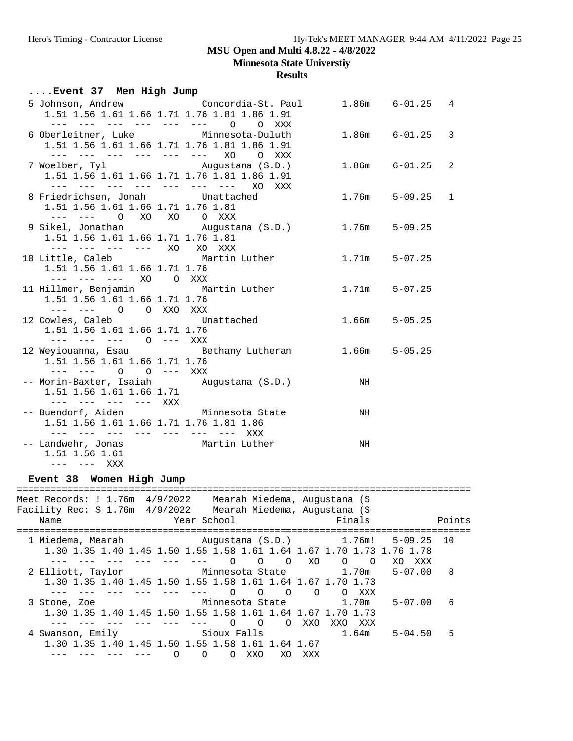**MSU Open and Multi 4.8.22 - 4/8/2022**

**Minnesota State Universtiy**

**Results**

### ....Event 37 Men High Jump

```
  5 Johnson, Andrew            Concordia-St. Paul      1.86m    6-01.25   4
    1.51 1.56 1.61 1.66 1.71 1.76 1.81 1.86 1.91
     ---  ---  ---  ---  ---  ---    O    O  XXX
  6 Oberleitner, Luke          Minnesota-Duluth        1.86m    6-01.25   3
    1.51 1.56 1.61 1.66 1.71 1.76 1.81 1.86 1.91
     ---  ---  ---  ---  ---  ---   XO    O  XXX
  7 Woelber, Tyl               Augustana (S.D.)        1.86m    6-01.25   2
    1.51 1.56 1.61 1.66 1.71 1.76 1.81 1.86 1.91
     ---  ---  ---  ---  ---  ---  ---   XO  XXX
  8 Friedrichsen, Jonah        Unattached              1.76m    5-09.25   1
    1.51 1.56 1.61 1.66 1.71 1.76 1.81
     ---  ---    O   XO   XO    O  XXX
  9 Sikel, Jonathan            Augustana (S.D.)        1.76m    5-09.25
    1.51 1.56 1.61 1.66 1.71 1.76 1.81
     ---  ---  ---  ---   XO   XO  XXX
 10 Little, Caleb              Martin Luther           1.71m    5-07.25
    1.51 1.56 1.61 1.66 1.71 1.76
     ---  ---  ---   XO    O  XXX
 11 Hillmer, Benjamin          Martin Luther           1.71m    5-07.25
    1.51 1.56 1.61 1.66 1.71 1.76
     ---  ---    O    O  XXO  XXX
 12 Cowles, Caleb              Unattached              1.66m    5-05.25
    1.51 1.56 1.61 1.66 1.71 1.76
     ---  ---  ---    O  ---  XXX
 12 Weyiouanna, Esau           Bethany Lutheran        1.66m    5-05.25
    1.51 1.56 1.61 1.66 1.71 1.76
     ---  ---    O    O  ---  XXX
 -- Morin-Baxter, Isaiah       Augustana (S.D.)           NH
    1.51 1.56 1.61 1.66 1.71
     ---  ---  ---  ---  XXX
 -- Buendorf, Aiden            Minnesota State            NH
    1.51 1.56 1.61 1.66 1.71 1.76 1.81 1.86
     ---  ---  ---  ---  ---  ---  ---  XXX
 -- Landwehr, Jonas            Martin Luther              NH
    1.51 1.56 1.61
     ---  ---  XXX
```

### Event 38 Women High Jump

```
===============================================================================
Meet Records: ! 1.76m  4/9/2022    Mearah Miedema, Augustana (S
Facility Rec: $ 1.76m  4/9/2022    Mearah Miedema, Augustana (S
    Name                    Year School                  Finals            Points
===============================================================================
  1 Miedema, Mearah            Augustana (S.D.)        1.76m!   5-09.25  10
    1.30 1.35 1.40 1.45 1.50 1.55 1.58 1.61 1.64 1.67 1.70 1.73 1.76 1.78
     ---  ---  ---  ---  ---  ---    O    O    O   XO    O    O   XO  XXX
  2 Elliott, Taylor            Minnesota State         1.70m    5-07.00   8
    1.30 1.35 1.40 1.45 1.50 1.55 1.58 1.61 1.64 1.67 1.70 1.73
     ---  ---  ---  ---  ---  ---    O    O    O    O    O  XXX
  3 Stone, Zoe                 Minnesota State         1.70m    5-07.00   6
    1.30 1.35 1.40 1.45 1.50 1.55 1.58 1.61 1.64 1.67 1.70 1.73
     ---  ---  ---  ---  ---  ---    O    O    O  XXO  XXO  XXX
  4 Swanson, Emily             Sioux Falls             1.64m    5-04.50   5
    1.30 1.35 1.40 1.45 1.50 1.55 1.58 1.61 1.64 1.67
     ---  ---  ---  ---    O    O    O  XXO   XO  XXX
```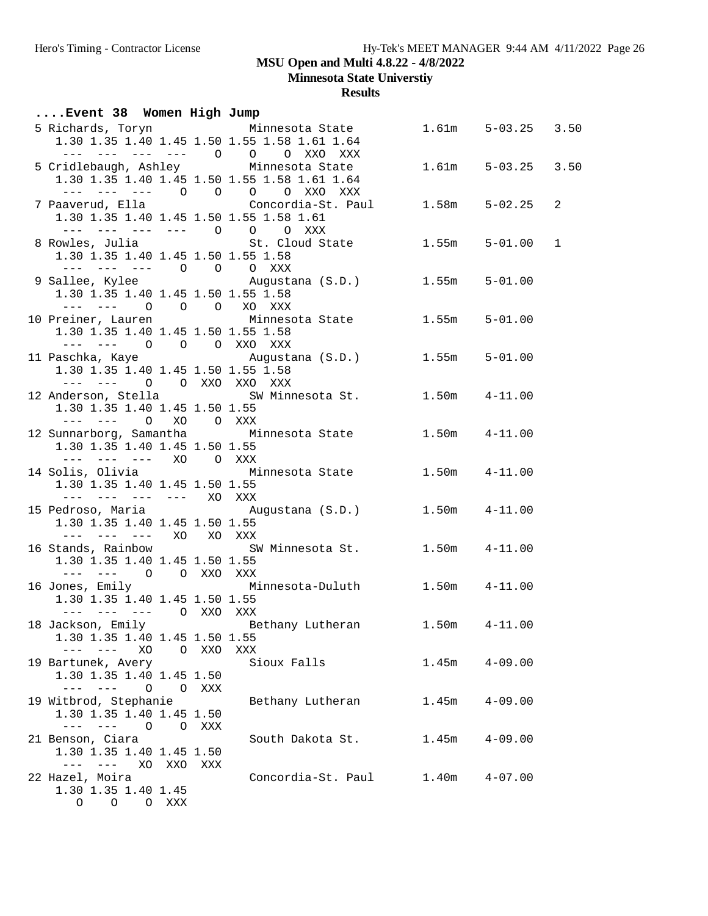# MSU Open and Multi 4.8.22 - 4/8/2022

## Minnesota State Universtiy

### Results

**....Event 38 Women High Jump**

```
  5 Richards, Toryn            Minnesota State          1.61m    5-03.25   3.50
     1.30 1.35 1.40 1.45 1.50 1.55 1.58 1.61 1.64
      ---  ---  ---  ---    O    O    O  XXO  XXX
  5 Cridlebaugh, Ashley        Minnesota State          1.61m    5-03.25   3.50
     1.30 1.35 1.40 1.45 1.50 1.55 1.58 1.61 1.64
      ---  ---  ---    O    O    O    O  XXO  XXX
  7 Paaverud, Ella             Concordia-St. Paul       1.58m    5-02.25   2
     1.30 1.35 1.40 1.45 1.50 1.55 1.58 1.61
      ---  ---  ---  ---    O    O    O  XXX
  8 Rowles, Julia              St. Cloud State          1.55m    5-01.00   1
     1.30 1.35 1.40 1.45 1.50 1.55 1.58
      ---  ---  ---    O    O    O  XXX
  9 Sallee, Kylee              Augustana (S.D.)         1.55m    5-01.00
     1.30 1.35 1.40 1.45 1.50 1.55 1.58
      ---  ---    O    O    O   XO  XXX
 10 Preiner, Lauren            Minnesota State          1.55m    5-01.00
     1.30 1.35 1.40 1.45 1.50 1.55 1.58
      ---  ---    O    O    O  XXO  XXX
 11 Paschka, Kaye              Augustana (S.D.)         1.55m    5-01.00
     1.30 1.35 1.40 1.45 1.50 1.55 1.58
      ---  ---    O    O  XXO  XXO  XXX
 12 Anderson, Stella           SW Minnesota St.         1.50m    4-11.00
     1.30 1.35 1.40 1.45 1.50 1.55
      ---  ---    O   XO    O  XXX
 12 Sunnarborg, Samantha       Minnesota State          1.50m    4-11.00
     1.30 1.35 1.40 1.45 1.50 1.55
      ---  ---  ---   XO    O  XXX
 14 Solis, Olivia              Minnesota State          1.50m    4-11.00
     1.30 1.35 1.40 1.45 1.50 1.55
      ---  ---  ---  ---   XO  XXX
 15 Pedroso, Maria             Augustana (S.D.)         1.50m    4-11.00
     1.30 1.35 1.40 1.45 1.50 1.55
      ---  ---  ---   XO   XO  XXX
 16 Stands, Rainbow            SW Minnesota St.         1.50m    4-11.00
     1.30 1.35 1.40 1.45 1.50 1.55
      ---  ---    O    O  XXO  XXX
 16 Jones, Emily               Minnesota-Duluth         1.50m    4-11.00
     1.30 1.35 1.40 1.45 1.50 1.55
      ---  ---  ---    O  XXO  XXX
 18 Jackson, Emily             Bethany Lutheran         1.50m    4-11.00
     1.30 1.35 1.40 1.45 1.50 1.55
      ---  ---   XO    O  XXO  XXX
 19 Bartunek, Avery            Sioux Falls              1.45m    4-09.00
     1.30 1.35 1.40 1.45 1.50
      ---  ---    O    O  XXX
 19 Witbrod, Stephanie         Bethany Lutheran         1.45m    4-09.00
     1.30 1.35 1.40 1.45 1.50
      ---  ---    O    O  XXX
 21 Benson, Ciara              South Dakota St.         1.45m    4-09.00
     1.30 1.35 1.40 1.45 1.50
      ---  ---   XO  XXO  XXX
 22 Hazel, Moira               Concordia-St. Paul       1.40m    4-07.00
     1.30 1.35 1.40 1.45
        O    O    O  XXX
```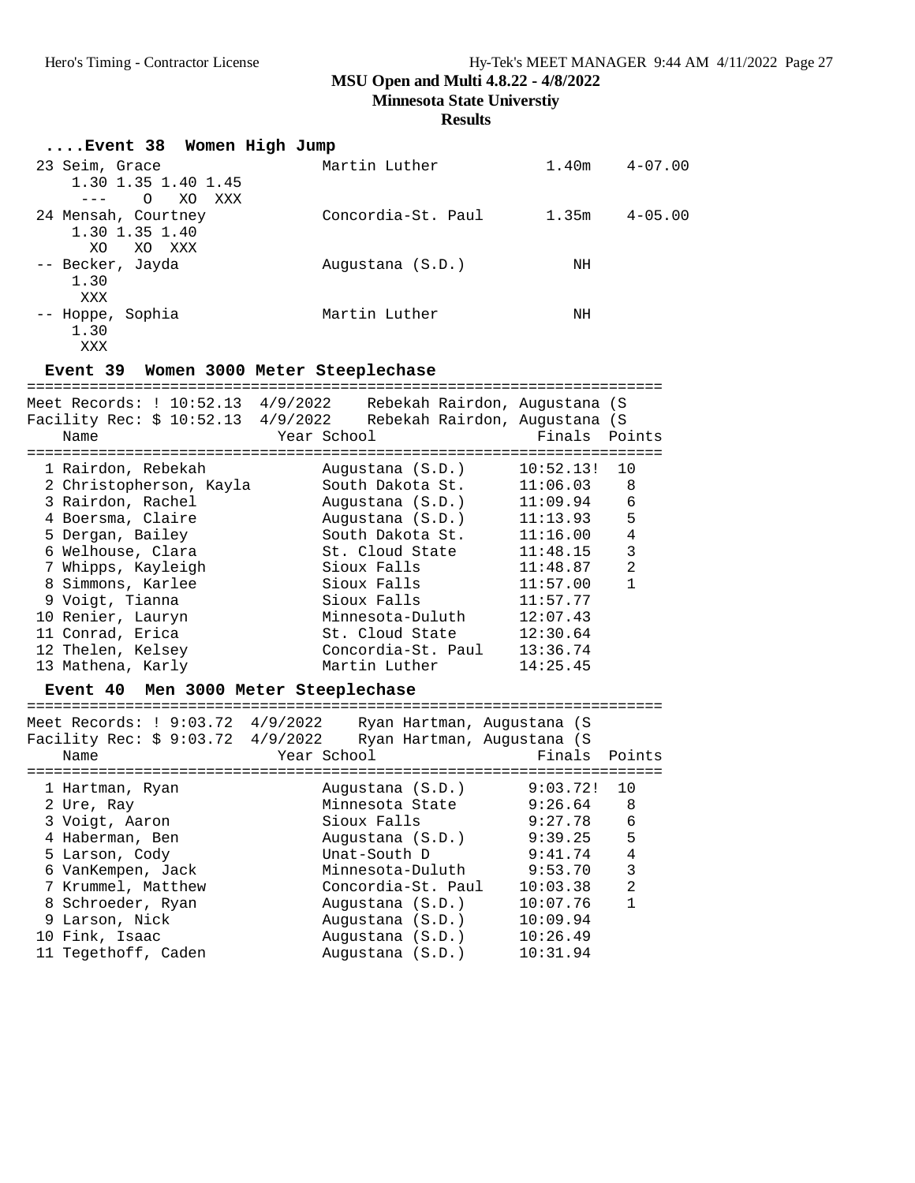**MSU Open and Multi 4.8.22 - 4/8/2022**
**Minnesota State Universtiy**
**Results**

### ....Event 38 Women High Jump

| Place | Name | School | Finals | |
|---|---|---|---|---|
| 23 | Seim, Grace | Martin Luther | 1.40m | 4-07.00 |
| | 1.30 1.35 1.40 1.45 | | | |
| | --- O XO XXX | | | |
| 24 | Mensah, Courtney | Concordia-St. Paul | 1.35m | 4-05.00 |
| | 1.30 1.35 1.40 | | | |
| | XO XO XXX | | | |
| -- | Becker, Jayda | Augustana (S.D.) | NH | |
| | 1.30 | | | |
| | XXX | | | |
| -- | Hoppe, Sophia | Martin Luther | NH | |
| | 1.30 | | | |
| | XXX | | | |

### Event 39 Women 3000 Meter Steeplechase

Meet Records: ! 10:52.13 4/9/2022 Rebekah Rairdon, Augustana (S
Facility Rec: $ 10:52.13 4/9/2022 Rebekah Rairdon, Augustana (S

| Place | Name | Year | School | Finals | Points |
|---|---|---|---|---|---|
| 1 | Rairdon, Rebekah | | Augustana (S.D.) | 10:52.13! | 10 |
| 2 | Christopherson, Kayla | | South Dakota St. | 11:06.03 | 8 |
| 3 | Rairdon, Rachel | | Augustana (S.D.) | 11:09.94 | 6 |
| 4 | Boersma, Claire | | Augustana (S.D.) | 11:13.93 | 5 |
| 5 | Dergan, Bailey | | South Dakota St. | 11:16.00 | 4 |
| 6 | Welhouse, Clara | | St. Cloud State | 11:48.15 | 3 |
| 7 | Whipps, Kayleigh | | Sioux Falls | 11:48.87 | 2 |
| 8 | Simmons, Karlee | | Sioux Falls | 11:57.00 | 1 |
| 9 | Voigt, Tianna | | Sioux Falls | 11:57.77 | |
| 10 | Renier, Lauryn | | Minnesota-Duluth | 12:07.43 | |
| 11 | Conrad, Erica | | St. Cloud State | 12:30.64 | |
| 12 | Thelen, Kelsey | | Concordia-St. Paul | 13:36.74 | |
| 13 | Mathena, Karly | | Martin Luther | 14:25.45 | |

### Event 40 Men 3000 Meter Steeplechase

Meet Records: ! 9:03.72 4/9/2022 Ryan Hartman, Augustana (S
Facility Rec: $ 9:03.72 4/9/2022 Ryan Hartman, Augustana (S

| Place | Name | Year | School | Finals | Points |
|---|---|---|---|---|---|
| 1 | Hartman, Ryan | | Augustana (S.D.) | 9:03.72! | 10 |
| 2 | Ure, Ray | | Minnesota State | 9:26.64 | 8 |
| 3 | Voigt, Aaron | | Sioux Falls | 9:27.78 | 6 |
| 4 | Haberman, Ben | | Augustana (S.D.) | 9:39.25 | 5 |
| 5 | Larson, Cody | | Unat-South D | 9:41.74 | 4 |
| 6 | VanKempen, Jack | | Minnesota-Duluth | 9:53.70 | 3 |
| 7 | Krummel, Matthew | | Concordia-St. Paul | 10:03.38 | 2 |
| 8 | Schroeder, Ryan | | Augustana (S.D.) | 10:07.76 | 1 |
| 9 | Larson, Nick | | Augustana (S.D.) | 10:09.94 | |
| 10 | Fink, Isaac | | Augustana (S.D.) | 10:26.49 | |
| 11 | Tegethoff, Caden | | Augustana (S.D.) | 10:31.94 | |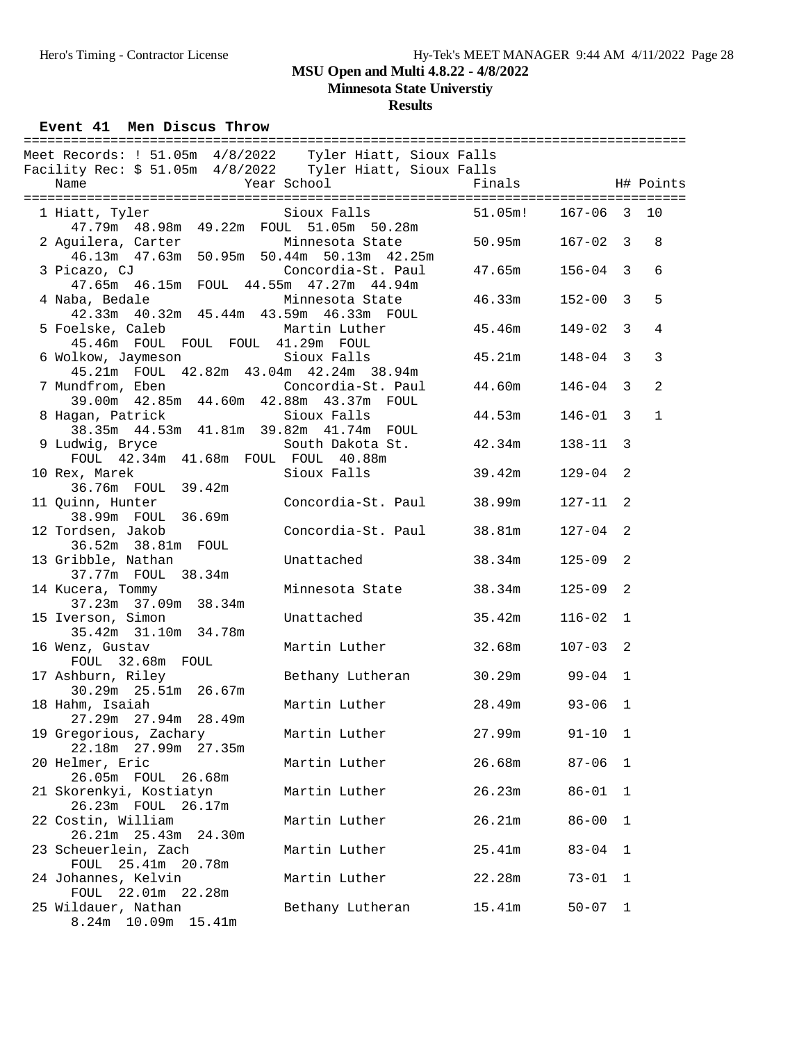MSU Open and Multi 4.8.22 - 4/8/2022

Minnesota State Universtiy

Results

**Event 41 Men Discus Throw**

```
====================================================================================
Meet Records: ! 51.05m  4/8/2022    Tyler Hiatt, Sioux Falls
Facility Rec: $ 51.05m  4/8/2022    Tyler Hiatt, Sioux Falls
    Name                    Year School                  Finals             H# Points
====================================================================================
  1 Hiatt, Tyler                 Sioux Falls             51.05m!   167-06  3  10
     47.79m  48.98m  49.22m  FOUL  51.05m  50.28m
  2 Aguilera, Carter             Minnesota State         50.95m    167-02  3   8
     46.13m  47.63m  50.95m  50.44m  50.13m  42.25m
  3 Picazo, CJ                   Concordia-St. Paul      47.65m    156-04  3   6
     47.65m  46.15m  FOUL  44.55m  47.27m  44.94m
  4 Naba, Bedale                 Minnesota State         46.33m    152-00  3   5
     42.33m  40.32m  45.44m  43.59m  46.33m  FOUL
  5 Foelske, Caleb               Martin Luther           45.46m    149-02  3   4
     45.46m  FOUL  FOUL  FOUL  41.29m  FOUL
  6 Wolkow, Jaymeson             Sioux Falls             45.21m    148-04  3   3
     45.21m  FOUL  42.82m  43.04m  42.24m  38.94m
  7 Mundfrom, Eben               Concordia-St. Paul      44.60m    146-04  3   2
     39.00m  42.85m  44.60m  42.88m  43.37m  FOUL
  8 Hagan, Patrick               Sioux Falls             44.53m    146-01  3   1
     38.35m  44.53m  41.81m  39.82m  41.74m  FOUL
  9 Ludwig, Bryce                South Dakota St.        42.34m    138-11  3
     FOUL  42.34m  41.68m  FOUL  FOUL  40.88m
 10 Rex, Marek                   Sioux Falls             39.42m    129-04  2
     36.76m  FOUL  39.42m
 11 Quinn, Hunter                Concordia-St. Paul      38.99m    127-11  2
     38.99m  FOUL  36.69m
 12 Tordsen, Jakob               Concordia-St. Paul      38.81m    127-04  2
     36.52m  38.81m  FOUL
 13 Gribble, Nathan              Unattached              38.34m    125-09  2
     37.77m  FOUL  38.34m
 14 Kucera, Tommy                Minnesota State         38.34m    125-09  2
     37.23m  37.09m  38.34m
 15 Iverson, Simon               Unattached              35.42m    116-02  1
     35.42m  31.10m  34.78m
 16 Wenz, Gustav                 Martin Luther           32.68m    107-03  2
     FOUL  32.68m  FOUL
 17 Ashburn, Riley               Bethany Lutheran        30.29m     99-04  1
     30.29m  25.51m  26.67m
 18 Hahm, Isaiah                 Martin Luther           28.49m     93-06  1
     27.29m  27.94m  28.49m
 19 Gregorious, Zachary          Martin Luther           27.99m     91-10  1
     22.18m  27.99m  27.35m
 20 Helmer, Eric                 Martin Luther           26.68m     87-06  1
     26.05m  FOUL  26.68m
 21 Skorenkyi, Kostiatyn         Martin Luther           26.23m     86-01  1
     26.23m  FOUL  26.17m
 22 Costin, William              Martin Luther           26.21m     86-00  1
     26.21m  25.43m  24.30m
 23 Scheuerlein, Zach            Martin Luther           25.41m     83-04  1
     FOUL  25.41m  20.78m
 24 Johannes, Kelvin             Martin Luther           22.28m     73-01  1
     FOUL  22.01m  22.28m
 25 Wildauer, Nathan             Bethany Lutheran        15.41m     50-07  1
     8.24m  10.09m  15.41m
```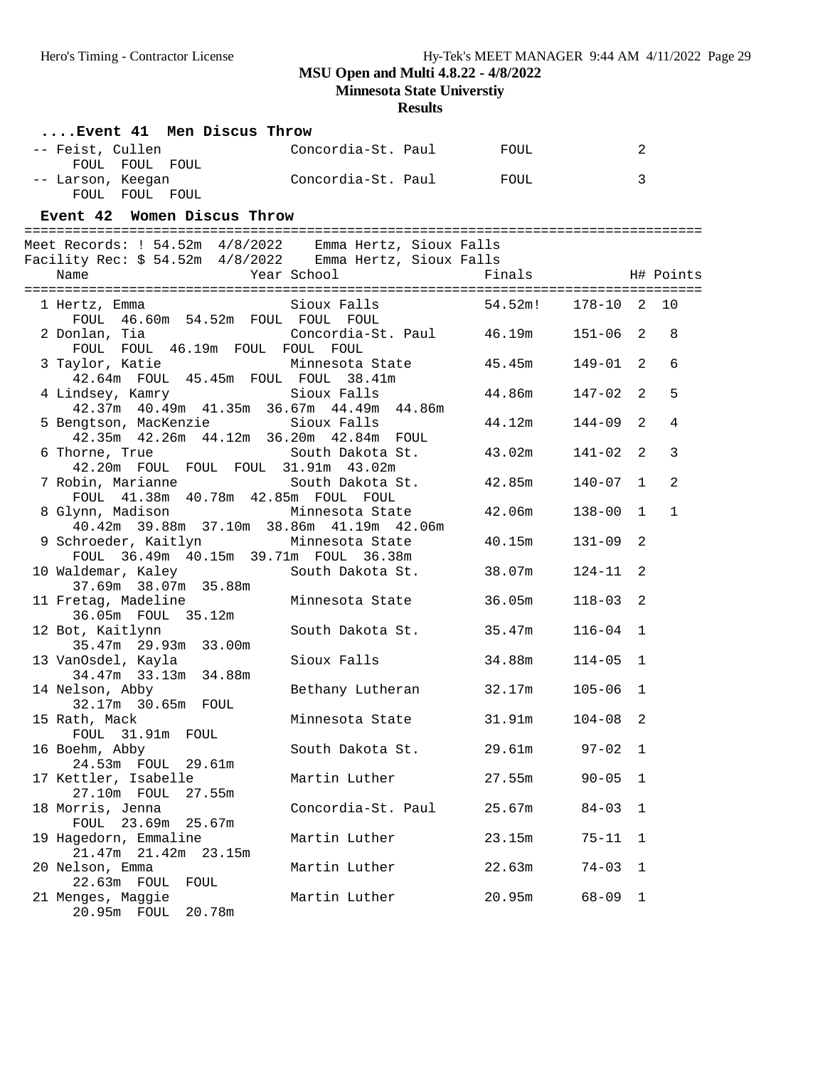**MSU Open and Multi 4.8.22 - 4/8/2022**

**Minnesota State Universtiy**

**Results**

### ....Event 41 Men Discus Throw

| Place | Name | Year | School | Finals | H# | Points |
|---|---|---|---|---|---|---|
| -- | Feist, Cullen | | Concordia-St. Paul | FOUL | 2 | |
| | FOUL FOUL FOUL | | | | | |
| -- | Larson, Keegan | | Concordia-St. Paul | FOUL | 3 | |
| | FOUL FOUL FOUL | | | | | |

### Event 42 Women Discus Throw

Meet Records: ! 54.52m 4/8/2022 Emma Hertz, Sioux Falls
Facility Rec: $ 54.52m 4/8/2022 Emma Hertz, Sioux Falls

| Place | Name | Year | School | Finals | | H# | Points |
|---|---|---|---|---|---|---|---|
| 1 | Hertz, Emma | | Sioux Falls | 54.52m! | 178-10 | 2 | 10 |
| | FOUL 46.60m 54.52m FOUL FOUL FOUL | | | | | | |
| 2 | Donlan, Tia | | Concordia-St. Paul | 46.19m | 151-06 | 2 | 8 |
| | FOUL FOUL 46.19m FOUL FOUL FOUL | | | | | | |
| 3 | Taylor, Katie | | Minnesota State | 45.45m | 149-01 | 2 | 6 |
| | 42.64m FOUL 45.45m FOUL FOUL 38.41m | | | | | | |
| 4 | Lindsey, Kamry | | Sioux Falls | 44.86m | 147-02 | 2 | 5 |
| | 42.37m 40.49m 41.35m 36.67m 44.49m 44.86m | | | | | | |
| 5 | Bengtson, MacKenzie | | Sioux Falls | 44.12m | 144-09 | 2 | 4 |
| | 42.35m 42.26m 44.12m 36.20m 42.84m FOUL | | | | | | |
| 6 | Thorne, True | | South Dakota St. | 43.02m | 141-02 | 2 | 3 |
| | 42.20m FOUL FOUL FOUL 31.91m 43.02m | | | | | | |
| 7 | Robin, Marianne | | South Dakota St. | 42.85m | 140-07 | 1 | 2 |
| | FOUL 41.38m 40.78m 42.85m FOUL FOUL | | | | | | |
| 8 | Glynn, Madison | | Minnesota State | 42.06m | 138-00 | 1 | 1 |
| | 40.42m 39.88m 37.10m 38.86m 41.19m 42.06m | | | | | | |
| 9 | Schroeder, Kaitlyn | | Minnesota State | 40.15m | 131-09 | 2 | |
| | FOUL 36.49m 40.15m 39.71m FOUL 36.38m | | | | | | |
| 10 | Waldemar, Kaley | | South Dakota St. | 38.07m | 124-11 | 2 | |
| | 37.69m 38.07m 35.88m | | | | | | |
| 11 | Fretag, Madeline | | Minnesota State | 36.05m | 118-03 | 2 | |
| | 36.05m FOUL 35.12m | | | | | | |
| 12 | Bot, Kaitlynn | | South Dakota St. | 35.47m | 116-04 | 1 | |
| | 35.47m 29.93m 33.00m | | | | | | |
| 13 | VanOsdel, Kayla | | Sioux Falls | 34.88m | 114-05 | 1 | |
| | 34.47m 33.13m 34.88m | | | | | | |
| 14 | Nelson, Abby | | Bethany Lutheran | 32.17m | 105-06 | 1 | |
| | 32.17m 30.65m FOUL | | | | | | |
| 15 | Rath, Mack | | Minnesota State | 31.91m | 104-08 | 2 | |
| | FOUL 31.91m FOUL | | | | | | |
| 16 | Boehm, Abby | | South Dakota St. | 29.61m | 97-02 | 1 | |
| | 24.53m FOUL 29.61m | | | | | | |
| 17 | Kettler, Isabelle | | Martin Luther | 27.55m | 90-05 | 1 | |
| | 27.10m FOUL 27.55m | | | | | | |
| 18 | Morris, Jenna | | Concordia-St. Paul | 25.67m | 84-03 | 1 | |
| | FOUL 23.69m 25.67m | | | | | | |
| 19 | Hagedorn, Emmaline | | Martin Luther | 23.15m | 75-11 | 1 | |
| | 21.47m 21.42m 23.15m | | | | | | |
| 20 | Nelson, Emma | | Martin Luther | 22.63m | 74-03 | 1 | |
| | 22.63m FOUL FOUL | | | | | | |
| 21 | Menges, Maggie | | Martin Luther | 20.95m | 68-09 | 1 | |
| | 20.95m FOUL 20.78m | | | | | | |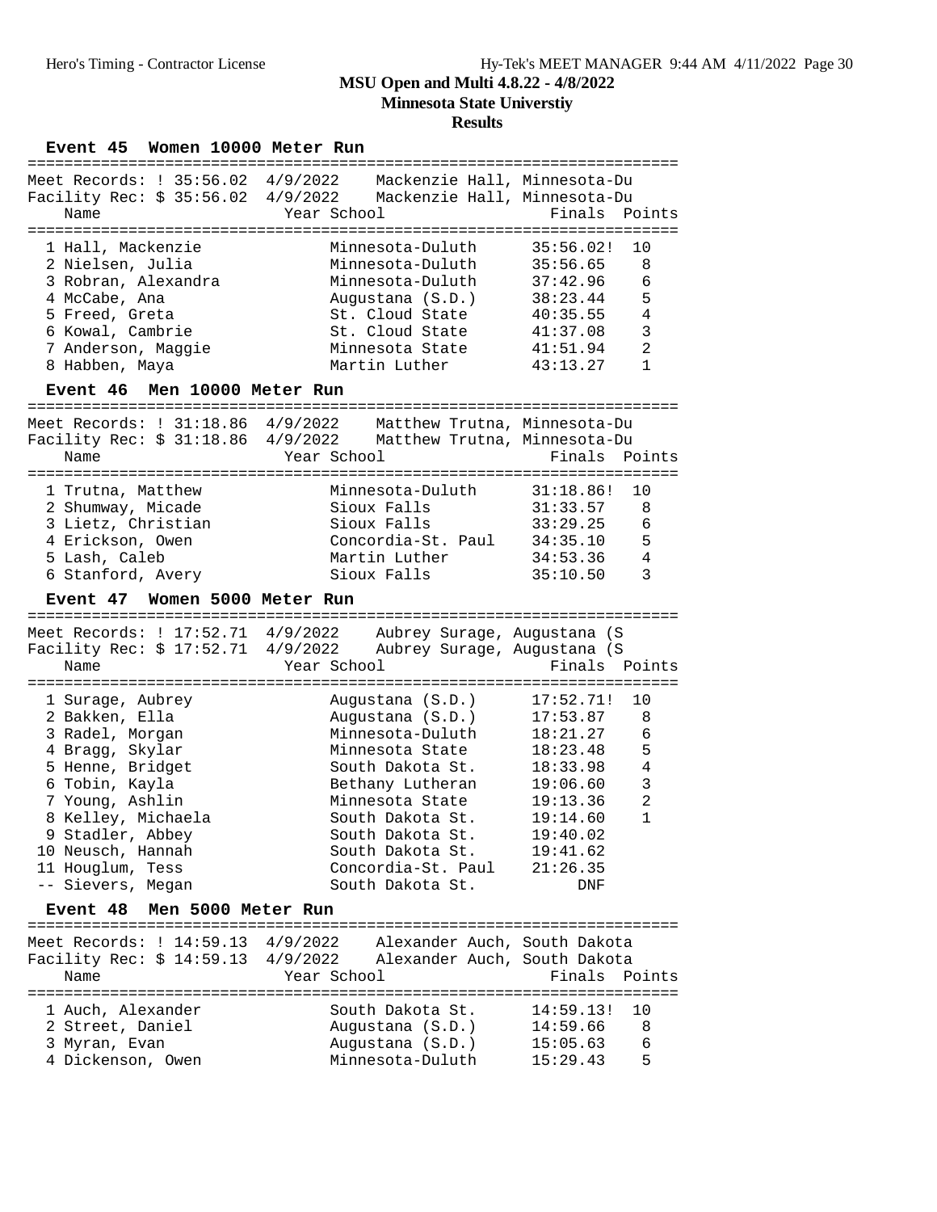## MSU Open and Multi 4.8.22 - 4/8/2022

**Minnesota State Universtiy**

**Results**

### Event 45 Women 10000 Meter Run

Meet Records: ! 35:56.02 4/9/2022 Mackenzie Hall, Minnesota-Du
Facility Rec: $ 35:56.02 4/9/2022 Mackenzie Hall, Minnesota-Du

| | Name | Year | School | Finals | Points |
|---|---|---|---|---|---|
| 1 | Hall, Mackenzie | | Minnesota-Duluth | 35:56.02! | 10 |
| 2 | Nielsen, Julia | | Minnesota-Duluth | 35:56.65 | 8 |
| 3 | Robran, Alexandra | | Minnesota-Duluth | 37:42.96 | 6 |
| 4 | McCabe, Ana | | Augustana (S.D.) | 38:23.44 | 5 |
| 5 | Freed, Greta | | St. Cloud State | 40:35.55 | 4 |
| 6 | Kowal, Cambrie | | St. Cloud State | 41:37.08 | 3 |
| 7 | Anderson, Maggie | | Minnesota State | 41:51.94 | 2 |
| 8 | Habben, Maya | | Martin Luther | 43:13.27 | 1 |

### Event 46 Men 10000 Meter Run

Meet Records: ! 31:18.86 4/9/2022 Matthew Trutna, Minnesota-Du
Facility Rec: $ 31:18.86 4/9/2022 Matthew Trutna, Minnesota-Du

| | Name | Year | School | Finals | Points |
|---|---|---|---|---|---|
| 1 | Trutna, Matthew | | Minnesota-Duluth | 31:18.86! | 10 |
| 2 | Shumway, Micade | | Sioux Falls | 31:33.57 | 8 |
| 3 | Lietz, Christian | | Sioux Falls | 33:29.25 | 6 |
| 4 | Erickson, Owen | | Concordia-St. Paul | 34:35.10 | 5 |
| 5 | Lash, Caleb | | Martin Luther | 34:53.36 | 4 |
| 6 | Stanford, Avery | | Sioux Falls | 35:10.50 | 3 |

### Event 47 Women 5000 Meter Run

Meet Records: ! 17:52.71 4/9/2022 Aubrey Surage, Augustana (S
Facility Rec: $ 17:52.71 4/9/2022 Aubrey Surage, Augustana (S

| | Name | Year | School | Finals | Points |
|---|---|---|---|---|---|
| 1 | Surage, Aubrey | | Augustana (S.D.) | 17:52.71! | 10 |
| 2 | Bakken, Ella | | Augustana (S.D.) | 17:53.87 | 8 |
| 3 | Radel, Morgan | | Minnesota-Duluth | 18:21.27 | 6 |
| 4 | Bragg, Skylar | | Minnesota State | 18:23.48 | 5 |
| 5 | Henne, Bridget | | South Dakota St. | 18:33.98 | 4 |
| 6 | Tobin, Kayla | | Bethany Lutheran | 19:06.60 | 3 |
| 7 | Young, Ashlin | | Minnesota State | 19:13.36 | 2 |
| 8 | Kelley, Michaela | | South Dakota St. | 19:14.60 | 1 |
| 9 | Stadler, Abbey | | South Dakota St. | 19:40.02 | |
| 10 | Neusch, Hannah | | South Dakota St. | 19:41.62 | |
| 11 | Houglum, Tess | | Concordia-St. Paul | 21:26.35 | |
| -- | Sievers, Megan | | South Dakota St. | DNF | |

### Event 48 Men 5000 Meter Run

Meet Records: ! 14:59.13 4/9/2022 Alexander Auch, South Dakota
Facility Rec: $ 14:59.13 4/9/2022 Alexander Auch, South Dakota

| | Name | Year | School | Finals | Points |
|---|---|---|---|---|---|
| 1 | Auch, Alexander | | South Dakota St. | 14:59.13! | 10 |
| 2 | Street, Daniel | | Augustana (S.D.) | 14:59.66 | 8 |
| 3 | Myran, Evan | | Augustana (S.D.) | 15:05.63 | 6 |
| 4 | Dickenson, Owen | | Minnesota-Duluth | 15:29.43 | 5 |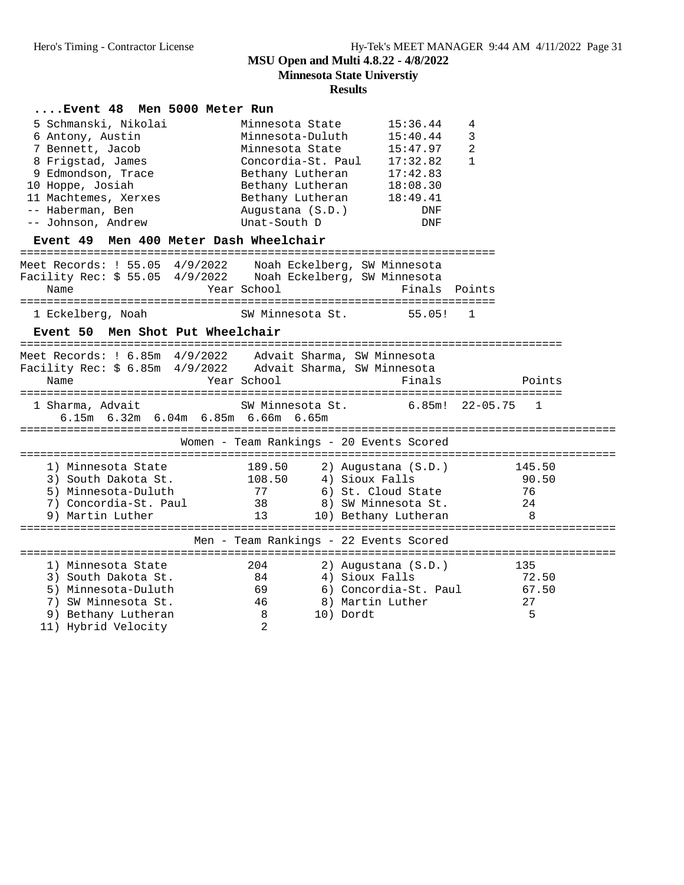**MSU Open and Multi 4.8.22 - 4/8/2022**
**Minnesota State Universtiy**
**Results**

### ....Event 48 Men 5000 Meter Run

| | | | |
|---|---|---|---|
| 5 Schmanski, Nikolai | Minnesota State | 15:36.44 | 4 |
| 6 Antony, Austin | Minnesota-Duluth | 15:40.44 | 3 |
| 7 Bennett, Jacob | Minnesota State | 15:47.97 | 2 |
| 8 Frigstad, James | Concordia-St. Paul | 17:32.82 | 1 |
| 9 Edmondson, Trace | Bethany Lutheran | 17:42.83 | |
| 10 Hoppe, Josiah | Bethany Lutheran | 18:08.30 | |
| 11 Machtemes, Xerxes | Bethany Lutheran | 18:49.41 | |
| -- Haberman, Ben | Augustana (S.D.) | DNF | |
| -- Johnson, Andrew | Unat-South D | DNF | |

### Event 49 Men 400 Meter Dash Wheelchair

Meet Records: ! 55.05 4/9/2022 Noah Eckelberg, SW Minnesota
Facility Rec: $ 55.05 4/9/2022 Noah Eckelberg, SW Minnesota

| Name | Year School | Finals | Points |
|---|---|---|---|
| 1 Eckelberg, Noah | SW Minnesota St. | 55.05! | 1 |

### Event 50 Men Shot Put Wheelchair

Meet Records: ! 6.85m 4/9/2022 Advait Sharma, SW Minnesota
Facility Rec: $ 6.85m 4/9/2022 Advait Sharma, SW Minnesota

| Name | Year School | Finals | | Points |
|---|---|---|---|---|
| 1 Sharma, Advait | SW Minnesota St. | 6.85m! | 22-05.75 | 1 |

6.15m 6.32m 6.04m 6.85m 6.66m 6.65m

### Women - Team Rankings - 20 Events Scored

| | | | |
|---|---|---|---|
| 1) Minnesota State | 189.50 | 2) Augustana (S.D.) | 145.50 |
| 3) South Dakota St. | 108.50 | 4) Sioux Falls | 90.50 |
| 5) Minnesota-Duluth | 77 | 6) St. Cloud State | 76 |
| 7) Concordia-St. Paul | 38 | 8) SW Minnesota St. | 24 |
| 9) Martin Luther | 13 | 10) Bethany Lutheran | 8 |

### Men - Team Rankings - 22 Events Scored

| | | | |
|---|---|---|---|
| 1) Minnesota State | 204 | 2) Augustana (S.D.) | 135 |
| 3) South Dakota St. | 84 | 4) Sioux Falls | 72.50 |
| 5) Minnesota-Duluth | 69 | 6) Concordia-St. Paul | 67.50 |
| 7) SW Minnesota St. | 46 | 8) Martin Luther | 27 |
| 9) Bethany Lutheran | 8 | 10) Dordt | 5 |
| 11) Hybrid Velocity | 2 | | |